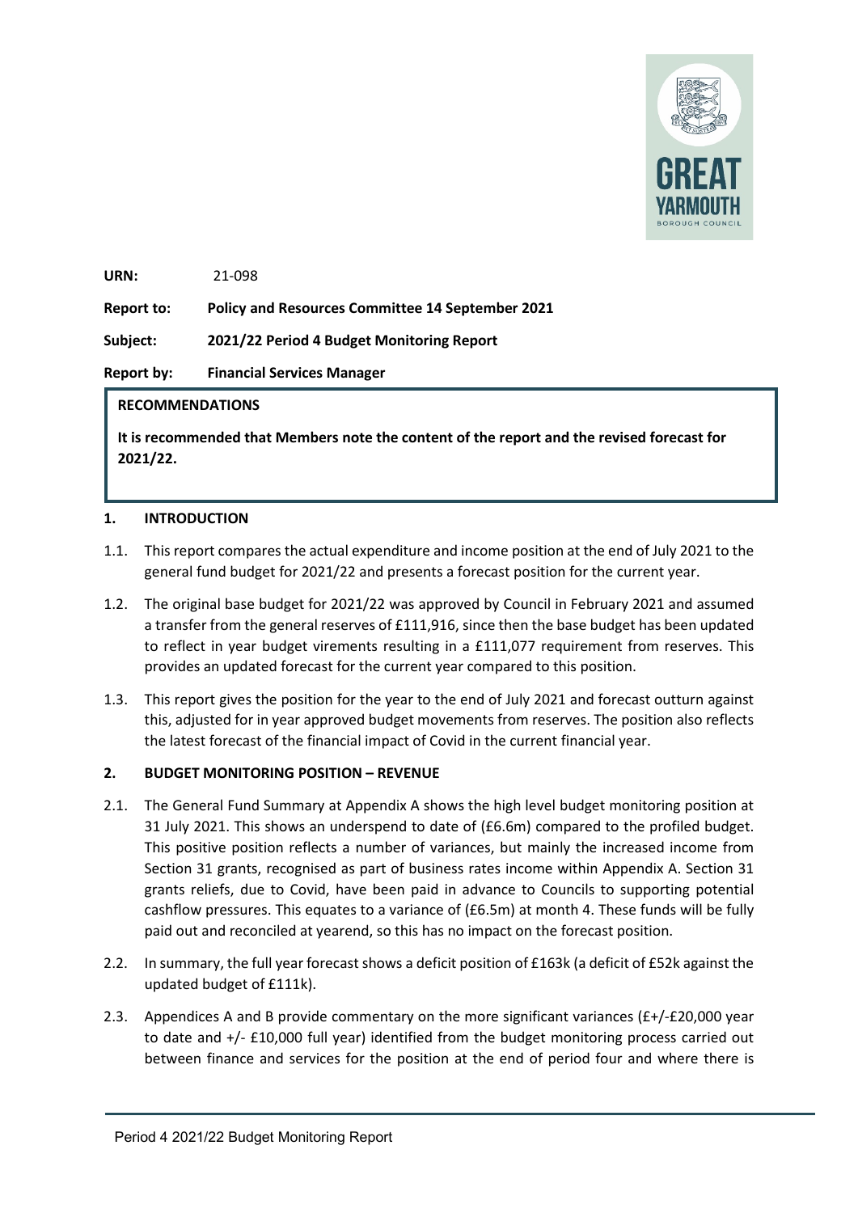**URN:** 21-098

**Report to:** **Policy and Resources Committee 14 September 2021**

**Subject:** **2021/22 Period 4 Budget Monitoring Report**

**Report by:** **Financial Services Manager**

> **RECOMMENDATIONS**
>
> **It is recommended that Members note the content of the report and the revised forecast for 2021/22.**

## 1. INTRODUCTION

1.1. This report compares the actual expenditure and income position at the end of July 2021 to the general fund budget for 2021/22 and presents a forecast position for the current year.

1.2. The original base budget for 2021/22 was approved by Council in February 2021 and assumed a transfer from the general reserves of £111,916, since then the base budget has been updated to reflect in year budget virements resulting in a £111,077 requirement from reserves. This provides an updated forecast for the current year compared to this position.

1.3. This report gives the position for the year to the end of July 2021 and forecast outturn against this, adjusted for in year approved budget movements from reserves. The position also reflects the latest forecast of the financial impact of Covid in the current financial year.

## 2. BUDGET MONITORING POSITION – REVENUE

2.1. The General Fund Summary at Appendix A shows the high level budget monitoring position at 31 July 2021. This shows an underspend to date of (£6.6m) compared to the profiled budget. This positive position reflects a number of variances, but mainly the increased income from Section 31 grants, recognised as part of business rates income within Appendix A. Section 31 grants reliefs, due to Covid, have been paid in advance to Councils to supporting potential cashflow pressures. This equates to a variance of (£6.5m) at month 4. These funds will be fully paid out and reconciled at yearend, so this has no impact on the forecast position.

2.2. In summary, the full year forecast shows a deficit position of £163k (a deficit of £52k against the updated budget of £111k).

2.3. Appendices A and B provide commentary on the more significant variances (£+/-£20,000 year to date and +/- £10,000 full year) identified from the budget monitoring process carried out between finance and services for the position at the end of period four and where there is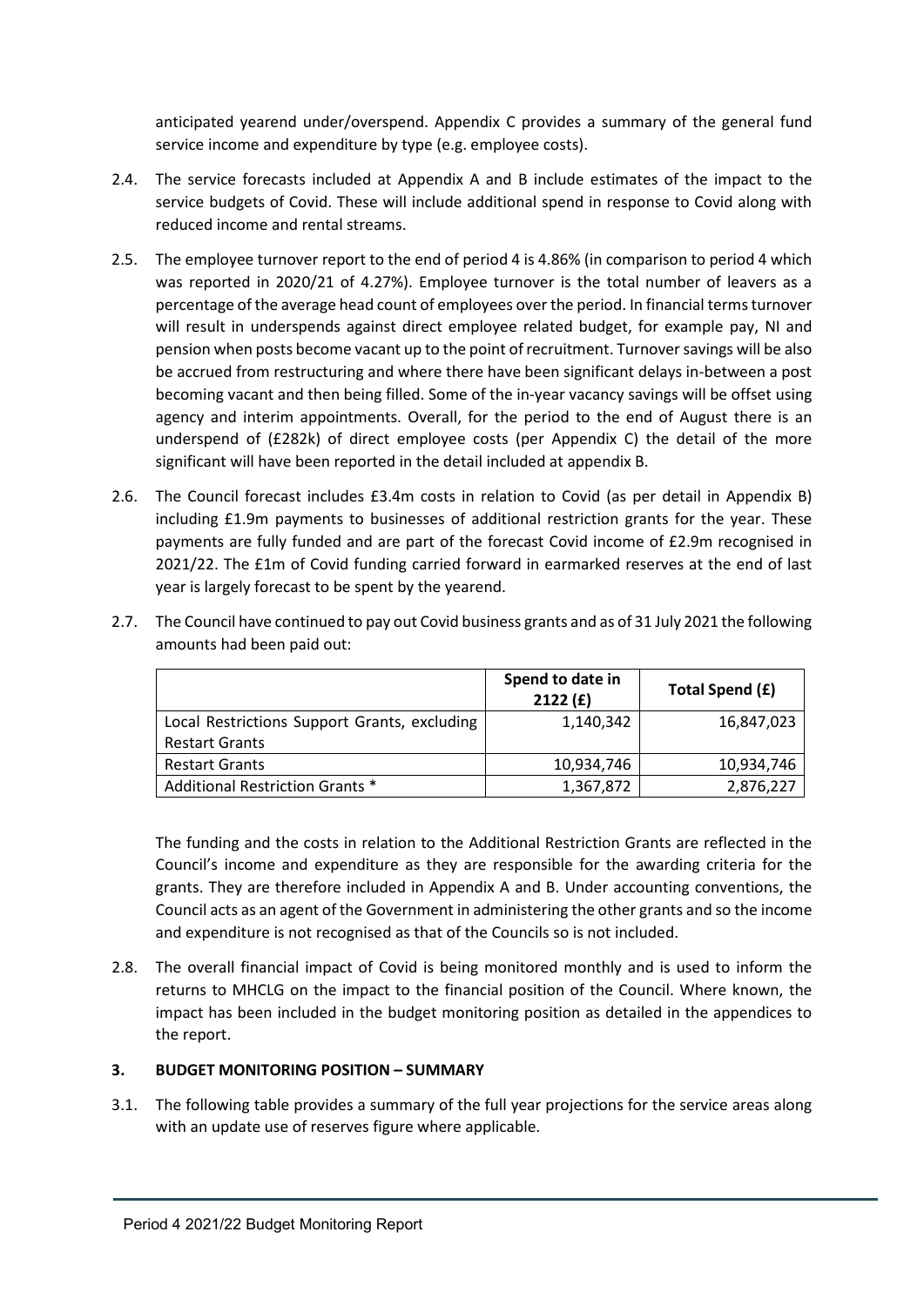anticipated yearend under/overspend. Appendix C provides a summary of the general fund service income and expenditure by type (e.g. employee costs).

2.4. The service forecasts included at Appendix A and B include estimates of the impact to the service budgets of Covid. These will include additional spend in response to Covid along with reduced income and rental streams.

2.5. The employee turnover report to the end of period 4 is 4.86% (in comparison to period 4 which was reported in 2020/21 of 4.27%). Employee turnover is the total number of leavers as a percentage of the average head count of employees over the period. In financial terms turnover will result in underspends against direct employee related budget, for example pay, NI and pension when posts become vacant up to the point of recruitment. Turnover savings will be also be accrued from restructuring and where there have been significant delays in-between a post becoming vacant and then being filled. Some of the in-year vacancy savings will be offset using agency and interim appointments. Overall, for the period to the end of August there is an underspend of (£282k) of direct employee costs (per Appendix C) the detail of the more significant will have been reported in the detail included at appendix B.

2.6. The Council forecast includes £3.4m costs in relation to Covid (as per detail in Appendix B) including £1.9m payments to businesses of additional restriction grants for the year. These payments are fully funded and are part of the forecast Covid income of £2.9m recognised in 2021/22. The £1m of Covid funding carried forward in earmarked reserves at the end of last year is largely forecast to be spent by the yearend.

2.7. The Council have continued to pay out Covid business grants and as of 31 July 2021 the following amounts had been paid out:

| | Spend to date in 2122 (£) | Total Spend (£) |
|---|---|---|
| Local Restrictions Support Grants, excluding Restart Grants | 1,140,342 | 16,847,023 |
| Restart Grants | 10,934,746 | 10,934,746 |
| Additional Restriction Grants * | 1,367,872 | 2,876,227 |

The funding and the costs in relation to the Additional Restriction Grants are reflected in the Council's income and expenditure as they are responsible for the awarding criteria for the grants. They are therefore included in Appendix A and B. Under accounting conventions, the Council acts as an agent of the Government in administering the other grants and so the income and expenditure is not recognised as that of the Councils so is not included.

2.8. The overall financial impact of Covid is being monitored monthly and is used to inform the returns to MHCLG on the impact to the financial position of the Council. Where known, the impact has been included in the budget monitoring position as detailed in the appendices to the report.

## 3. BUDGET MONITORING POSITION – SUMMARY

3.1. The following table provides a summary of the full year projections for the service areas along with an update use of reserves figure where applicable.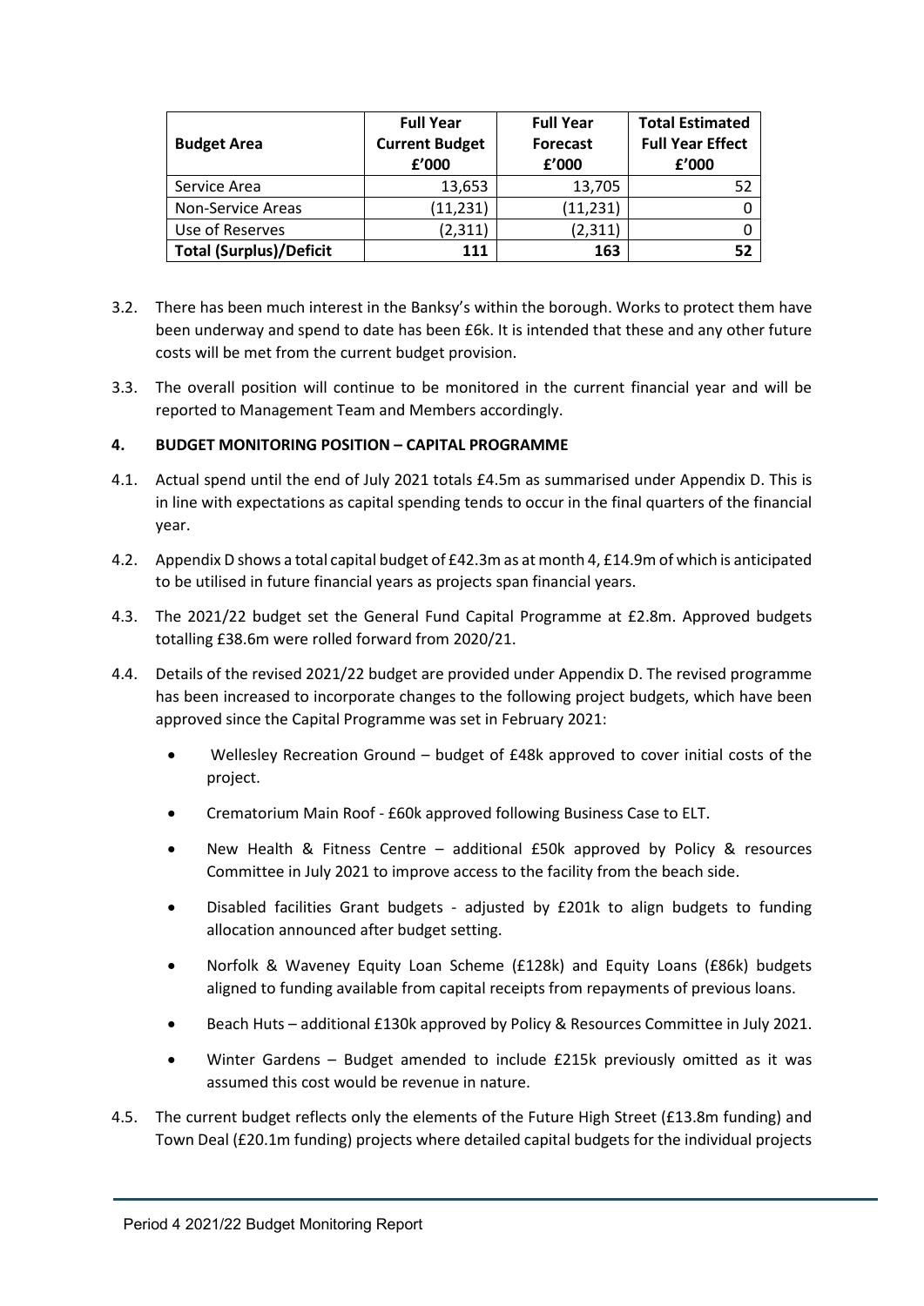| Budget Area | Full Year Current Budget £'000 | Full Year Forecast £'000 | Total Estimated Full Year Effect £'000 |
| --- | --- | --- | --- |
| Service Area | 13,653 | 13,705 | 52 |
| Non-Service Areas | (11,231) | (11,231) | 0 |
| Use of Reserves | (2,311) | (2,311) | 0 |
| **Total (Surplus)/Deficit** | **111** | **163** | **52** |

3.2. There has been much interest in the Banksy's within the borough. Works to protect them have been underway and spend to date has been £6k. It is intended that these and any other future costs will be met from the current budget provision.

3.3. The overall position will continue to be monitored in the current financial year and will be reported to Management Team and Members accordingly.

## 4. BUDGET MONITORING POSITION – CAPITAL PROGRAMME

4.1. Actual spend until the end of July 2021 totals £4.5m as summarised under Appendix D. This is in line with expectations as capital spending tends to occur in the final quarters of the financial year.

4.2. Appendix D shows a total capital budget of £42.3m as at month 4, £14.9m of which is anticipated to be utilised in future financial years as projects span financial years.

4.3. The 2021/22 budget set the General Fund Capital Programme at £2.8m. Approved budgets totalling £38.6m were rolled forward from 2020/21.

4.4. Details of the revised 2021/22 budget are provided under Appendix D. The revised programme has been increased to incorporate changes to the following project budgets, which have been approved since the Capital Programme was set in February 2021:

- Wellesley Recreation Ground – budget of £48k approved to cover initial costs of the project.
- Crematorium Main Roof - £60k approved following Business Case to ELT.
- New Health & Fitness Centre – additional £50k approved by Policy & resources Committee in July 2021 to improve access to the facility from the beach side.
- Disabled facilities Grant budgets - adjusted by £201k to align budgets to funding allocation announced after budget setting.
- Norfolk & Waveney Equity Loan Scheme (£128k) and Equity Loans (£86k) budgets aligned to funding available from capital receipts from repayments of previous loans.
- Beach Huts – additional £130k approved by Policy & Resources Committee in July 2021.
- Winter Gardens – Budget amended to include £215k previously omitted as it was assumed this cost would be revenue in nature.

4.5. The current budget reflects only the elements of the Future High Street (£13.8m funding) and Town Deal (£20.1m funding) projects where detailed capital budgets for the individual projects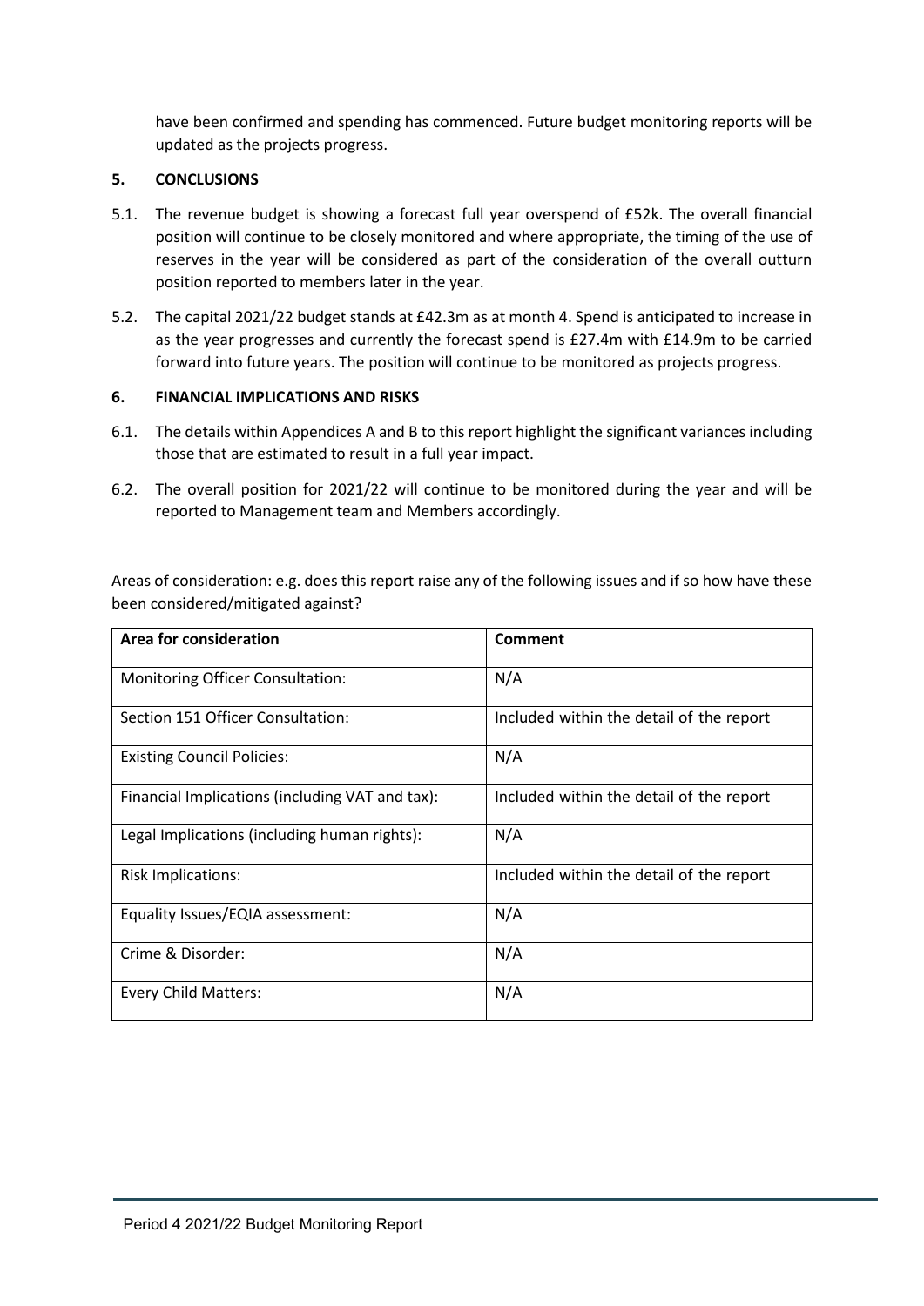have been confirmed and spending has commenced. Future budget monitoring reports will be updated as the projects progress.

## 5. CONCLUSIONS

5.1. The revenue budget is showing a forecast full year overspend of £52k. The overall financial position will continue to be closely monitored and where appropriate, the timing of the use of reserves in the year will be considered as part of the consideration of the overall outturn position reported to members later in the year.

5.2. The capital 2021/22 budget stands at £42.3m as at month 4. Spend is anticipated to increase in as the year progresses and currently the forecast spend is £27.4m with £14.9m to be carried forward into future years. The position will continue to be monitored as projects progress.

## 6. FINANCIAL IMPLICATIONS AND RISKS

6.1. The details within Appendices A and B to this report highlight the significant variances including those that are estimated to result in a full year impact.

6.2. The overall position for 2021/22 will continue to be monitored during the year and will be reported to Management team and Members accordingly.

Areas of consideration: e.g. does this report raise any of the following issues and if so how have these been considered/mitigated against?

| **Area for consideration** | **Comment** |
|---|---|
| Monitoring Officer Consultation: | N/A |
| Section 151 Officer Consultation: | Included within the detail of the report |
| Existing Council Policies: | N/A |
| Financial Implications (including VAT and tax): | Included within the detail of the report |
| Legal Implications (including human rights): | N/A |
| Risk Implications: | Included within the detail of the report |
| Equality Issues/EQIA assessment: | N/A |
| Crime & Disorder: | N/A |
| Every Child Matters: | N/A |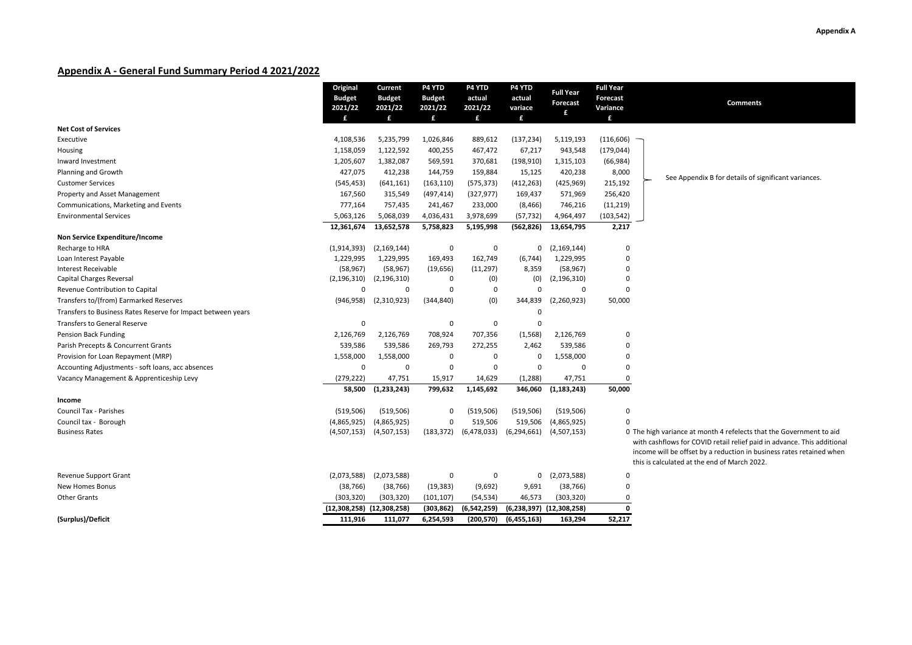**Appendix A**

## Appendix A - General Fund Summary Period 4 2021/2022

| | Original Budget 2021/22 £ | Current Budget 2021/22 £ | P4 YTD Budget 2021/22 £ | P4 YTD actual 2021/22 £ | P4 YTD actual variace £ | Full Year Forecast £ | Full Year Forecast Variance £ | Comments |
|---|---|---|---|---|---|---|---|---|
| **Net Cost of Services** | | | | | | | | |
| Executive | 4,108,536 | 5,235,799 | 1,026,846 | 889,612 | (137,234) | 5,119,193 | (116,606) | See Appendix B for details of significant variances. |
| Housing | 1,158,059 | 1,122,592 | 400,255 | 467,472 | 67,217 | 943,548 | (179,044) | |
| Inward Investment | 1,205,607 | 1,382,087 | 569,591 | 370,681 | (198,910) | 1,315,103 | (66,984) | |
| Planning and Growth | 427,075 | 412,238 | 144,759 | 159,884 | 15,125 | 420,238 | 8,000 | |
| Customer Services | (545,453) | (641,161) | (163,110) | (575,373) | (412,263) | (425,969) | 215,192 | |
| Property and Asset Management | 167,560 | 315,549 | (497,414) | (327,977) | 169,437 | 571,969 | 256,420 | |
| Communications, Marketing and Events | 777,164 | 757,435 | 241,467 | 233,000 | (8,466) | 746,216 | (11,219) | |
| Environmental Services | 5,063,126 | 5,068,039 | 4,036,431 | 3,978,699 | (57,732) | 4,964,497 | (103,542) | |
| | **12,361,674** | **13,652,578** | **5,758,823** | **5,195,998** | **(562,826)** | **13,654,795** | **2,217** | |
| **Non Service Expenditure/Income** | | | | | | | | |
| Recharge to HRA | (1,914,393) | (2,169,144) | 0 | 0 | 0 | (2,169,144) | 0 | |
| Loan Interest Payable | 1,229,995 | 1,229,995 | 169,493 | 162,749 | (6,744) | 1,229,995 | 0 | |
| Interest Receivable | (58,967) | (58,967) | (19,656) | (11,297) | 8,359 | (58,967) | 0 | |
| Capital Charges Reversal | (2,196,310) | (2,196,310) | 0 | (0) | (0) | (2,196,310) | 0 | |
| Revenue Contribution to Capital | 0 | 0 | 0 | 0 | 0 | 0 | 0 | |
| Transfers to/(from) Earmarked Reserves | (946,958) | (2,310,923) | (344,840) | (0) | 344,839 | (2,260,923) | 50,000 | |
| Transfers to Business Rates Reserve for Impact between years | | | | | 0 | | | |
| Transfers to General Reserve | 0 | | 0 | 0 | 0 | | | |
| Pension Back Funding | 2,126,769 | 2,126,769 | 708,924 | 707,356 | (1,568) | 2,126,769 | 0 | |
| Parish Precepts & Concurrent Grants | 539,586 | 539,586 | 269,793 | 272,255 | 2,462 | 539,586 | 0 | |
| Provision for Loan Repayment (MRP) | 1,558,000 | 1,558,000 | 0 | 0 | 0 | 1,558,000 | 0 | |
| Accounting Adjustments - soft loans, acc absences | 0 | 0 | 0 | 0 | 0 | 0 | 0 | |
| Vacancy Management & Apprenticeship Levy | (279,222) | 47,751 | 15,917 | 14,629 | (1,288) | 47,751 | 0 | |
| | **58,500** | **(1,233,243)** | **799,632** | **1,145,692** | **346,060** | **(1,183,243)** | **50,000** | |
| **Income** | | | | | | | | |
| Council Tax - Parishes | (519,506) | (519,506) | 0 | (519,506) | (519,506) | (519,506) | 0 | |
| Council tax - Borough | (4,865,925) | (4,865,925) | 0 | 519,506 | 519,506 | (4,865,925) | 0 | |
| Business Rates | (4,507,153) | (4,507,153) | (183,372) | (6,478,033) | (6,294,661) | (4,507,153) | 0 | The high variance at month 4 refelects that the Government to aid with cashflows for COVID retail relief paid in advance. This additional income will be offset by a reduction in business rates retained when this is calculated at the end of March 2022. |
| Revenue Support Grant | (2,073,588) | (2,073,588) | 0 | 0 | 0 | (2,073,588) | 0 | |
| New Homes Bonus | (38,766) | (38,766) | (19,383) | (9,692) | 9,691 | (38,766) | 0 | |
| Other Grants | (303,320) | (303,320) | (101,107) | (54,534) | 46,573 | (303,320) | 0 | |
| | **(12,308,258)** | **(12,308,258)** | **(303,862)** | **(6,542,259)** | **(6,238,397)** | **(12,308,258)** | **0** | |
| **(Surplus)/Deficit** | **111,916** | **111,077** | **6,254,593** | **(200,570)** | **(6,455,163)** | **163,294** | **52,217** | |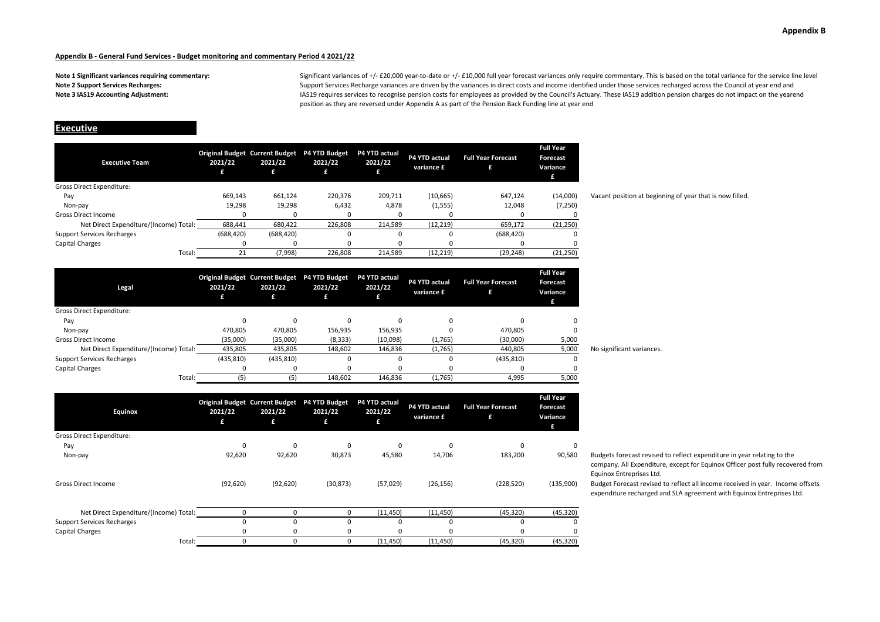## Appendix B - General Fund Services - Budget monitoring and commentary Period 4 2021/22

**Note 1 Significant variances requiring commentary:** Significant variances of +/- £20,000 year-to-date or +/- £10,000 full year forecast variances only require commentary. This is based on the total variance for the service line level

**Note 2 Support Services Recharges:** Support Services Recharge variances are driven by the variances in direct costs and income identified under those services recharged across the Council at year end and

**Note 3 IAS19 Accounting Adjustment:** IAS19 requires services to recognise pension costs for employees as provided by the Council's Actuary. These IAS19 addition pension charges do not impact on the yearend position as they are reversed under Appendix A as part of the Pension Back Funding line at year end

# Executive

| Executive Team | Original Budget 2021/22 £ | Current Budget 2021/22 £ | P4 YTD Budget 2021/22 £ | P4 YTD actual 2021/22 £ | P4 YTD actual variance £ | Full Year Forecast £ | Full Year Forecast Variance £ | |
|---|---|---|---|---|---|---|---|---|
| Gross Direct Expenditure: | | | | | | | | |
| Pay | 669,143 | 661,124 | 220,376 | 209,711 | (10,665) | 647,124 | (14,000) | Vacant position at beginning of year that is now filled. |
| Non-pay | 19,298 | 19,298 | 6,432 | 4,878 | (1,555) | 12,048 | (7,250) | |
| Gross Direct Income | 0 | 0 | 0 | 0 | 0 | 0 | 0 | |
| Net Direct Expenditure/(Income) Total: | 688,441 | 680,422 | 226,808 | 214,589 | (12,219) | 659,172 | (21,250) | |
| Support Services Recharges | (688,420) | (688,420) | 0 | 0 | 0 | (688,420) | 0 | |
| Capital Charges | 0 | 0 | 0 | 0 | 0 | 0 | 0 | |
| Total: | 21 | (7,998) | 226,808 | 214,589 | (12,219) | (29,248) | (21,250) | |

| Legal | Original Budget 2021/22 £ | Current Budget 2021/22 £ | P4 YTD Budget 2021/22 £ | P4 YTD actual 2021/22 £ | P4 YTD actual variance £ | Full Year Forecast £ | Full Year Forecast Variance £ | |
|---|---|---|---|---|---|---|---|---|
| Gross Direct Expenditure: | | | | | | | | |
| Pay | 0 | 0 | 0 | 0 | 0 | 0 | 0 | |
| Non-pay | 470,805 | 470,805 | 156,935 | 156,935 | 0 | 470,805 | 0 | |
| Gross Direct Income | (35,000) | (35,000) | (8,333) | (10,098) | (1,765) | (30,000) | 5,000 | |
| Net Direct Expenditure/(Income) Total: | 435,805 | 435,805 | 148,602 | 146,836 | (1,765) | 440,805 | 5,000 | No significant variances. |
| Support Services Recharges | (435,810) | (435,810) | 0 | 0 | 0 | (435,810) | 0 | |
| Capital Charges | 0 | 0 | 0 | 0 | 0 | 0 | 0 | |
| Total: | (5) | (5) | 148,602 | 146,836 | (1,765) | 4,995 | 5,000 | |

| Equinox | Original Budget 2021/22 £ | Current Budget 2021/22 £ | P4 YTD Budget 2021/22 £ | P4 YTD actual 2021/22 £ | P4 YTD actual variance £ | Full Year Forecast £ | Full Year Forecast Variance £ | |
|---|---|---|---|---|---|---|---|---|
| Gross Direct Expenditure: | | | | | | | | |
| Pay | 0 | 0 | 0 | 0 | 0 | 0 | 0 | |
| Non-pay | 92,620 | 92,620 | 30,873 | 45,580 | 14,706 | 183,200 | 90,580 | Budgets forecast revised to reflect expenditure in year relating to the company. All Expenditure, except for Equinox Officer post fully recovered from Equinox Entreprises Ltd. |
| Gross Direct Income | (92,620) | (92,620) | (30,873) | (57,029) | (26,156) | (228,520) | (135,900) | Budget Forecast revised to reflect all income received in year. Income offsets expenditure recharged and SLA agreement with Equinox Entreprises Ltd. |
| Net Direct Expenditure/(Income) Total: | 0 | 0 | 0 | (11,450) | (11,450) | (45,320) | (45,320) | |
| Support Services Recharges | 0 | 0 | 0 | 0 | 0 | 0 | 0 | |
| Capital Charges | 0 | 0 | 0 | 0 | 0 | 0 | 0 | |
| Total: | 0 | 0 | 0 | (11,450) | (11,450) | (45,320) | (45,320) | |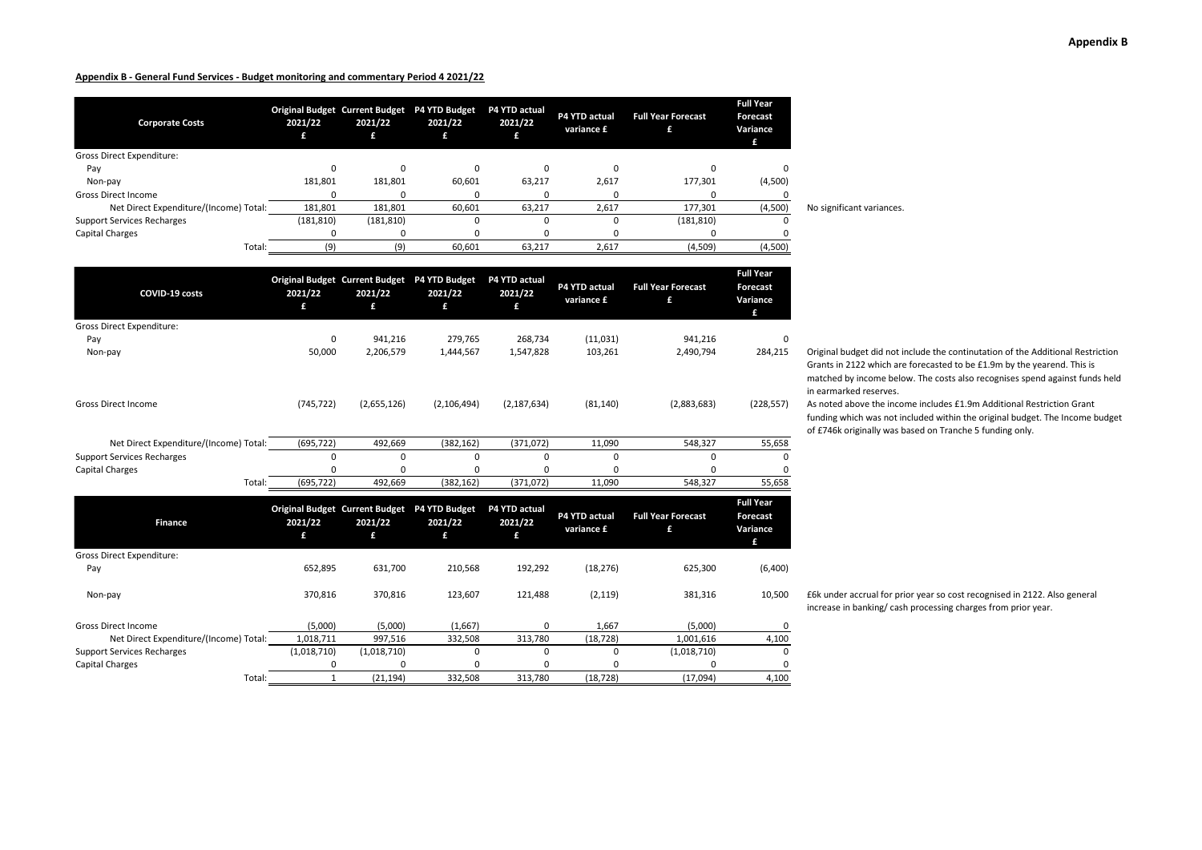**Appendix B**

**Appendix B - General Fund Services - Budget monitoring and commentary Period 4 2021/22**

| Corporate Costs | Original Budget 2021/22 £ | Current Budget 2021/22 £ | P4 YTD Budget 2021/22 £ | P4 YTD actual 2021/22 £ | P4 YTD actual variance £ | Full Year Forecast £ | Full Year Forecast Variance £ | |
|---|---|---|---|---|---|---|---|---|
| Gross Direct Expenditure: | | | | | | | | |
| Pay | 0 | 0 | 0 | 0 | 0 | 0 | 0 | |
| Non-pay | 181,801 | 181,801 | 60,601 | 63,217 | 2,617 | 177,301 | (4,500) | |
| Gross Direct Income | 0 | 0 | 0 | 0 | 0 | 0 | 0 | |
| Net Direct Expenditure/(Income) Total: | 181,801 | 181,801 | 60,601 | 63,217 | 2,617 | 177,301 | (4,500) | No significant variances. |
| Support Services Recharges | (181,810) | (181,810) | 0 | 0 | 0 | (181,810) | 0 | |
| Capital Charges | 0 | 0 | 0 | 0 | 0 | 0 | 0 | |
| Total: | (9) | (9) | 60,601 | 63,217 | 2,617 | (4,509) | (4,500) | |

| COVID-19 costs | Original Budget 2021/22 £ | Current Budget 2021/22 £ | P4 YTD Budget 2021/22 £ | P4 YTD actual 2021/22 £ | P4 YTD actual variance £ | Full Year Forecast £ | Full Year Forecast Variance £ | |
|---|---|---|---|---|---|---|---|---|
| Gross Direct Expenditure: | | | | | | | | |
| Pay | 0 | 941,216 | 279,765 | 268,734 | (11,031) | 941,216 | 0 | |
| Non-pay | 50,000 | 2,206,579 | 1,444,567 | 1,547,828 | 103,261 | 2,490,794 | 284,215 | Original budget did not include the contintutation of the Additional Restriction Grants in 2122 which are forecasted to be £1.9m by the yearend. This is matched by income below. The costs also recognises spend against funds held in earmarked reserves. |
| Gross Direct Income | (745,722) | (2,655,126) | (2,106,494) | (2,187,634) | (81,140) | (2,883,683) | (228,557) | As noted above the income includes £1.9m Additional Restriction Grant funding which was not included within the original budget. The Income budget of £746k originally was based on Tranche 5 funding only. |
| Net Direct Expenditure/(Income) Total: | (695,722) | 492,669 | (382,162) | (371,072) | 11,090 | 548,327 | 55,658 | |
| Support Services Recharges | 0 | 0 | 0 | 0 | 0 | 0 | 0 | |
| Capital Charges | 0 | 0 | 0 | 0 | 0 | 0 | 0 | |
| Total: | (695,722) | 492,669 | (382,162) | (371,072) | 11,090 | 548,327 | 55,658 | |

| Finance | Original Budget 2021/22 £ | Current Budget 2021/22 £ | P4 YTD Budget 2021/22 £ | P4 YTD actual 2021/22 £ | P4 YTD actual variance £ | Full Year Forecast £ | Full Year Forecast Variance £ | |
|---|---|---|---|---|---|---|---|---|
| Gross Direct Expenditure: | | | | | | | | |
| Pay | 652,895 | 631,700 | 210,568 | 192,292 | (18,276) | 625,300 | (6,400) | |
| Non-pay | 370,816 | 370,816 | 123,607 | 121,488 | (2,119) | 381,316 | 10,500 | £6k under accrual for prior year so cost recognised in 2122. Also general increase in banking/ cash processing charges from prior year. |
| Gross Direct Income | (5,000) | (5,000) | (1,667) | 0 | 1,667 | (5,000) | 0 | |
| Net Direct Expenditure/(Income) Total: | 1,018,711 | 997,516 | 332,508 | 313,780 | (18,728) | 1,001,616 | 4,100 | |
| Support Services Recharges | (1,018,710) | (1,018,710) | 0 | 0 | 0 | (1,018,710) | 0 | |
| Capital Charges | 0 | 0 | 0 | 0 | 0 | 0 | 0 | |
| Total: | 1 | (21,194) | 332,508 | 313,780 | (18,728) | (17,094) | 4,100 | |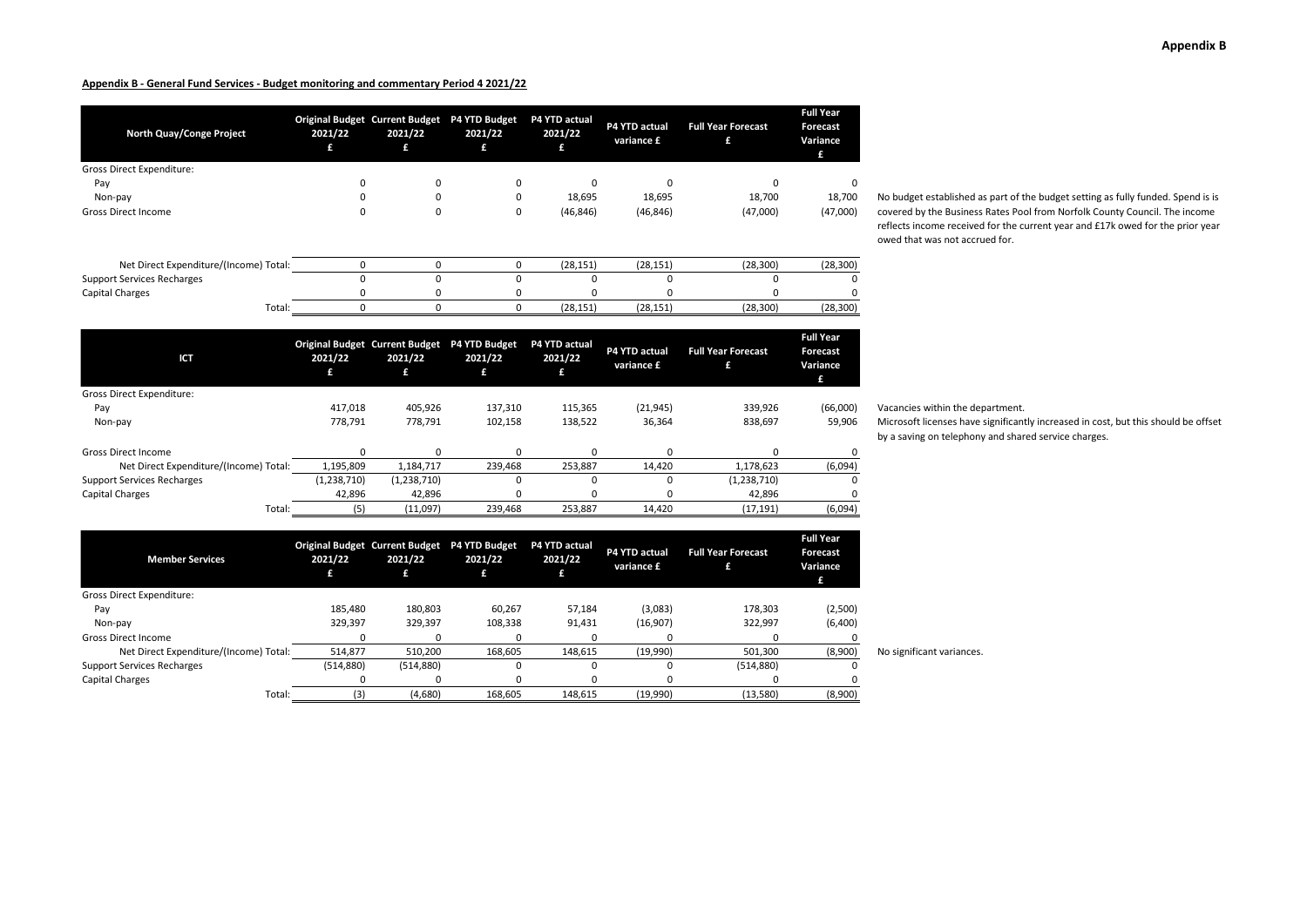**Appendix B**

**Appendix B - General Fund Services - Budget monitoring and commentary Period 4 2021/22**

| North Quay/Conge Project | Original Budget 2021/22 £ | Current Budget 2021/22 £ | P4 YTD Budget 2021/22 £ | P4 YTD actual 2021/22 £ | P4 YTD actual variance £ | Full Year Forecast £ | Full Year Forecast Variance £ | |
|---|---|---|---|---|---|---|---|---|
| Gross Direct Expenditure: | | | | | | | | |
| Pay | 0 | 0 | 0 | 0 | 0 | 0 | 0 | |
| Non-pay | 0 | 0 | 0 | 18,695 | 18,695 | 18,700 | 18,700 | No budget established as part of the budget setting as fully funded. Spend is is covered by the Business Rates Pool from Norfolk County Council. The income reflects income received for the current year and £17k owed for the prior year owed that was not accrued for. |
| Gross Direct Income | 0 | 0 | 0 | (46,846) | (46,846) | (47,000) | (47,000) | |
| Net Direct Expenditure/(Income) Total: | 0 | 0 | 0 | (28,151) | (28,151) | (28,300) | (28,300) | |
| Support Services Recharges | 0 | 0 | 0 | 0 | 0 | 0 | 0 | |
| Capital Charges | 0 | 0 | 0 | 0 | 0 | 0 | 0 | |
| Total: | 0 | 0 | 0 | (28,151) | (28,151) | (28,300) | (28,300) | |

| ICT | Original Budget 2021/22 £ | Current Budget 2021/22 £ | P4 YTD Budget 2021/22 £ | P4 YTD actual 2021/22 £ | P4 YTD actual variance £ | Full Year Forecast £ | Full Year Forecast Variance £ | |
|---|---|---|---|---|---|---|---|---|
| Gross Direct Expenditure: | | | | | | | | |
| Pay | 417,018 | 405,926 | 137,310 | 115,365 | (21,945) | 339,926 | (66,000) | Vacancies within the department. |
| Non-pay | 778,791 | 778,791 | 102,158 | 138,522 | 36,364 | 838,697 | 59,906 | Microsoft licenses have significantly increased in cost, but this should be offset by a saving on telephony and shared service charges. |
| Gross Direct Income | 0 | 0 | 0 | 0 | 0 | 0 | 0 | |
| Net Direct Expenditure/(Income) Total: | 1,195,809 | 1,184,717 | 239,468 | 253,887 | 14,420 | 1,178,623 | (6,094) | |
| Support Services Recharges | (1,238,710) | (1,238,710) | 0 | 0 | 0 | (1,238,710) | 0 | |
| Capital Charges | 42,896 | 42,896 | 0 | 0 | 0 | 42,896 | 0 | |
| Total: | (5) | (11,097) | 239,468 | 253,887 | 14,420 | (17,191) | (6,094) | |

| Member Services | Original Budget 2021/22 £ | Current Budget 2021/22 £ | P4 YTD Budget 2021/22 £ | P4 YTD actual 2021/22 £ | P4 YTD actual variance £ | Full Year Forecast £ | Full Year Forecast Variance £ | |
|---|---|---|---|---|---|---|---|---|
| Gross Direct Expenditure: | | | | | | | | |
| Pay | 185,480 | 180,803 | 60,267 | 57,184 | (3,083) | 178,303 | (2,500) | |
| Non-pay | 329,397 | 329,397 | 108,338 | 91,431 | (16,907) | 322,997 | (6,400) | |
| Gross Direct Income | 0 | 0 | 0 | 0 | 0 | 0 | 0 | |
| Net Direct Expenditure/(Income) Total: | 514,877 | 510,200 | 168,605 | 148,615 | (19,990) | 501,300 | (8,900) | No significant variances. |
| Support Services Recharges | (514,880) | (514,880) | 0 | 0 | 0 | (514,880) | 0 | |
| Capital Charges | 0 | 0 | 0 | 0 | 0 | 0 | 0 | |
| Total: | (3) | (4,680) | 168,605 | 148,615 | (19,990) | (13,580) | (8,900) | |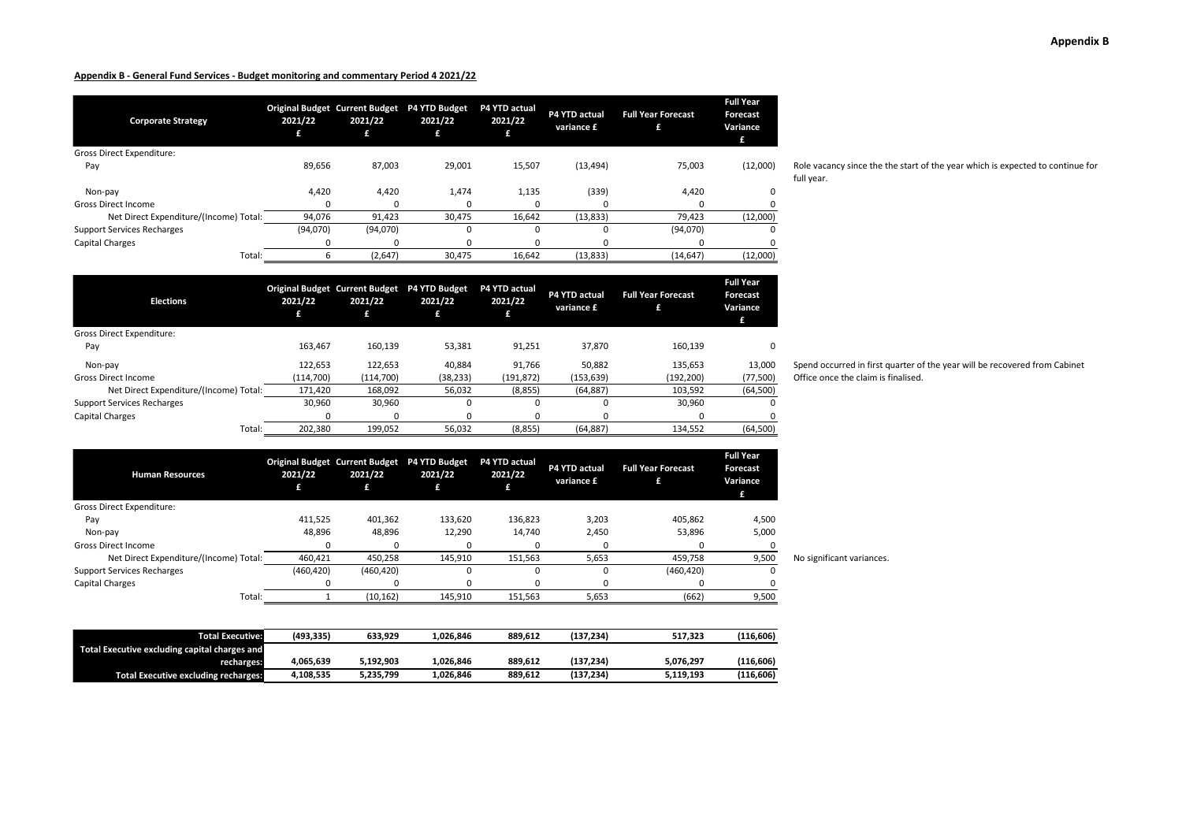**Appendix B - General Fund Services - Budget monitoring and commentary Period 4 2021/22**

| Corporate Strategy | Original Budget 2021/22 £ | Current Budget 2021/22 £ | P4 YTD Budget 2021/22 £ | P4 YTD actual 2021/22 £ | P4 YTD actual variance £ | Full Year Forecast £ | Full Year Forecast Variance £ | |
|---|---|---|---|---|---|---|---|---|
| Gross Direct Expenditure: | | | | | | | | |
| Pay | 89,656 | 87,003 | 29,001 | 15,507 | (13,494) | 75,003 | (12,000) | Role vacancy since the the start of the year which is expected to continue for full year. |
| Non-pay | 4,420 | 4,420 | 1,474 | 1,135 | (339) | 4,420 | 0 | |
| Gross Direct Income | 0 | 0 | 0 | 0 | 0 | 0 | 0 | |
| Net Direct Expenditure/(Income) Total: | 94,076 | 91,423 | 30,475 | 16,642 | (13,833) | 79,423 | (12,000) | |
| Support Services Recharges | (94,070) | (94,070) | 0 | 0 | 0 | (94,070) | 0 | |
| Capital Charges | 0 | 0 | 0 | 0 | 0 | 0 | 0 | |
| Total: | 6 | (2,647) | 30,475 | 16,642 | (13,833) | (14,647) | (12,000) | |

| Elections | Original Budget 2021/22 £ | Current Budget 2021/22 £ | P4 YTD Budget 2021/22 £ | P4 YTD actual 2021/22 £ | P4 YTD actual variance £ | Full Year Forecast £ | Full Year Forecast Variance £ | |
|---|---|---|---|---|---|---|---|---|
| Gross Direct Expenditure: | | | | | | | | |
| Pay | 163,467 | 160,139 | 53,381 | 91,251 | 37,870 | 160,139 | 0 | |
| Non-pay | 122,653 | 122,653 | 40,884 | 91,766 | 50,882 | 135,653 | 13,000 | Spend occurred in first quarter of the year will be recovered from Cabinet Office once the claim is finalised. |
| Gross Direct Income | (114,700) | (114,700) | (38,233) | (191,872) | (153,639) | (192,200) | (77,500) | |
| Net Direct Expenditure/(Income) Total: | 171,420 | 168,092 | 56,032 | (8,855) | (64,887) | 103,592 | (64,500) | |
| Support Services Recharges | 30,960 | 30,960 | 0 | 0 | 0 | 30,960 | 0 | |
| Capital Charges | 0 | 0 | 0 | 0 | 0 | 0 | 0 | |
| Total: | 202,380 | 199,052 | 56,032 | (8,855) | (64,887) | 134,552 | (64,500) | |

| Human Resources | Original Budget 2021/22 £ | Current Budget 2021/22 £ | P4 YTD Budget 2021/22 £ | P4 YTD actual 2021/22 £ | P4 YTD actual variance £ | Full Year Forecast £ | Full Year Forecast Variance £ | |
|---|---|---|---|---|---|---|---|---|
| Gross Direct Expenditure: | | | | | | | | |
| Pay | 411,525 | 401,362 | 133,620 | 136,823 | 3,203 | 405,862 | 4,500 | |
| Non-pay | 48,896 | 48,896 | 12,290 | 14,740 | 2,450 | 53,896 | 5,000 | |
| Gross Direct Income | 0 | 0 | 0 | 0 | 0 | 0 | 0 | |
| Net Direct Expenditure/(Income) Total: | 460,421 | 450,258 | 145,910 | 151,563 | 5,653 | 459,758 | 9,500 | No significant variances. |
| Support Services Recharges | (460,420) | (460,420) | 0 | 0 | 0 | (460,420) | 0 | |
| Capital Charges | 0 | 0 | 0 | 0 | 0 | 0 | 0 | |
| Total: | 1 | (10,162) | 145,910 | 151,563 | 5,653 | (662) | 9,500 | |

| | | | | | | | |
|---|---|---|---|---|---|---|---|
| Total Executive: | (493,335) | 633,929 | 1,026,846 | 889,612 | (137,234) | 517,323 | (116,606) |
| Total Executive excluding capital charges and recharges: | 4,065,639 | 5,192,903 | 1,026,846 | 889,612 | (137,234) | 5,076,297 | (116,606) |
| Total Executive excluding recharges: | 4,108,535 | 5,235,799 | 1,026,846 | 889,612 | (137,234) | 5,119,193 | (116,606) |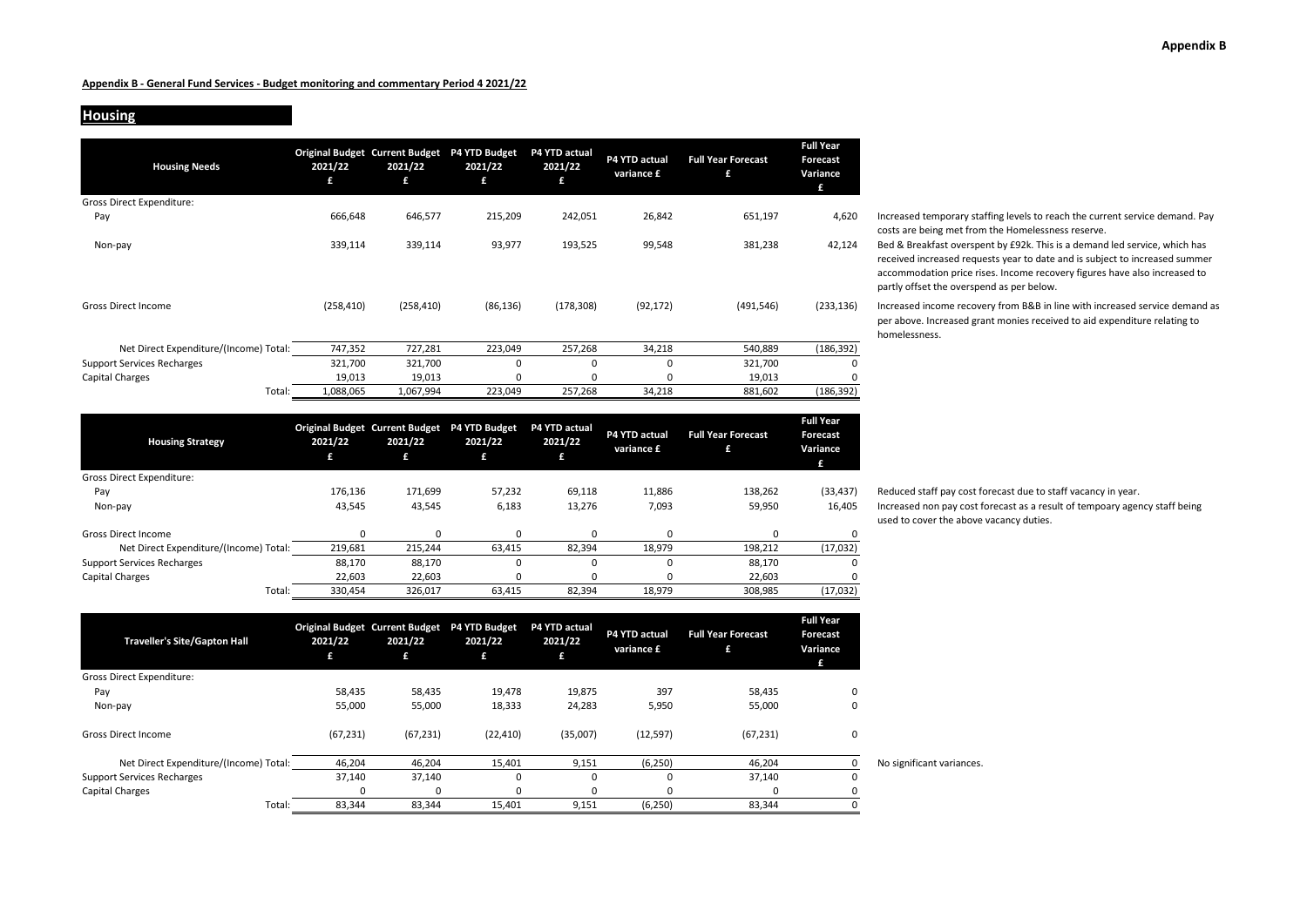**Appendix B**

**Appendix B - General Fund Services - Budget monitoring and commentary Period 4 2021/22**

## Housing

| Housing Needs | Original Budget 2021/22 £ | Current Budget 2021/22 £ | P4 YTD Budget 2021/22 £ | P4 YTD actual 2021/22 £ | P4 YTD actual variance £ | Full Year Forecast £ | Full Year Forecast Variance £ | |
|---|---|---|---|---|---|---|---|---|
| Gross Direct Expenditure: | | | | | | | | |
| Pay | 666,648 | 646,577 | 215,209 | 242,051 | 26,842 | 651,197 | 4,620 | Increased temporary staffing levels to reach the current service demand. Pay costs are being met from the Homelessness reserve. |
| Non-pay | 339,114 | 339,114 | 93,977 | 193,525 | 99,548 | 381,238 | 42,124 | Bed & Breakfast overspent by £92k. This is a demand led service, which has received increased requests year to date and is subject to increased summer accommodation price rises. Income recovery figures have also increased to partly offset the overspend as per below. |
| Gross Direct Income | (258,410) | (258,410) | (86,136) | (178,308) | (92,172) | (491,546) | (233,136) | Increased income recovery from B&B in line with increased service demand as per above. Increased grant monies received to aid expenditure relating to homelessness. |
| Net Direct Expenditure/(Income) Total: | 747,352 | 727,281 | 223,049 | 257,268 | 34,218 | 540,889 | (186,392) | |
| Support Services Recharges | 321,700 | 321,700 | 0 | 0 | 0 | 321,700 | 0 | |
| Capital Charges | 19,013 | 19,013 | 0 | 0 | 0 | 19,013 | 0 | |
| Total: | 1,088,065 | 1,067,994 | 223,049 | 257,268 | 34,218 | 881,602 | (186,392) | |

| Housing Strategy | Original Budget 2021/22 £ | Current Budget 2021/22 £ | P4 YTD Budget 2021/22 £ | P4 YTD actual 2021/22 £ | P4 YTD actual variance £ | Full Year Forecast £ | Full Year Forecast Variance £ | |
|---|---|---|---|---|---|---|---|---|
| Gross Direct Expenditure: | | | | | | | | |
| Pay | 176,136 | 171,699 | 57,232 | 69,118 | 11,886 | 138,262 | (33,437) | Reduced staff pay cost forecast due to staff vacancy in year. |
| Non-pay | 43,545 | 43,545 | 6,183 | 13,276 | 7,093 | 59,950 | 16,405 | Increased non pay cost forecast as a result of tempoary agency staff being used to cover the above vacancy duties. |
| Gross Direct Income | 0 | 0 | 0 | 0 | 0 | 0 | 0 | |
| Net Direct Expenditure/(Income) Total: | 219,681 | 215,244 | 63,415 | 82,394 | 18,979 | 198,212 | (17,032) | |
| Support Services Recharges | 88,170 | 88,170 | 0 | 0 | 0 | 88,170 | 0 | |
| Capital Charges | 22,603 | 22,603 | 0 | 0 | 0 | 22,603 | 0 | |
| Total: | 330,454 | 326,017 | 63,415 | 82,394 | 18,979 | 308,985 | (17,032) | |

| Traveller's Site/Gapton Hall | Original Budget 2021/22 £ | Current Budget 2021/22 £ | P4 YTD Budget 2021/22 £ | P4 YTD actual 2021/22 £ | P4 YTD actual variance £ | Full Year Forecast £ | Full Year Forecast Variance £ | |
|---|---|---|---|---|---|---|---|---|
| Gross Direct Expenditure: | | | | | | | | |
| Pay | 58,435 | 58,435 | 19,478 | 19,875 | 397 | 58,435 | 0 | |
| Non-pay | 55,000 | 55,000 | 18,333 | 24,283 | 5,950 | 55,000 | 0 | |
| Gross Direct Income | (67,231) | (67,231) | (22,410) | (35,007) | (12,597) | (67,231) | 0 | |
| Net Direct Expenditure/(Income) Total: | 46,204 | 46,204 | 15,401 | 9,151 | (6,250) | 46,204 | 0 | No significant variances. |
| Support Services Recharges | 37,140 | 37,140 | 0 | 0 | 0 | 37,140 | 0 | |
| Capital Charges | 0 | 0 | 0 | 0 | 0 | 0 | 0 | |
| Total: | 83,344 | 83,344 | 15,401 | 9,151 | (6,250) | 83,344 | 0 | |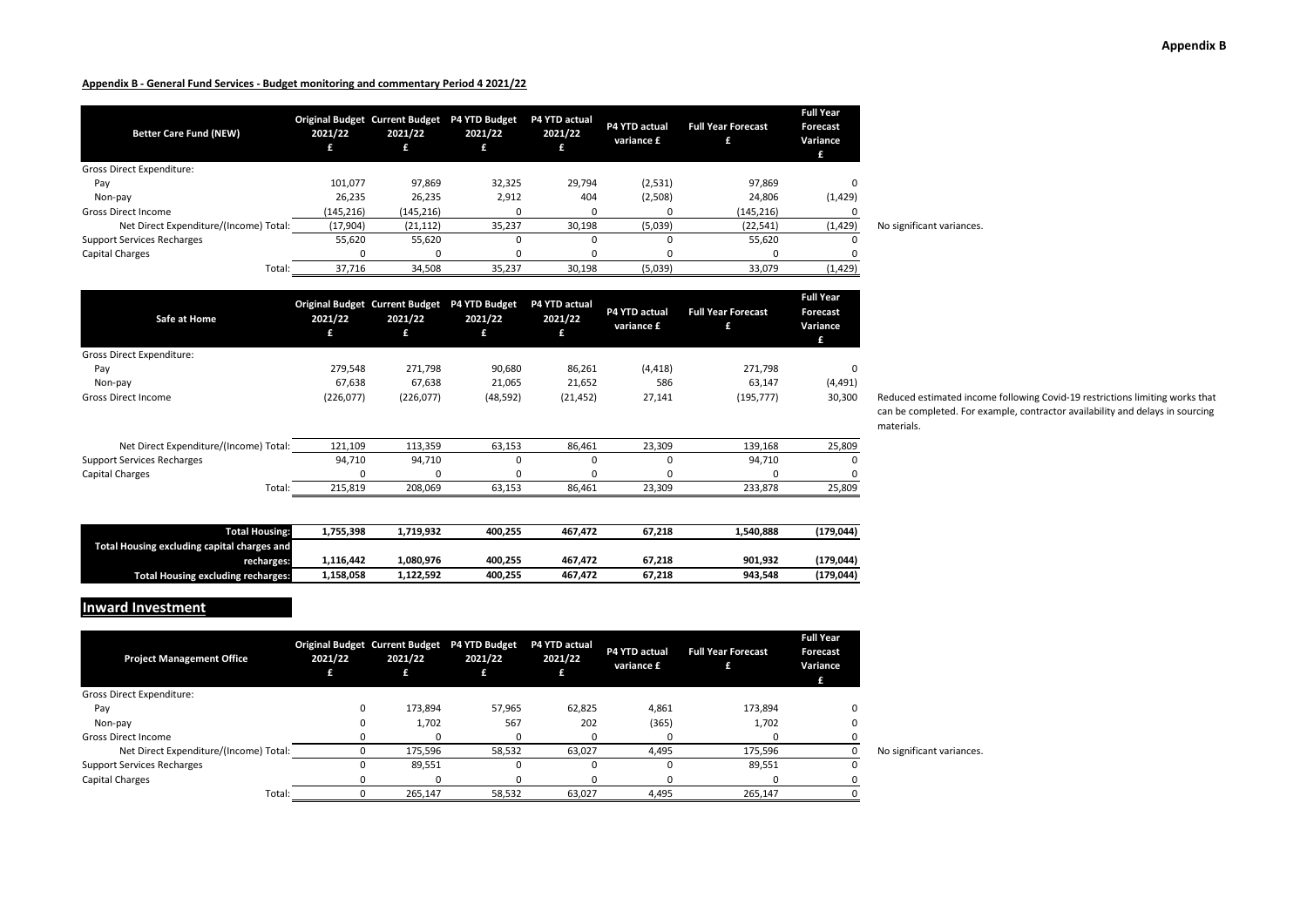**Appendix B - General Fund Services - Budget monitoring and commentary Period 4 2021/22**

| Better Care Fund (NEW) | Original Budget 2021/22 £ | Current Budget 2021/22 £ | P4 YTD Budget 2021/22 £ | P4 YTD actual 2021/22 £ | P4 YTD actual variance £ | Full Year Forecast £ | Full Year Forecast Variance £ | |
|---|---|---|---|---|---|---|---|---|
| Gross Direct Expenditure: | | | | | | | | |
| Pay | 101,077 | 97,869 | 32,325 | 29,794 | (2,531) | 97,869 | 0 | |
| Non-pay | 26,235 | 26,235 | 2,912 | 404 | (2,508) | 24,806 | (1,429) | |
| Gross Direct Income | (145,216) | (145,216) | 0 | 0 | 0 | (145,216) | 0 | |
| Net Direct Expenditure/(Income) Total: | (17,904) | (21,112) | 35,237 | 30,198 | (5,039) | (22,541) | (1,429) | No significant variances. |
| Support Services Recharges | 55,620 | 55,620 | 0 | 0 | 0 | 55,620 | 0 | |
| Capital Charges | 0 | 0 | 0 | 0 | 0 | 0 | 0 | |
| Total: | 37,716 | 34,508 | 35,237 | 30,198 | (5,039) | 33,079 | (1,429) | |

| Safe at Home | Original Budget 2021/22 £ | Current Budget 2021/22 £ | P4 YTD Budget 2021/22 £ | P4 YTD actual 2021/22 £ | P4 YTD actual variance £ | Full Year Forecast £ | Full Year Forecast Variance £ | |
|---|---|---|---|---|---|---|---|---|
| Gross Direct Expenditure: | | | | | | | | |
| Pay | 279,548 | 271,798 | 90,680 | 86,261 | (4,418) | 271,798 | 0 | |
| Non-pay | 67,638 | 67,638 | 21,065 | 21,652 | 586 | 63,147 | (4,491) | |
| Gross Direct Income | (226,077) | (226,077) | (48,592) | (21,452) | 27,141 | (195,777) | 30,300 | Reduced estimated income following Covid-19 restrictions limiting works that can be completed. For example, contractor availability and delays in sourcing materials. |
| Net Direct Expenditure/(Income) Total: | 121,109 | 113,359 | 63,153 | 86,461 | 23,309 | 139,168 | 25,809 | |
| Support Services Recharges | 94,710 | 94,710 | 0 | 0 | 0 | 94,710 | 0 | |
| Capital Charges | 0 | 0 | 0 | 0 | 0 | 0 | 0 | |
| Total: | 215,819 | 208,069 | 63,153 | 86,461 | 23,309 | 233,878 | 25,809 | |

| | | | | | | | |
|---|---|---|---|---|---|---|---|
| **Total Housing:** | **1,755,398** | **1,719,932** | **400,255** | **467,472** | **67,218** | **1,540,888** | **(179,044)** |
| **Total Housing excluding capital charges and recharges:** | **1,116,442** | **1,080,976** | **400,255** | **467,472** | **67,218** | **901,932** | **(179,044)** |
| **Total Housing excluding recharges:** | **1,158,058** | **1,122,592** | **400,255** | **467,472** | **67,218** | **943,548** | **(179,044)** |

## Inward Investment

| Project Management Office | Original Budget 2021/22 £ | Current Budget 2021/22 £ | P4 YTD Budget 2021/22 £ | P4 YTD actual 2021/22 £ | P4 YTD actual variance £ | Full Year Forecast £ | Full Year Forecast Variance £ | |
|---|---|---|---|---|---|---|---|---|
| Gross Direct Expenditure: | | | | | | | | |
| Pay | 0 | 173,894 | 57,965 | 62,825 | 4,861 | 173,894 | 0 | |
| Non-pay | 0 | 1,702 | 567 | 202 | (365) | 1,702 | 0 | |
| Gross Direct Income | 0 | 0 | 0 | 0 | 0 | 0 | 0 | |
| Net Direct Expenditure/(Income) Total: | 0 | 175,596 | 58,532 | 63,027 | 4,495 | 175,596 | 0 | No significant variances. |
| Support Services Recharges | 0 | 89,551 | 0 | 0 | 0 | 89,551 | 0 | |
| Capital Charges | 0 | 0 | 0 | 0 | 0 | 0 | 0 | |
| Total: | 0 | 265,147 | 58,532 | 63,027 | 4,495 | 265,147 | 0 | |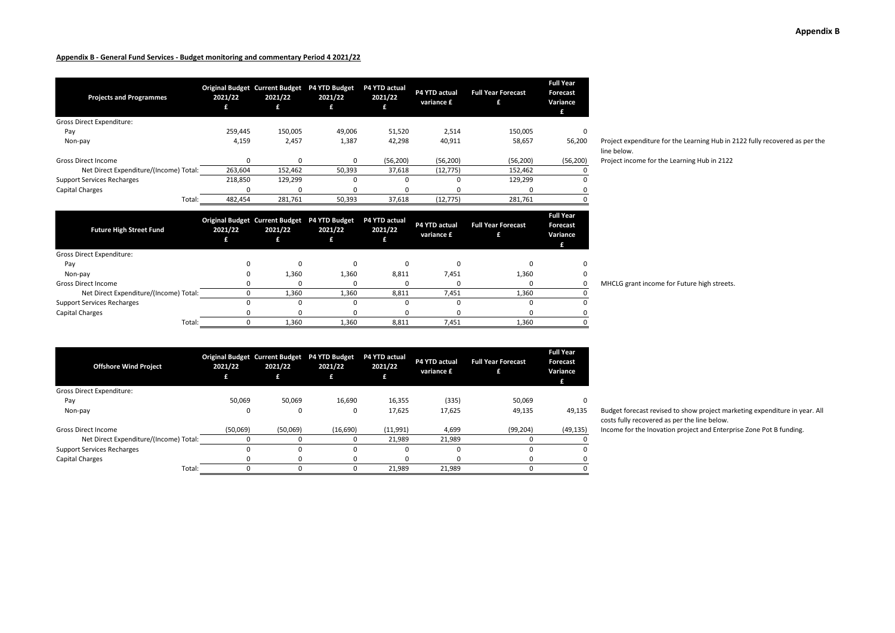**Appendix B**

**Appendix B - General Fund Services - Budget monitoring and commentary Period 4 2021/22**

| Projects and Programmes | Original Budget 2021/22 £ | Current Budget 2021/22 £ | P4 YTD Budget 2021/22 £ | P4 YTD actual 2021/22 £ | P4 YTD actual variance £ | Full Year Forecast £ | Full Year Forecast Variance £ | |
|---|---|---|---|---|---|---|---|---|
| Gross Direct Expenditure: | | | | | | | | |
| Pay | 259,445 | 150,005 | 49,006 | 51,520 | 2,514 | 150,005 | 0 | |
| Non-pay | 4,159 | 2,457 | 1,387 | 42,298 | 40,911 | 58,657 | 56,200 | Project expenditure for the Learning Hub in 2122 fully recovered as per the line below. |
| Gross Direct Income | 0 | 0 | 0 | (56,200) | (56,200) | (56,200) | (56,200) | Project income for the Learning Hub in 2122 |
| Net Direct Expenditure/(Income) Total: | 263,604 | 152,462 | 50,393 | 37,618 | (12,775) | 152,462 | 0 | |
| Support Services Recharges | 218,850 | 129,299 | 0 | 0 | 0 | 129,299 | 0 | |
| Capital Charges | 0 | 0 | 0 | 0 | 0 | 0 | 0 | |
| Total: | 482,454 | 281,761 | 50,393 | 37,618 | (12,775) | 281,761 | 0 | |

| Future High Street Fund | Original Budget 2021/22 £ | Current Budget 2021/22 £ | P4 YTD Budget 2021/22 £ | P4 YTD actual 2021/22 £ | P4 YTD actual variance £ | Full Year Forecast £ | Full Year Forecast Variance £ | |
|---|---|---|---|---|---|---|---|---|
| Gross Direct Expenditure: | | | | | | | | |
| Pay | 0 | 0 | 0 | 0 | 0 | 0 | 0 | |
| Non-pay | 0 | 1,360 | 1,360 | 8,811 | 7,451 | 1,360 | 0 | |
| Gross Direct Income | 0 | 0 | 0 | 0 | 0 | 0 | 0 | MHCLG grant income for Future high streets. |
| Net Direct Expenditure/(Income) Total: | 0 | 1,360 | 1,360 | 8,811 | 7,451 | 1,360 | 0 | |
| Support Services Recharges | 0 | 0 | 0 | 0 | 0 | 0 | 0 | |
| Capital Charges | 0 | 0 | 0 | 0 | 0 | 0 | 0 | |
| Total: | 0 | 1,360 | 1,360 | 8,811 | 7,451 | 1,360 | 0 | |

| Offshore Wind Project | Original Budget 2021/22 £ | Current Budget 2021/22 £ | P4 YTD Budget 2021/22 £ | P4 YTD actual 2021/22 £ | P4 YTD actual variance £ | Full Year Forecast £ | Full Year Forecast Variance £ | |
|---|---|---|---|---|---|---|---|---|
| Gross Direct Expenditure: | | | | | | | | |
| Pay | 50,069 | 50,069 | 16,690 | 16,355 | (335) | 50,069 | 0 | |
| Non-pay | 0 | 0 | 0 | 17,625 | 17,625 | 49,135 | 49,135 | Budget forecast revised to show project marketing expenditure in year. All costs fully recovered as per the line below. |
| Gross Direct Income | (50,069) | (50,069) | (16,690) | (11,991) | 4,699 | (99,204) | (49,135) | Income for the Inovation project and Enterprise Zone Pot B funding. |
| Net Direct Expenditure/(Income) Total: | 0 | 0 | 0 | 21,989 | 21,989 | 0 | 0 | |
| Support Services Recharges | 0 | 0 | 0 | 0 | 0 | 0 | 0 | |
| Capital Charges | 0 | 0 | 0 | 0 | 0 | 0 | 0 | |
| Total: | 0 | 0 | 0 | 21,989 | 21,989 | 0 | 0 | |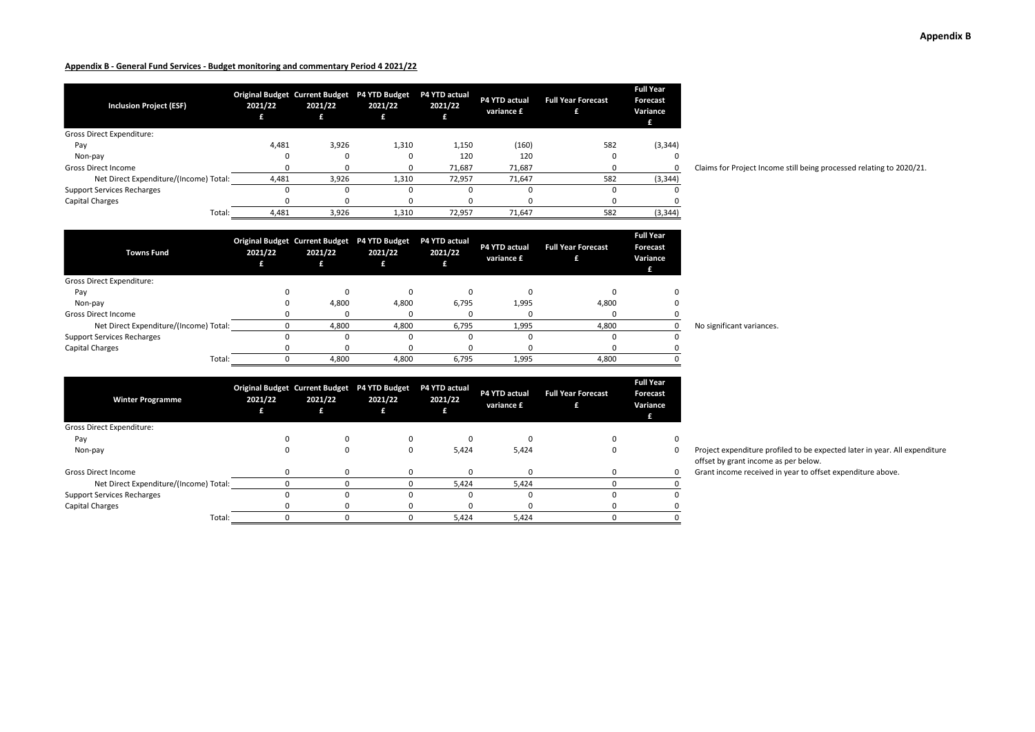**Appendix B**

**Appendix B - General Fund Services - Budget monitoring and commentary Period 4 2021/22**

| Inclusion Project (ESF) | Original Budget 2021/22 £ | Current Budget 2021/22 £ | P4 YTD Budget 2021/22 £ | P4 YTD actual 2021/22 £ | P4 YTD actual variance £ | Full Year Forecast £ | Full Year Forecast Variance £ | |
|---|---|---|---|---|---|---|---|---|
| Gross Direct Expenditure: | | | | | | | | |
| Pay | 4,481 | 3,926 | 1,310 | 1,150 | (160) | 582 | (3,344) | |
| Non-pay | 0 | 0 | 0 | 120 | 120 | 0 | 0 | |
| Gross Direct Income | 0 | 0 | 0 | 71,687 | 71,687 | 0 | 0 | Claims for Project Income still being processed relating to 2020/21. |
| Net Direct Expenditure/(Income) Total: | 4,481 | 3,926 | 1,310 | 72,957 | 71,647 | 582 | (3,344) | |
| Support Services Recharges | 0 | 0 | 0 | 0 | 0 | 0 | 0 | |
| Capital Charges | 0 | 0 | 0 | 0 | 0 | 0 | 0 | |
| Total: | 4,481 | 3,926 | 1,310 | 72,957 | 71,647 | 582 | (3,344) | |

| Towns Fund | Original Budget 2021/22 £ | Current Budget 2021/22 £ | P4 YTD Budget 2021/22 £ | P4 YTD actual 2021/22 £ | P4 YTD actual variance £ | Full Year Forecast £ | Full Year Forecast Variance £ | |
|---|---|---|---|---|---|---|---|---|
| Gross Direct Expenditure: | | | | | | | | |
| Pay | 0 | 0 | 0 | 0 | 0 | 0 | 0 | |
| Non-pay | 0 | 4,800 | 4,800 | 6,795 | 1,995 | 4,800 | 0 | |
| Gross Direct Income | 0 | 0 | 0 | 0 | 0 | 0 | 0 | |
| Net Direct Expenditure/(Income) Total: | 0 | 4,800 | 4,800 | 6,795 | 1,995 | 4,800 | 0 | No significant variances. |
| Support Services Recharges | 0 | 0 | 0 | 0 | 0 | 0 | 0 | |
| Capital Charges | 0 | 0 | 0 | 0 | 0 | 0 | 0 | |
| Total: | 0 | 4,800 | 4,800 | 6,795 | 1,995 | 4,800 | 0 | |

| Winter Programme | Original Budget 2021/22 £ | Current Budget 2021/22 £ | P4 YTD Budget 2021/22 £ | P4 YTD actual 2021/22 £ | P4 YTD actual variance £ | Full Year Forecast £ | Full Year Forecast Variance £ | |
|---|---|---|---|---|---|---|---|---|
| Gross Direct Expenditure: | | | | | | | | |
| Pay | 0 | 0 | 0 | 0 | 0 | 0 | 0 | |
| Non-pay | 0 | 0 | 0 | 5,424 | 5,424 | 0 | 0 | Project expenditure profiled to be expected later in year. All expenditure offset by grant income as per below. |
| Gross Direct Income | 0 | 0 | 0 | 0 | 0 | 0 | 0 | Grant income received in year to offset expenditure above. |
| Net Direct Expenditure/(Income) Total: | 0 | 0 | 0 | 5,424 | 5,424 | 0 | 0 | |
| Support Services Recharges | 0 | 0 | 0 | 0 | 0 | 0 | 0 | |
| Capital Charges | 0 | 0 | 0 | 0 | 0 | 0 | 0 | |
| Total: | 0 | 0 | 0 | 5,424 | 5,424 | 0 | 0 | |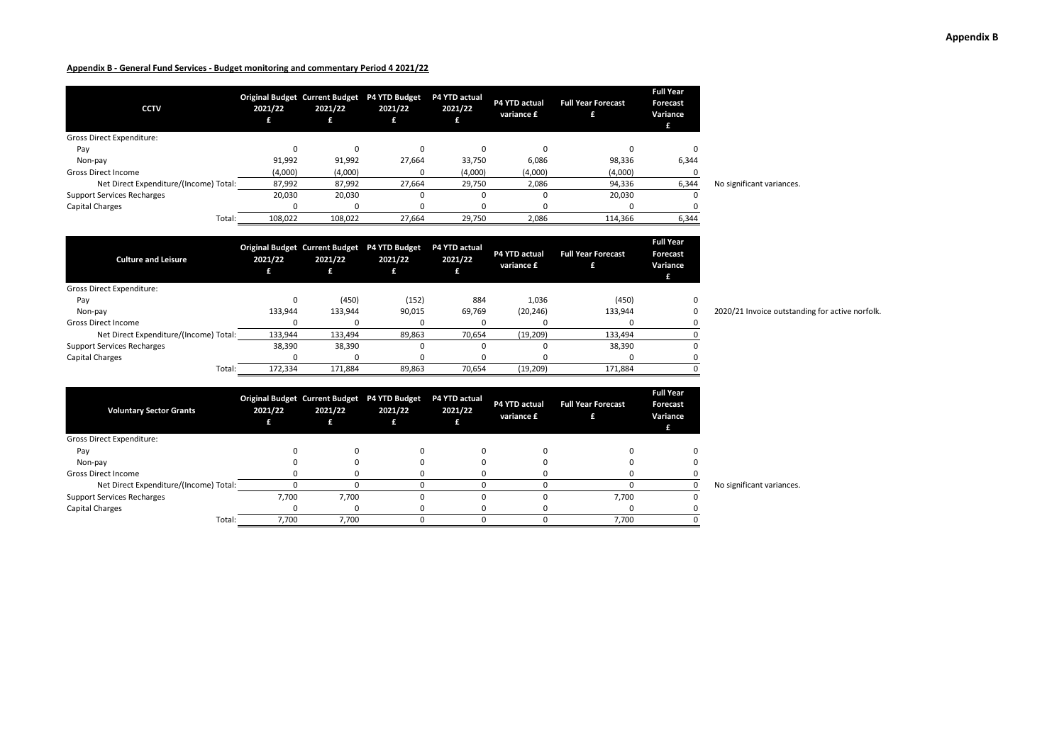## Appendix B - General Fund Services - Budget monitoring and commentary Period 4 2021/22

| CCTV | Original Budget 2021/22 £ | Current Budget 2021/22 £ | P4 YTD Budget 2021/22 £ | P4 YTD actual 2021/22 £ | P4 YTD actual variance £ | Full Year Forecast £ | Full Year Forecast Variance £ | |
|---|---|---|---|---|---|---|---|---|
| Gross Direct Expenditure: | | | | | | | | |
| Pay | 0 | 0 | 0 | 0 | 0 | 0 | 0 | |
| Non-pay | 91,992 | 91,992 | 27,664 | 33,750 | 6,086 | 98,336 | 6,344 | |
| Gross Direct Income | (4,000) | (4,000) | 0 | (4,000) | (4,000) | (4,000) | 0 | |
| Net Direct Expenditure/(Income) Total: | 87,992 | 87,992 | 27,664 | 29,750 | 2,086 | 94,336 | 6,344 | No significant variances. |
| Support Services Recharges | 20,030 | 20,030 | 0 | 0 | 0 | 20,030 | 0 | |
| Capital Charges | 0 | 0 | 0 | 0 | 0 | 0 | 0 | |
| Total: | 108,022 | 108,022 | 27,664 | 29,750 | 2,086 | 114,366 | 6,344 | |

| Culture and Leisure | Original Budget 2021/22 £ | Current Budget 2021/22 £ | P4 YTD Budget 2021/22 £ | P4 YTD actual 2021/22 £ | P4 YTD actual variance £ | Full Year Forecast £ | Full Year Forecast Variance £ | |
|---|---|---|---|---|---|---|---|---|
| Gross Direct Expenditure: | | | | | | | | |
| Pay | 0 | (450) | (152) | 884 | 1,036 | (450) | 0 | |
| Non-pay | 133,944 | 133,944 | 90,015 | 69,769 | (20,246) | 133,944 | 0 | 2020/21 Invoice outstanding for active norfolk. |
| Gross Direct Income | 0 | 0 | 0 | 0 | 0 | 0 | 0 | |
| Net Direct Expenditure/(Income) Total: | 133,944 | 133,494 | 89,863 | 70,654 | (19,209) | 133,494 | 0 | |
| Support Services Recharges | 38,390 | 38,390 | 0 | 0 | 0 | 38,390 | 0 | |
| Capital Charges | 0 | 0 | 0 | 0 | 0 | 0 | 0 | |
| Total: | 172,334 | 171,884 | 89,863 | 70,654 | (19,209) | 171,884 | 0 | |

| Voluntary Sector Grants | Original Budget 2021/22 £ | Current Budget 2021/22 £ | P4 YTD Budget 2021/22 £ | P4 YTD actual 2021/22 £ | P4 YTD actual variance £ | Full Year Forecast £ | Full Year Forecast Variance £ | |
|---|---|---|---|---|---|---|---|---|
| Gross Direct Expenditure: | | | | | | | | |
| Pay | 0 | 0 | 0 | 0 | 0 | 0 | 0 | |
| Non-pay | 0 | 0 | 0 | 0 | 0 | 0 | 0 | |
| Gross Direct Income | 0 | 0 | 0 | 0 | 0 | 0 | 0 | |
| Net Direct Expenditure/(Income) Total: | 0 | 0 | 0 | 0 | 0 | 0 | 0 | No significant variances. |
| Support Services Recharges | 7,700 | 7,700 | 0 | 0 | 0 | 7,700 | 0 | |
| Capital Charges | 0 | 0 | 0 | 0 | 0 | 0 | 0 | |
| Total: | 7,700 | 7,700 | 0 | 0 | 0 | 7,700 | 0 | |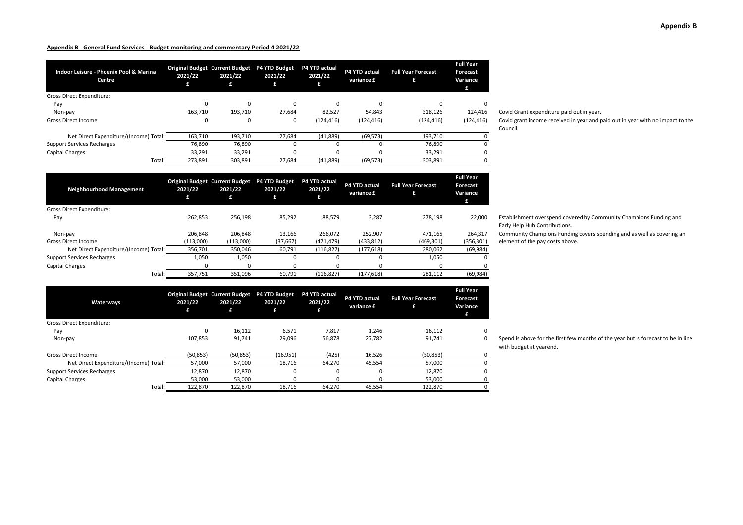**Appendix B**

**Appendix B - General Fund Services - Budget monitoring and commentary Period 4 2021/22**

| Indoor Leisure - Phoenix Pool & Marina Centre | Original Budget 2021/22 £ | Current Budget 2021/22 £ | P4 YTD Budget 2021/22 £ | P4 YTD actual 2021/22 £ | P4 YTD actual variance £ | Full Year Forecast £ | Full Year Forecast Variance £ | |
|---|---|---|---|---|---|---|---|---|
| Gross Direct Expenditure: | | | | | | | | |
| Pay | 0 | 0 | 0 | 0 | 0 | 0 | 0 | |
| Non-pay | 163,710 | 193,710 | 27,684 | 82,527 | 54,843 | 318,126 | 124,416 | Covid Grant expenditure paid out in year. |
| Gross Direct Income | 0 | 0 | 0 | (124,416) | (124,416) | (124,416) | (124,416) | Covid grant income received in year and paid out in year with no impact to the Council. |
| Net Direct Expenditure/(Income) Total: | 163,710 | 193,710 | 27,684 | (41,889) | (69,573) | 193,710 | 0 | |
| Support Services Recharges | 76,890 | 76,890 | 0 | 0 | 0 | 76,890 | 0 | |
| Capital Charges | 33,291 | 33,291 | 0 | 0 | 0 | 33,291 | 0 | |
| Total: | 273,891 | 303,891 | 27,684 | (41,889) | (69,573) | 303,891 | 0 | |

| Neighbourhood Management | Original Budget 2021/22 £ | Current Budget 2021/22 £ | P4 YTD Budget 2021/22 £ | P4 YTD actual 2021/22 £ | P4 YTD actual variance £ | Full Year Forecast £ | Full Year Forecast Variance £ | |
|---|---|---|---|---|---|---|---|---|
| Gross Direct Expenditure: | | | | | | | | |
| Pay | 262,853 | 256,198 | 85,292 | 88,579 | 3,287 | 278,198 | 22,000 | Establishment overspend covered by Community Champions Funding and Early Help Hub Contributions. |
| Non-pay | 206,848 | 206,848 | 13,166 | 266,072 | 252,907 | 471,165 | 264,317 | Community Champions Funding covers spending and as well as covering an element of the pay costs above. |
| Gross Direct Income | (113,000) | (113,000) | (37,667) | (471,479) | (433,812) | (469,301) | (356,301) | |
| Net Direct Expenditure/(Income) Total: | 356,701 | 350,046 | 60,791 | (116,827) | (177,618) | 280,062 | (69,984) | |
| Support Services Recharges | 1,050 | 1,050 | 0 | 0 | 0 | 1,050 | 0 | |
| Capital Charges | 0 | 0 | 0 | 0 | 0 | 0 | 0 | |
| Total: | 357,751 | 351,096 | 60,791 | (116,827) | (177,618) | 281,112 | (69,984) | |

| Waterways | Original Budget 2021/22 £ | Current Budget 2021/22 £ | P4 YTD Budget 2021/22 £ | P4 YTD actual 2021/22 £ | P4 YTD actual variance £ | Full Year Forecast £ | Full Year Forecast Variance £ | |
|---|---|---|---|---|---|---|---|---|
| Gross Direct Expenditure: | | | | | | | | |
| Pay | 0 | 16,112 | 6,571 | 7,817 | 1,246 | 16,112 | 0 | |
| Non-pay | 107,853 | 91,741 | 29,096 | 56,878 | 27,782 | 91,741 | 0 | Spend is above for the first few months of the year but is forecast to be in line with budget at yearend. |
| Gross Direct Income | (50,853) | (50,853) | (16,951) | (425) | 16,526 | (50,853) | 0 | |
| Net Direct Expenditure/(Income) Total: | 57,000 | 57,000 | 18,716 | 64,270 | 45,554 | 57,000 | 0 | |
| Support Services Recharges | 12,870 | 12,870 | 0 | 0 | 0 | 12,870 | 0 | |
| Capital Charges | 53,000 | 53,000 | 0 | 0 | 0 | 53,000 | 0 | |
| Total: | 122,870 | 122,870 | 18,716 | 64,270 | 45,554 | 122,870 | 0 | |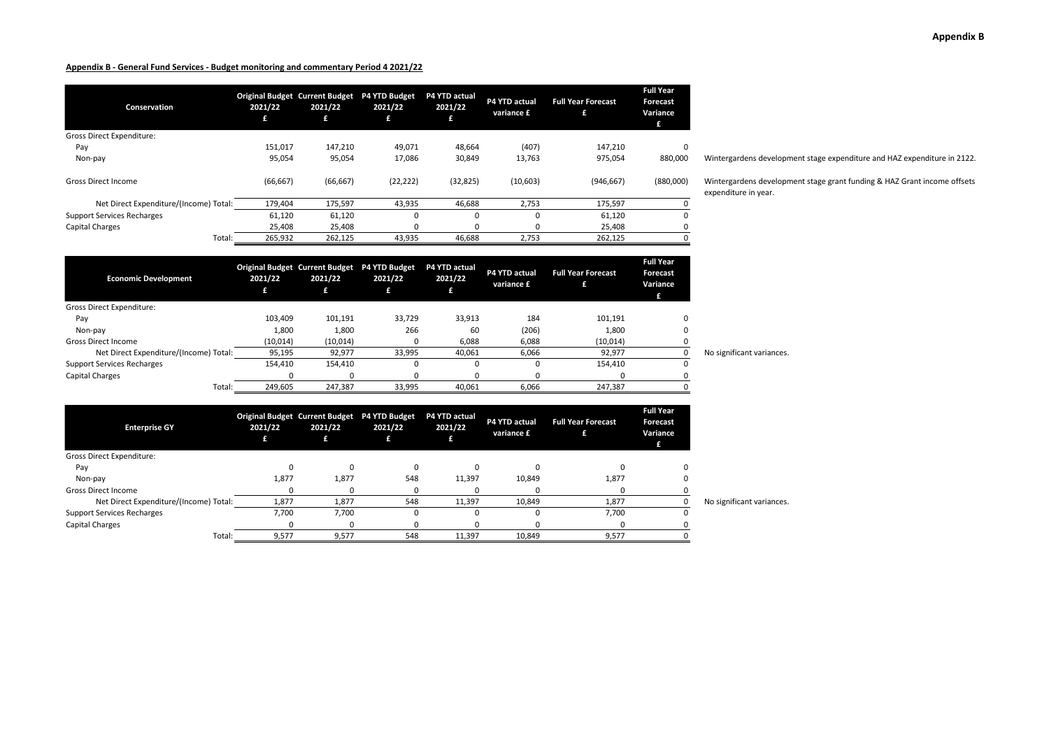**Appendix B**

**Appendix B - General Fund Services - Budget monitoring and commentary Period 4 2021/22**

| Conservation | Original Budget 2021/22 £ | Current Budget 2021/22 £ | P4 YTD Budget 2021/22 £ | P4 YTD actual 2021/22 £ | P4 YTD actual variance £ | Full Year Forecast £ | Full Year Forecast Variance £ | |
|---|---|---|---|---|---|---|---|---|
| Gross Direct Expenditure: | | | | | | | | |
| Pay | 151,017 | 147,210 | 49,071 | 48,664 | (407) | 147,210 | 0 | |
| Non-pay | 95,054 | 95,054 | 17,086 | 30,849 | 13,763 | 975,054 | 880,000 | Wintergardens development stage expenditure and HAZ expenditure in 2122. |
| Gross Direct Income | (66,667) | (66,667) | (22,222) | (32,825) | (10,603) | (946,667) | (880,000) | Wintergardens development stage grant funding & HAZ Grant income offsets expenditure in year. |
| Net Direct Expenditure/(Income) Total: | 179,404 | 175,597 | 43,935 | 46,688 | 2,753 | 175,597 | 0 | |
| Support Services Recharges | 61,120 | 61,120 | 0 | 0 | 0 | 61,120 | 0 | |
| Capital Charges | 25,408 | 25,408 | 0 | 0 | 0 | 25,408 | 0 | |
| Total: | 265,932 | 262,125 | 43,935 | 46,688 | 2,753 | 262,125 | 0 | |

| Economic Development | Original Budget 2021/22 £ | Current Budget 2021/22 £ | P4 YTD Budget 2021/22 £ | P4 YTD actual 2021/22 £ | P4 YTD actual variance £ | Full Year Forecast £ | Full Year Forecast Variance £ | |
|---|---|---|---|---|---|---|---|---|
| Gross Direct Expenditure: | | | | | | | | |
| Pay | 103,409 | 101,191 | 33,729 | 33,913 | 184 | 101,191 | 0 | |
| Non-pay | 1,800 | 1,800 | 266 | 60 | (206) | 1,800 | 0 | |
| Gross Direct Income | (10,014) | (10,014) | 0 | 6,088 | 6,088 | (10,014) | 0 | |
| Net Direct Expenditure/(Income) Total: | 95,195 | 92,977 | 33,995 | 40,061 | 6,066 | 92,977 | 0 | No significant variances. |
| Support Services Recharges | 154,410 | 154,410 | 0 | 0 | 0 | 154,410 | 0 | |
| Capital Charges | 0 | 0 | 0 | 0 | 0 | 0 | 0 | |
| Total: | 249,605 | 247,387 | 33,995 | 40,061 | 6,066 | 247,387 | 0 | |

| Enterprise GY | Original Budget 2021/22 £ | Current Budget 2021/22 £ | P4 YTD Budget 2021/22 £ | P4 YTD actual 2021/22 £ | P4 YTD actual variance £ | Full Year Forecast £ | Full Year Forecast Variance £ | |
|---|---|---|---|---|---|---|---|---|
| Gross Direct Expenditure: | | | | | | | | |
| Pay | 0 | 0 | 0 | 0 | 0 | 0 | 0 | |
| Non-pay | 1,877 | 1,877 | 548 | 11,397 | 10,849 | 1,877 | 0 | |
| Gross Direct Income | 0 | 0 | 0 | 0 | 0 | 0 | 0 | |
| Net Direct Expenditure/(Income) Total: | 1,877 | 1,877 | 548 | 11,397 | 10,849 | 1,877 | 0 | No significant variances. |
| Support Services Recharges | 7,700 | 7,700 | 0 | 0 | 0 | 7,700 | 0 | |
| Capital Charges | 0 | 0 | 0 | 0 | 0 | 0 | 0 | |
| Total: | 9,577 | 9,577 | 548 | 11,397 | 10,849 | 9,577 | 0 | |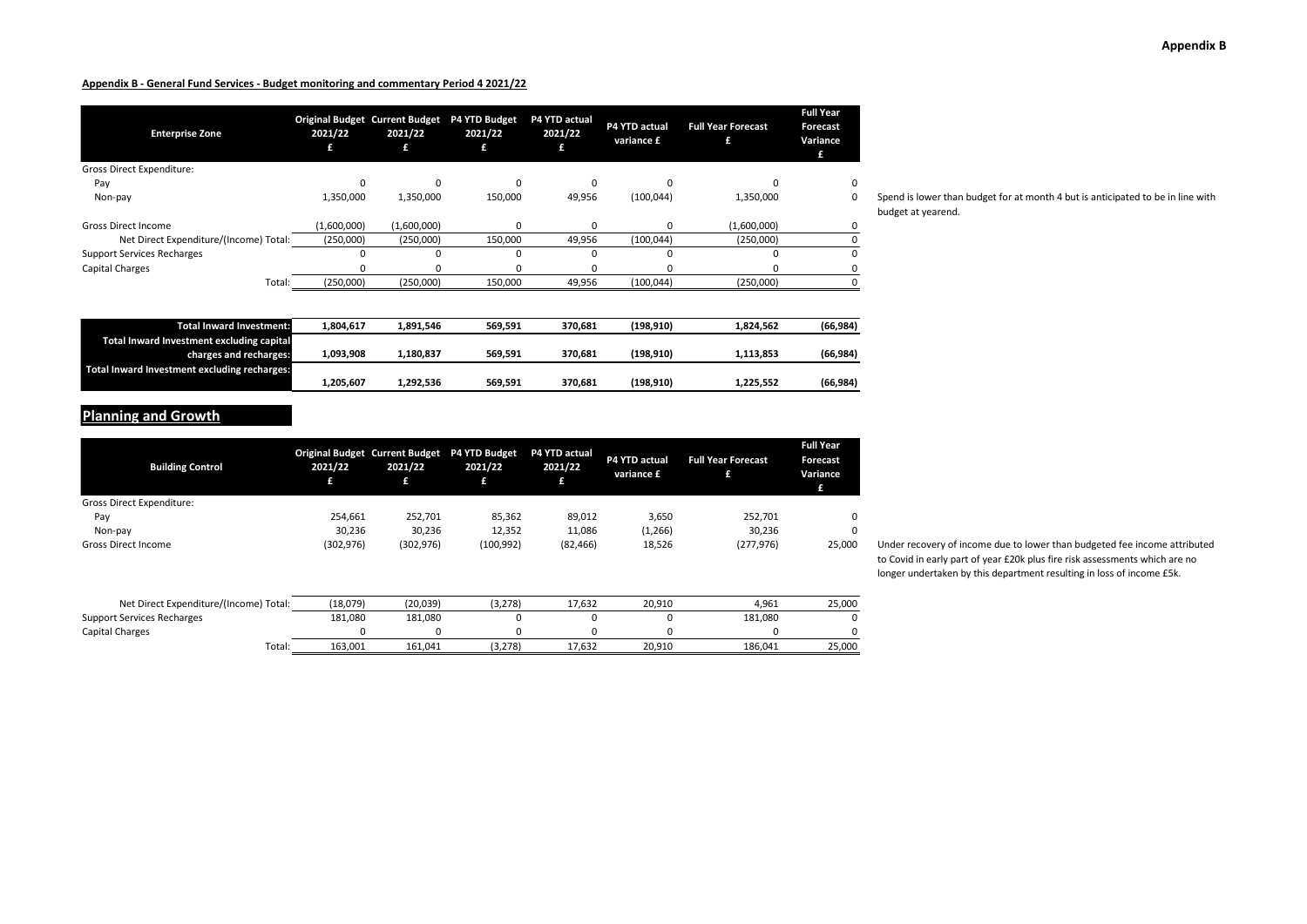**Appendix B**

**Appendix B - General Fund Services - Budget monitoring and commentary Period 4 2021/22**

| Enterprise Zone | Original Budget 2021/22 £ | Current Budget 2021/22 £ | P4 YTD Budget 2021/22 £ | P4 YTD actual 2021/22 £ | P4 YTD actual variance £ | Full Year Forecast £ | Full Year Forecast Variance £ | |
|---|---|---|---|---|---|---|---|---|
| Gross Direct Expenditure: | | | | | | | | |
| Pay | 0 | 0 | 0 | 0 | 0 | 0 | 0 | |
| Non-pay | 1,350,000 | 1,350,000 | 150,000 | 49,956 | (100,044) | 1,350,000 | 0 | Spend is lower than budget for at month 4 but is anticipated to be in line with budget at yearend. |
| Gross Direct Income | (1,600,000) | (1,600,000) | 0 | 0 | 0 | (1,600,000) | 0 | |
| Net Direct Expenditure/(Income) Total: | (250,000) | (250,000) | 150,000 | 49,956 | (100,044) | (250,000) | 0 | |
| Support Services Recharges | 0 | 0 | 0 | 0 | 0 | 0 | 0 | |
| Capital Charges | 0 | 0 | 0 | 0 | 0 | 0 | 0 | |
| Total: | (250,000) | (250,000) | 150,000 | 49,956 | (100,044) | (250,000) | 0 | |

| | | | | | | | |
|---|---|---|---|---|---|---|---|
| **Total Inward Investment:** | **1,804,617** | **1,891,546** | **569,591** | **370,681** | **(198,910)** | **1,824,562** | **(66,984)** |
| **Total Inward Investment excluding capital charges and recharges:** | **1,093,908** | **1,180,837** | **569,591** | **370,681** | **(198,910)** | **1,113,853** | **(66,984)** |
| **Total Inward Investment excluding recharges:** | **1,205,607** | **1,292,536** | **569,591** | **370,681** | **(198,910)** | **1,225,552** | **(66,984)** |

## Planning and Growth

| Building Control | Original Budget 2021/22 £ | Current Budget 2021/22 £ | P4 YTD Budget 2021/22 £ | P4 YTD actual 2021/22 £ | P4 YTD actual variance £ | Full Year Forecast £ | Full Year Forecast Variance £ | |
|---|---|---|---|---|---|---|---|---|
| Gross Direct Expenditure: | | | | | | | | |
| Pay | 254,661 | 252,701 | 85,362 | 89,012 | 3,650 | 252,701 | 0 | |
| Non-pay | 30,236 | 30,236 | 12,352 | 11,086 | (1,266) | 30,236 | 0 | |
| Gross Direct Income | (302,976) | (302,976) | (100,992) | (82,466) | 18,526 | (277,976) | 25,000 | Under recovery of income due to lower than budgeted fee income attributed to Covid in early part of year £20k plus fire risk assessments which are no longer undertaken by this department resulting in loss of income £5k. |
| Net Direct Expenditure/(Income) Total: | (18,079) | (20,039) | (3,278) | 17,632 | 20,910 | 4,961 | 25,000 | |
| Support Services Recharges | 181,080 | 181,080 | 0 | 0 | 0 | 181,080 | 0 | |
| Capital Charges | 0 | 0 | 0 | 0 | 0 | 0 | 0 | |
| Total: | 163,001 | 161,041 | (3,278) | 17,632 | 20,910 | 186,041 | 25,000 | |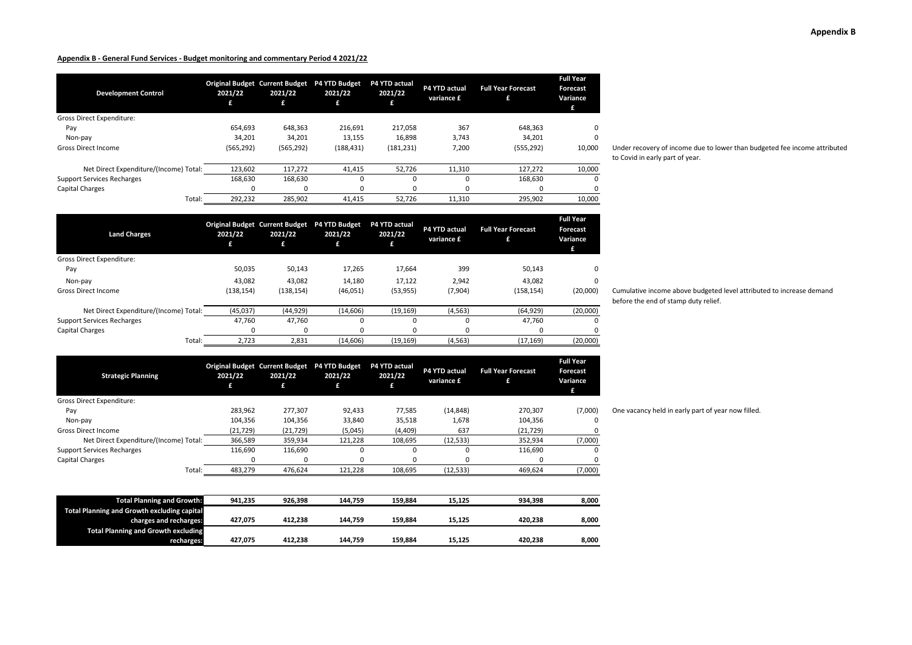**Appendix B**

**Appendix B - General Fund Services - Budget monitoring and commentary Period 4 2021/22**

| Development Control | Original Budget 2021/22 £ | Current Budget 2021/22 £ | P4 YTD Budget 2021/22 £ | P4 YTD actual 2021/22 £ | P4 YTD actual variance £ | Full Year Forecast £ | Full Year Forecast Variance £ | |
|---|---|---|---|---|---|---|---|---|
| Gross Direct Expenditure: | | | | | | | | |
| Pay | 654,693 | 648,363 | 216,691 | 217,058 | 367 | 648,363 | 0 | |
| Non-pay | 34,201 | 34,201 | 13,155 | 16,898 | 3,743 | 34,201 | 0 | |
| Gross Direct Income | (565,292) | (565,292) | (188,431) | (181,231) | 7,200 | (555,292) | 10,000 | Under recovery of income due to lower than budgeted fee income attributed to Covid in early part of year. |
| Net Direct Expenditure/(Income) Total: | 123,602 | 117,272 | 41,415 | 52,726 | 11,310 | 127,272 | 10,000 | |
| Support Services Recharges | 168,630 | 168,630 | 0 | 0 | 0 | 168,630 | 0 | |
| Capital Charges | 0 | 0 | 0 | 0 | 0 | 0 | 0 | |
| Total: | 292,232 | 285,902 | 41,415 | 52,726 | 11,310 | 295,902 | 10,000 | |

| Land Charges | Original Budget 2021/22 £ | Current Budget 2021/22 £ | P4 YTD Budget 2021/22 £ | P4 YTD actual 2021/22 £ | P4 YTD actual variance £ | Full Year Forecast £ | Full Year Forecast Variance £ | |
|---|---|---|---|---|---|---|---|---|
| Gross Direct Expenditure: | | | | | | | | |
| Pay | 50,035 | 50,143 | 17,265 | 17,664 | 399 | 50,143 | 0 | |
| Non-pay | 43,082 | 43,082 | 14,180 | 17,122 | 2,942 | 43,082 | 0 | |
| Gross Direct Income | (138,154) | (138,154) | (46,051) | (53,955) | (7,904) | (158,154) | (20,000) | Cumulative income above budgeted level attributed to increase demand before the end of stamp duty relief. |
| Net Direct Expenditure/(Income) Total: | (45,037) | (44,929) | (14,606) | (19,169) | (4,563) | (64,929) | (20,000) | |
| Support Services Recharges | 47,760 | 47,760 | 0 | 0 | 0 | 47,760 | 0 | |
| Capital Charges | 0 | 0 | 0 | 0 | 0 | 0 | 0 | |
| Total: | 2,723 | 2,831 | (14,606) | (19,169) | (4,563) | (17,169) | (20,000) | |

| Strategic Planning | Original Budget 2021/22 £ | Current Budget 2021/22 £ | P4 YTD Budget 2021/22 £ | P4 YTD actual 2021/22 £ | P4 YTD actual variance £ | Full Year Forecast £ | Full Year Forecast Variance £ | |
|---|---|---|---|---|---|---|---|---|
| Gross Direct Expenditure: | | | | | | | | |
| Pay | 283,962 | 277,307 | 92,433 | 77,585 | (14,848) | 270,307 | (7,000) | One vacancy held in early part of year now filled. |
| Non-pay | 104,356 | 104,356 | 33,840 | 35,518 | 1,678 | 104,356 | 0 | |
| Gross Direct Income | (21,729) | (21,729) | (5,045) | (4,409) | 637 | (21,729) | 0 | |
| Net Direct Expenditure/(Income) Total: | 366,589 | 359,934 | 121,228 | 108,695 | (12,533) | 352,934 | (7,000) | |
| Support Services Recharges | 116,690 | 116,690 | 0 | 0 | 0 | 116,690 | 0 | |
| Capital Charges | 0 | 0 | 0 | 0 | 0 | 0 | 0 | |
| Total: | 483,279 | 476,624 | 121,228 | 108,695 | (12,533) | 469,624 | (7,000) | |

| | Original Budget 2021/22 £ | Current Budget 2021/22 £ | P4 YTD Budget 2021/22 £ | P4 YTD actual 2021/22 £ | P4 YTD actual variance £ | Full Year Forecast £ | Full Year Forecast Variance £ |
|---|---|---|---|---|---|---|---|
| **Total Planning and Growth:** | **941,235** | **926,398** | **144,759** | **159,884** | **15,125** | **934,398** | **8,000** |
| **Total Planning and Growth excluding capital charges and recharges:** | **427,075** | **412,238** | **144,759** | **159,884** | **15,125** | **420,238** | **8,000** |
| **Total Planning and Growth excluding recharges:** | **427,075** | **412,238** | **144,759** | **159,884** | **15,125** | **420,238** | **8,000** |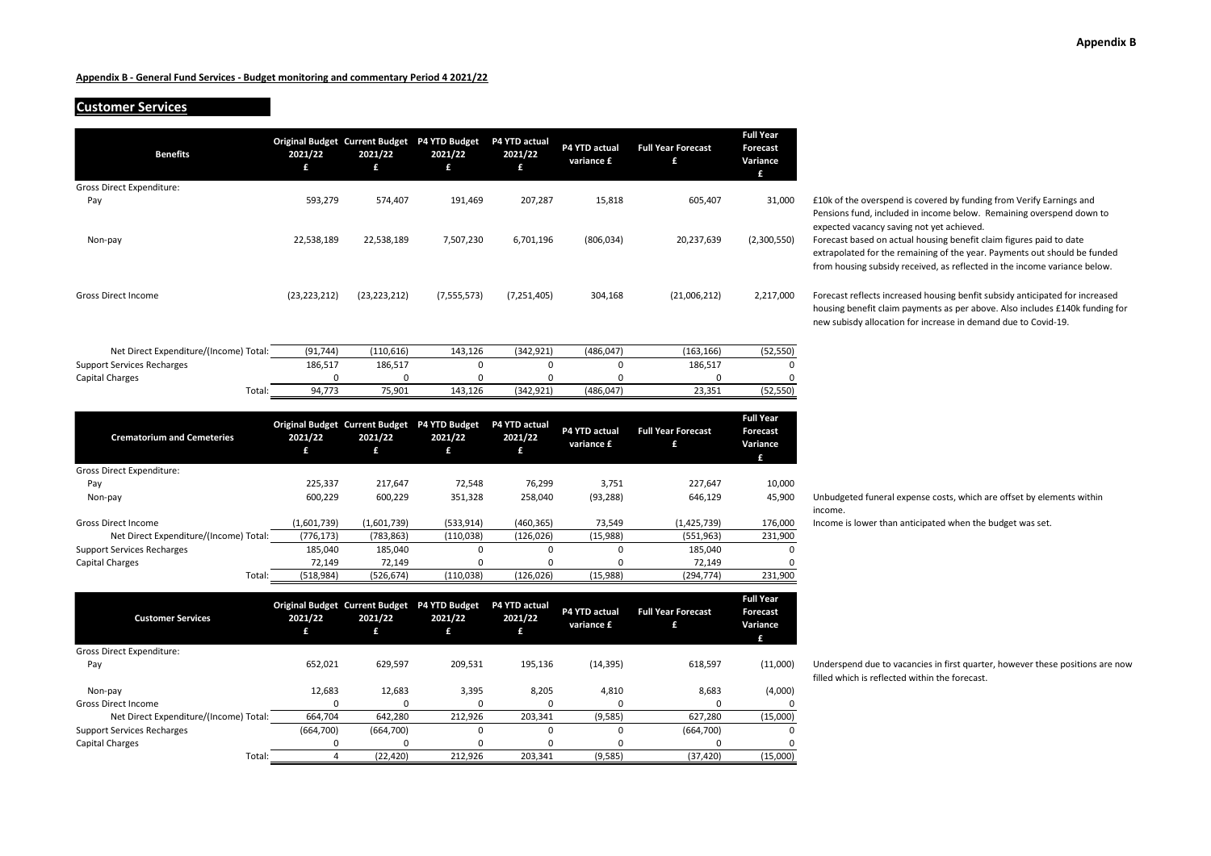**Appendix B - General Fund Services - Budget monitoring and commentary Period 4 2021/22**

## Customer Services

| Benefits | Original Budget 2021/22 £ | Current Budget 2021/22 £ | P4 YTD Budget 2021/22 £ | P4 YTD actual 2021/22 £ | P4 YTD actual variance £ | Full Year Forecast £ | Full Year Forecast Variance £ | Commentary |
|---|---|---|---|---|---|---|---|---|
| Gross Direct Expenditure: | | | | | | | | |
| Pay | 593,279 | 574,407 | 191,469 | 207,287 | 15,818 | 605,407 | 31,000 | £10k of the overspend is covered by funding from Verify Earnings and Pensions fund, included in income below. Remaining overspend down to expected vacancy saving not yet achieved. |
| Non-pay | 22,538,189 | 22,538,189 | 7,507,230 | 6,701,196 | (806,034) | 20,237,639 | (2,300,550) | Forecast based on actual housing benefit claim figures paid to date extrapolated for the remaining of the year. Payments out should be funded from housing subsidy received, as reflected in the income variance below. |
| Gross Direct Income | (23,223,212) | (23,223,212) | (7,555,573) | (7,251,405) | 304,168 | (21,006,212) | 2,217,000 | Forecast reflects increased housing benfit subsidy anticipated for increased housing benefit claim payments as per above. Also includes £140k funding for new subisdy allocation for increase in demand due to Covid-19. |
| Net Direct Expenditure/(Income) Total: | (91,744) | (110,616) | 143,126 | (342,921) | (486,047) | (163,166) | (52,550) | |
| Support Services Recharges | 186,517 | 186,517 | 0 | 0 | 0 | 186,517 | 0 | |
| Capital Charges | 0 | 0 | 0 | 0 | 0 | 0 | 0 | |
| Total: | 94,773 | 75,901 | 143,126 | (342,921) | (486,047) | 23,351 | (52,550) | |

| Crematorium and Cemeteries | Original Budget 2021/22 £ | Current Budget 2021/22 £ | P4 YTD Budget 2021/22 £ | P4 YTD actual 2021/22 £ | P4 YTD actual variance £ | Full Year Forecast £ | Full Year Forecast Variance £ | Commentary |
|---|---|---|---|---|---|---|---|---|
| Gross Direct Expenditure: | | | | | | | | |
| Pay | 225,337 | 217,647 | 72,548 | 76,299 | 3,751 | 227,647 | 10,000 | |
| Non-pay | 600,229 | 600,229 | 351,328 | 258,040 | (93,288) | 646,129 | 45,900 | Unbudgeted funeral expense costs, which are offset by elements within income. |
| Gross Direct Income | (1,601,739) | (1,601,739) | (533,914) | (460,365) | 73,549 | (1,425,739) | 176,000 | Income is lower than anticipated when the budget was set. |
| Net Direct Expenditure/(Income) Total: | (776,173) | (783,863) | (110,038) | (126,026) | (15,988) | (551,963) | 231,900 | |
| Support Services Recharges | 185,040 | 185,040 | 0 | 0 | 0 | 185,040 | 0 | |
| Capital Charges | 72,149 | 72,149 | 0 | 0 | 0 | 72,149 | 0 | |
| Total: | (518,984) | (526,674) | (110,038) | (126,026) | (15,988) | (294,774) | 231,900 | |

| Customer Services | Original Budget 2021/22 £ | Current Budget 2021/22 £ | P4 YTD Budget 2021/22 £ | P4 YTD actual 2021/22 £ | P4 YTD actual variance £ | Full Year Forecast £ | Full Year Forecast Variance £ | Commentary |
|---|---|---|---|---|---|---|---|---|
| Gross Direct Expenditure: | | | | | | | | |
| Pay | 652,021 | 629,597 | 209,531 | 195,136 | (14,395) | 618,597 | (11,000) | Underspend due to vacancies in first quarter, however these positions are now filled which is reflected within the forecast. |
| Non-pay | 12,683 | 12,683 | 3,395 | 8,205 | 4,810 | 8,683 | (4,000) | |
| Gross Direct Income | 0 | 0 | 0 | 0 | 0 | 0 | 0 | |
| Net Direct Expenditure/(Income) Total: | 664,704 | 642,280 | 212,926 | 203,341 | (9,585) | 627,280 | (15,000) | |
| Support Services Recharges | (664,700) | (664,700) | 0 | 0 | 0 | (664,700) | 0 | |
| Capital Charges | 0 | 0 | 0 | 0 | 0 | 0 | 0 | |
| Total: | 4 | (22,420) | 212,926 | 203,341 | (9,585) | (37,420) | (15,000) | |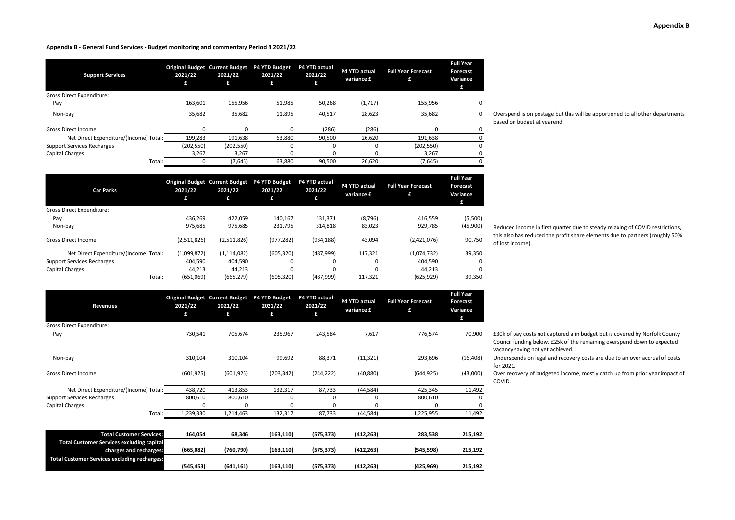**Appendix B**

**Appendix B - General Fund Services - Budget monitoring and commentary Period 4 2021/22**

| Support Services | Original Budget 2021/22 £ | Current Budget 2021/22 £ | P4 YTD Budget 2021/22 £ | P4 YTD actual 2021/22 £ | P4 YTD actual variance £ | Full Year Forecast £ | Full Year Forecast Variance £ | |
|---|---|---|---|---|---|---|---|---|
| Gross Direct Expenditure: | | | | | | | | |
| Pay | 163,601 | 155,956 | 51,985 | 50,268 | (1,717) | 155,956 | 0 | |
| Non-pay | 35,682 | 35,682 | 11,895 | 40,517 | 28,623 | 35,682 | 0 | Overspend is on postage but this will be apportioned to all other departments based on budget at yearend. |
| Gross Direct Income | 0 | 0 | 0 | (286) | (286) | 0 | 0 | |
| Net Direct Expenditure/(Income) Total: | 199,283 | 191,638 | 63,880 | 90,500 | 26,620 | 191,638 | 0 | |
| Support Services Recharges | (202,550) | (202,550) | 0 | 0 | 0 | (202,550) | 0 | |
| Capital Charges | 3,267 | 3,267 | 0 | 0 | 0 | 3,267 | 0 | |
| Total: | 0 | (7,645) | 63,880 | 90,500 | 26,620 | (7,645) | 0 | |

| Car Parks | Original Budget 2021/22 £ | Current Budget 2021/22 £ | P4 YTD Budget 2021/22 £ | P4 YTD actual 2021/22 £ | P4 YTD actual variance £ | Full Year Forecast £ | Full Year Forecast Variance £ | |
|---|---|---|---|---|---|---|---|---|
| Gross Direct Expenditure: | | | | | | | | |
| Pay | 436,269 | 422,059 | 140,167 | 131,371 | (8,796) | 416,559 | (5,500) | |
| Non-pay | 975,685 | 975,685 | 231,795 | 314,818 | 83,023 | 929,785 | (45,900) | Reduced income in first quarter due to steady relaxing of COVID restrictions, this also has reduced the profit share elements due to partners (roughly 50% of lost income). |
| Gross Direct Income | (2,511,826) | (2,511,826) | (977,282) | (934,188) | 43,094 | (2,421,076) | 90,750 | |
| Net Direct Expenditure/(Income) Total: | (1,099,872) | (1,114,082) | (605,320) | (487,999) | 117,321 | (1,074,732) | 39,350 | |
| Support Services Recharges | 404,590 | 404,590 | 0 | 0 | 0 | 404,590 | 0 | |
| Capital Charges | 44,213 | 44,213 | 0 | 0 | 0 | 44,213 | 0 | |
| Total: | (651,069) | (665,279) | (605,320) | (487,999) | 117,321 | (625,929) | 39,350 | |

| Revenues | Original Budget 2021/22 £ | Current Budget 2021/22 £ | P4 YTD Budget 2021/22 £ | P4 YTD actual 2021/22 £ | P4 YTD actual variance £ | Full Year Forecast £ | Full Year Forecast Variance £ | |
|---|---|---|---|---|---|---|---|---|
| Gross Direct Expenditure: | | | | | | | | |
| Pay | 730,541 | 705,674 | 235,967 | 243,584 | 7,617 | 776,574 | 70,900 | £30k of pay costs not captured a in budget but is covered by Norfolk County Council funding below. £25k of the remaining overspend down to expected vacancy saving not yet achieved. |
| Non-pay | 310,104 | 310,104 | 99,692 | 88,371 | (11,321) | 293,696 | (16,408) | Underspends on legal and recovery costs are due to an over accrual of costs for 2021. |
| Gross Direct Income | (601,925) | (601,925) | (203,342) | (244,222) | (40,880) | (644,925) | (43,000) | Over recovery of budgeted income, mostly catch up from prior year impact of COVID. |
| Net Direct Expenditure/(Income) Total: | 438,720 | 413,853 | 132,317 | 87,733 | (44,584) | 425,345 | 11,492 | |
| Support Services Recharges | 800,610 | 800,610 | 0 | 0 | 0 | 800,610 | 0 | |
| Capital Charges | 0 | 0 | 0 | 0 | 0 | 0 | 0 | |
| Total: | 1,239,330 | 1,214,463 | 132,317 | 87,733 | (44,584) | 1,225,955 | 11,492 | |

| | | | | | | | |
|---|---|---|---|---|---|---|---|
| **Total Customer Services:** | **164,054** | **68,346** | **(163,110)** | **(575,373)** | **(412,263)** | **283,538** | **215,192** |
| **Total Customer Services excluding capital charges and recharges:** | **(665,082)** | **(760,790)** | **(163,110)** | **(575,373)** | **(412,263)** | **(545,598)** | **215,192** |
| **Total Customer Services excluding recharges:** | **(545,453)** | **(641,161)** | **(163,110)** | **(575,373)** | **(412,263)** | **(425,969)** | **215,192** |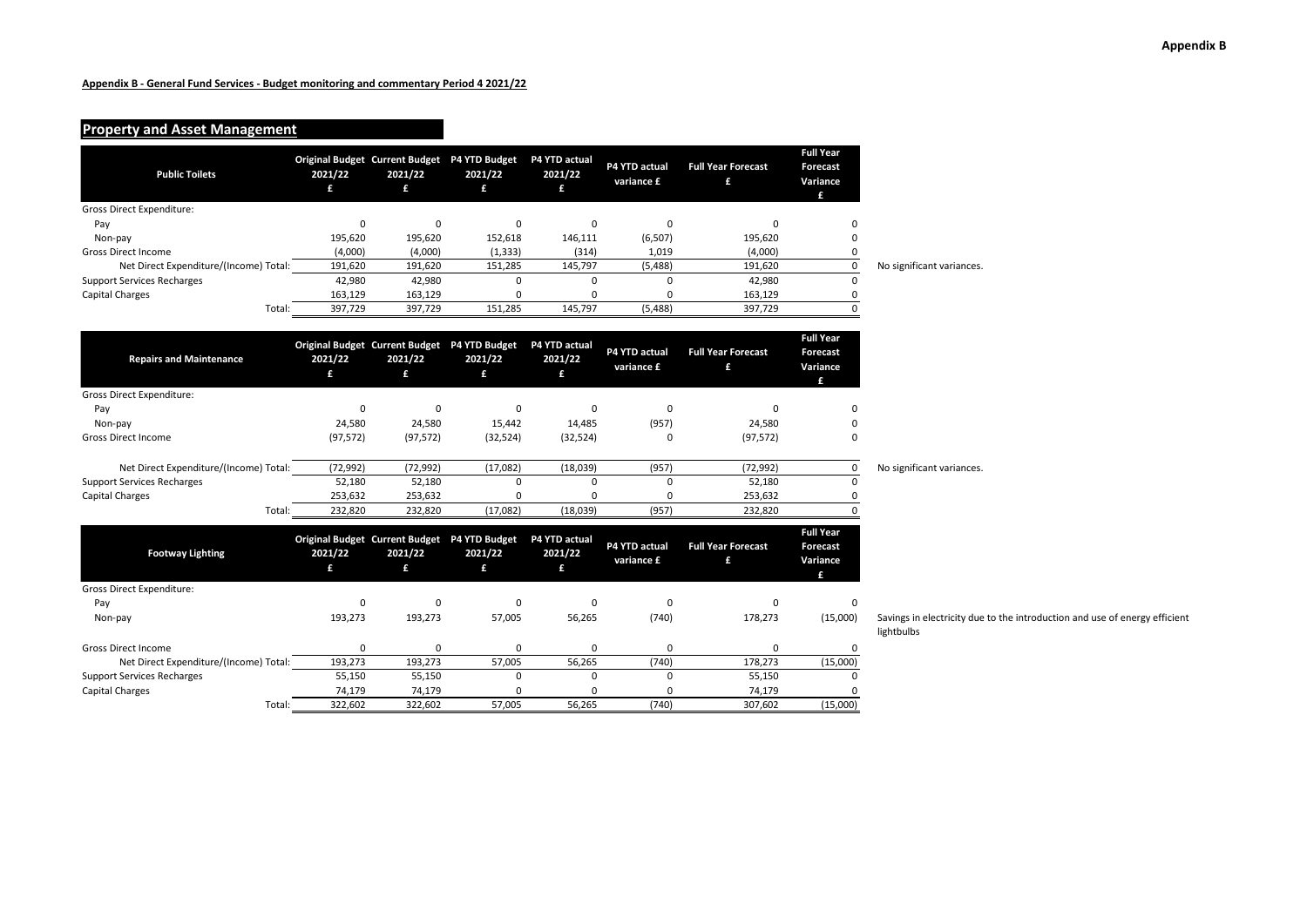## Appendix B - General Fund Services - Budget monitoring and commentary Period 4 2021/22

## Property and Asset Management

| Public Toilets | Original Budget 2021/22 £ | Current Budget 2021/22 £ | P4 YTD Budget 2021/22 £ | P4 YTD actual 2021/22 £ | P4 YTD actual variance £ | Full Year Forecast £ | Full Year Forecast Variance £ | |
|---|---|---|---|---|---|---|---|---|
| Gross Direct Expenditure: | | | | | | | | |
| Pay | 0 | 0 | 0 | 0 | 0 | 0 | 0 | |
| Non-pay | 195,620 | 195,620 | 152,618 | 146,111 | (6,507) | 195,620 | 0 | |
| Gross Direct Income | (4,000) | (4,000) | (1,333) | (314) | 1,019 | (4,000) | 0 | |
| Net Direct Expenditure/(Income) Total: | 191,620 | 191,620 | 151,285 | 145,797 | (5,488) | 191,620 | 0 | No significant variances. |
| Support Services Recharges | 42,980 | 42,980 | 0 | 0 | 0 | 42,980 | 0 | |
| Capital Charges | 163,129 | 163,129 | 0 | 0 | 0 | 163,129 | 0 | |
| Total: | 397,729 | 397,729 | 151,285 | 145,797 | (5,488) | 397,729 | 0 | |

| Repairs and Maintenance | Original Budget 2021/22 £ | Current Budget 2021/22 £ | P4 YTD Budget 2021/22 £ | P4 YTD actual 2021/22 £ | P4 YTD actual variance £ | Full Year Forecast £ | Full Year Forecast Variance £ | |
|---|---|---|---|---|---|---|---|---|
| Gross Direct Expenditure: | | | | | | | | |
| Pay | 0 | 0 | 0 | 0 | 0 | 0 | 0 | |
| Non-pay | 24,580 | 24,580 | 15,442 | 14,485 | (957) | 24,580 | 0 | |
| Gross Direct Income | (97,572) | (97,572) | (32,524) | (32,524) | 0 | (97,572) | 0 | |
| Net Direct Expenditure/(Income) Total: | (72,992) | (72,992) | (17,082) | (18,039) | (957) | (72,992) | 0 | No significant variances. |
| Support Services Recharges | 52,180 | 52,180 | 0 | 0 | 0 | 52,180 | 0 | |
| Capital Charges | 253,632 | 253,632 | 0 | 0 | 0 | 253,632 | 0 | |
| Total: | 232,820 | 232,820 | (17,082) | (18,039) | (957) | 232,820 | 0 | |

| Footway Lighting | Original Budget 2021/22 £ | Current Budget 2021/22 £ | P4 YTD Budget 2021/22 £ | P4 YTD actual 2021/22 £ | P4 YTD actual variance £ | Full Year Forecast £ | Full Year Forecast Variance £ | |
|---|---|---|---|---|---|---|---|---|
| Gross Direct Expenditure: | | | | | | | | |
| Pay | 0 | 0 | 0 | 0 | 0 | 0 | 0 | |
| Non-pay | 193,273 | 193,273 | 57,005 | 56,265 | (740) | 178,273 | (15,000) | Savings in electricity due to the introduction and use of energy efficient lightbulbs |
| Gross Direct Income | 0 | 0 | 0 | 0 | 0 | 0 | 0 | |
| Net Direct Expenditure/(Income) Total: | 193,273 | 193,273 | 57,005 | 56,265 | (740) | 178,273 | (15,000) | |
| Support Services Recharges | 55,150 | 55,150 | 0 | 0 | 0 | 55,150 | 0 | |
| Capital Charges | 74,179 | 74,179 | 0 | 0 | 0 | 74,179 | 0 | |
| Total: | 322,602 | 322,602 | 57,005 | 56,265 | (740) | 307,602 | (15,000) | |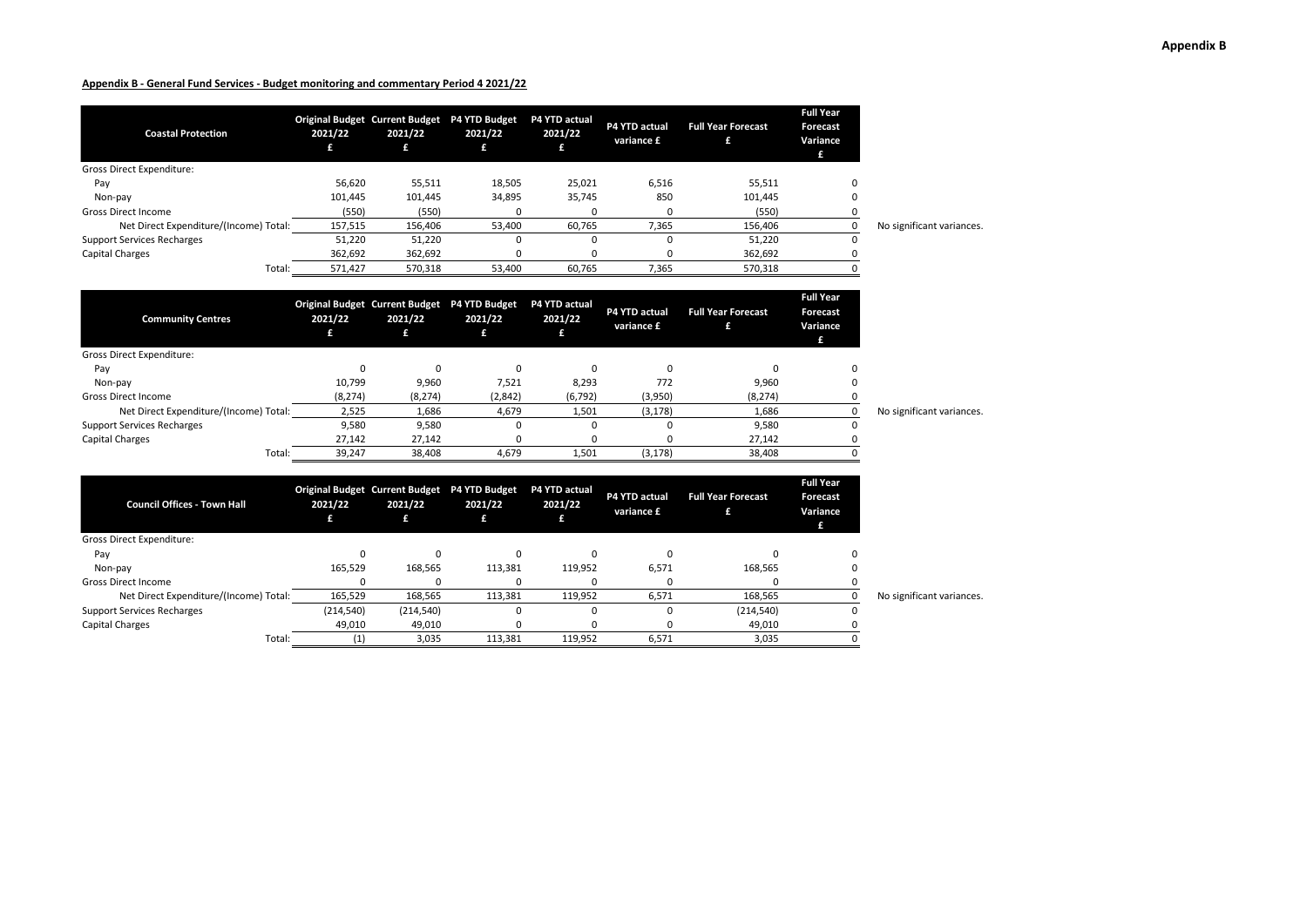**Appendix B**

**Appendix B - General Fund Services - Budget monitoring and commentary Period 4 2021/22**

| Coastal Protection | Original Budget 2021/22 £ | Current Budget 2021/22 £ | P4 YTD Budget 2021/22 £ | P4 YTD actual 2021/22 £ | P4 YTD actual variance £ | Full Year Forecast £ | Full Year Forecast Variance £ | |
|---|---|---|---|---|---|---|---|---|
| Gross Direct Expenditure: | | | | | | | | |
| Pay | 56,620 | 55,511 | 18,505 | 25,021 | 6,516 | 55,511 | 0 | |
| Non-pay | 101,445 | 101,445 | 34,895 | 35,745 | 850 | 101,445 | 0 | |
| Gross Direct Income | (550) | (550) | 0 | 0 | 0 | (550) | 0 | |
| Net Direct Expenditure/(Income) Total: | 157,515 | 156,406 | 53,400 | 60,765 | 7,365 | 156,406 | 0 | No significant variances. |
| Support Services Recharges | 51,220 | 51,220 | 0 | 0 | 0 | 51,220 | 0 | |
| Capital Charges | 362,692 | 362,692 | 0 | 0 | 0 | 362,692 | 0 | |
| Total: | 571,427 | 570,318 | 53,400 | 60,765 | 7,365 | 570,318 | 0 | |

| Community Centres | Original Budget 2021/22 £ | Current Budget 2021/22 £ | P4 YTD Budget 2021/22 £ | P4 YTD actual 2021/22 £ | P4 YTD actual variance £ | Full Year Forecast £ | Full Year Forecast Variance £ | |
|---|---|---|---|---|---|---|---|---|
| Gross Direct Expenditure: | | | | | | | | |
| Pay | 0 | 0 | 0 | 0 | 0 | 0 | 0 | |
| Non-pay | 10,799 | 9,960 | 7,521 | 8,293 | 772 | 9,960 | 0 | |
| Gross Direct Income | (8,274) | (8,274) | (2,842) | (6,792) | (3,950) | (8,274) | 0 | |
| Net Direct Expenditure/(Income) Total: | 2,525 | 1,686 | 4,679 | 1,501 | (3,178) | 1,686 | 0 | No significant variances. |
| Support Services Recharges | 9,580 | 9,580 | 0 | 0 | 0 | 9,580 | 0 | |
| Capital Charges | 27,142 | 27,142 | 0 | 0 | 0 | 27,142 | 0 | |
| Total: | 39,247 | 38,408 | 4,679 | 1,501 | (3,178) | 38,408 | 0 | |

| Council Offices - Town Hall | Original Budget 2021/22 £ | Current Budget 2021/22 £ | P4 YTD Budget 2021/22 £ | P4 YTD actual 2021/22 £ | P4 YTD actual variance £ | Full Year Forecast £ | Full Year Forecast Variance £ | |
|---|---|---|---|---|---|---|---|---|
| Gross Direct Expenditure: | | | | | | | | |
| Pay | 0 | 0 | 0 | 0 | 0 | 0 | 0 | |
| Non-pay | 165,529 | 168,565 | 113,381 | 119,952 | 6,571 | 168,565 | 0 | |
| Gross Direct Income | 0 | 0 | 0 | 0 | 0 | 0 | 0 | |
| Net Direct Expenditure/(Income) Total: | 165,529 | 168,565 | 113,381 | 119,952 | 6,571 | 168,565 | 0 | No significant variances. |
| Support Services Recharges | (214,540) | (214,540) | 0 | 0 | 0 | (214,540) | 0 | |
| Capital Charges | 49,010 | 49,010 | 0 | 0 | 0 | 49,010 | 0 | |
| Total: | (1) | 3,035 | 113,381 | 119,952 | 6,571 | 3,035 | 0 | |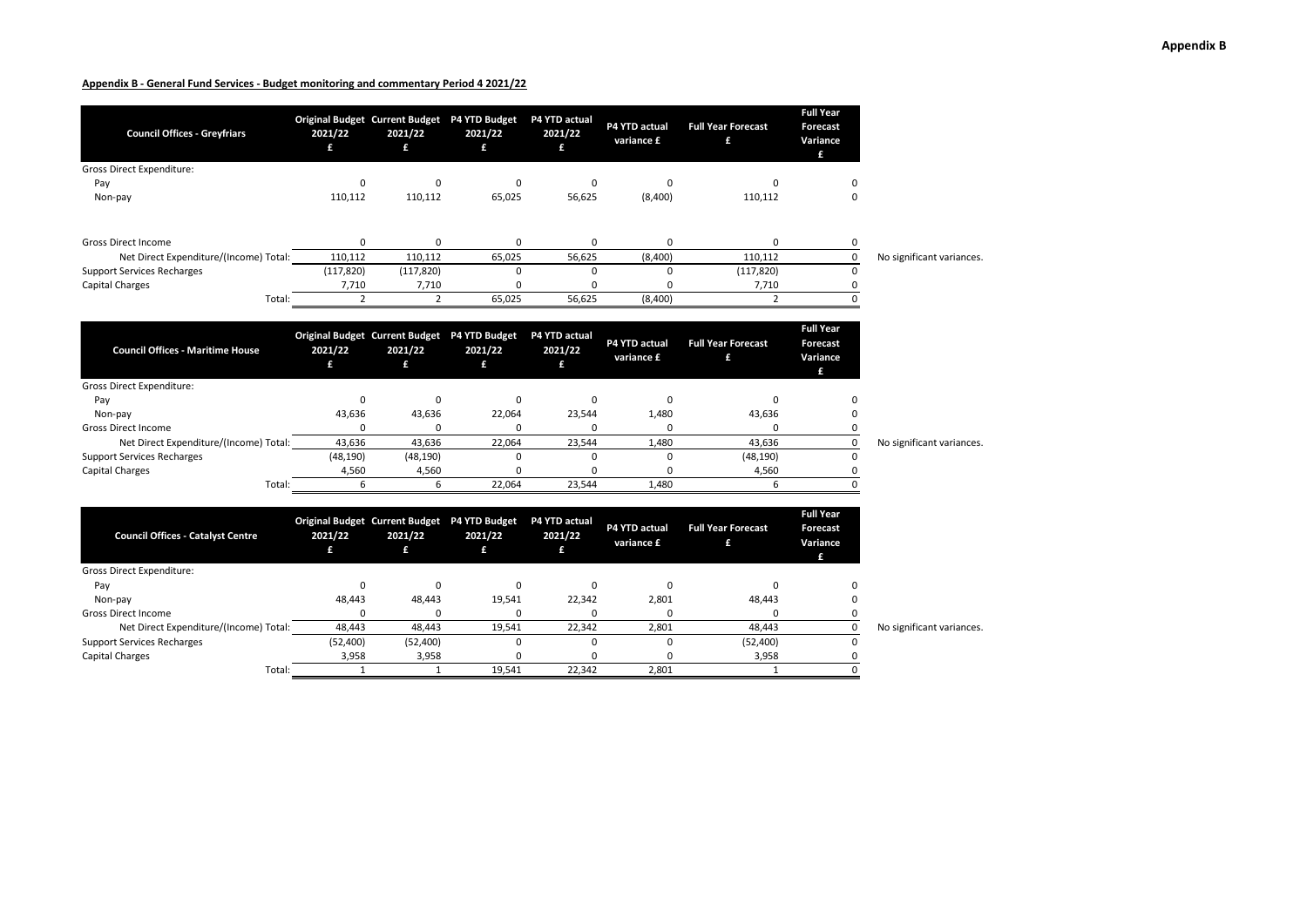**Appendix B**

**Appendix B - General Fund Services - Budget monitoring and commentary Period 4 2021/22**

| Council Offices - Greyfriars | Original Budget 2021/22 £ | Current Budget 2021/22 £ | P4 YTD Budget 2021/22 £ | P4 YTD actual 2021/22 £ | P4 YTD actual variance £ | Full Year Forecast £ | Full Year Forecast Variance £ | |
|---|---|---|---|---|---|---|---|---|
| Gross Direct Expenditure: | | | | | | | | |
| Pay | 0 | 0 | 0 | 0 | 0 | 0 | 0 | |
| Non-pay | 110,112 | 110,112 | 65,025 | 56,625 | (8,400) | 110,112 | 0 | |
| Gross Direct Income | 0 | 0 | 0 | 0 | 0 | 0 | 0 | |
| Net Direct Expenditure/(Income) Total: | 110,112 | 110,112 | 65,025 | 56,625 | (8,400) | 110,112 | 0 | No significant variances. |
| Support Services Recharges | (117,820) | (117,820) | 0 | 0 | 0 | (117,820) | 0 | |
| Capital Charges | 7,710 | 7,710 | 0 | 0 | 0 | 7,710 | 0 | |
| Total: | 2 | 2 | 65,025 | 56,625 | (8,400) | 2 | 0 | |

| Council Offices - Maritime House | Original Budget 2021/22 £ | Current Budget 2021/22 £ | P4 YTD Budget 2021/22 £ | P4 YTD actual 2021/22 £ | P4 YTD actual variance £ | Full Year Forecast £ | Full Year Forecast Variance £ | |
|---|---|---|---|---|---|---|---|---|
| Gross Direct Expenditure: | | | | | | | | |
| Pay | 0 | 0 | 0 | 0 | 0 | 0 | 0 | |
| Non-pay | 43,636 | 43,636 | 22,064 | 23,544 | 1,480 | 43,636 | 0 | |
| Gross Direct Income | 0 | 0 | 0 | 0 | 0 | 0 | 0 | |
| Net Direct Expenditure/(Income) Total: | 43,636 | 43,636 | 22,064 | 23,544 | 1,480 | 43,636 | 0 | No significant variances. |
| Support Services Recharges | (48,190) | (48,190) | 0 | 0 | 0 | (48,190) | 0 | |
| Capital Charges | 4,560 | 4,560 | 0 | 0 | 0 | 4,560 | 0 | |
| Total: | 6 | 6 | 22,064 | 23,544 | 1,480 | 6 | 0 | |

| Council Offices - Catalyst Centre | Original Budget 2021/22 £ | Current Budget 2021/22 £ | P4 YTD Budget 2021/22 £ | P4 YTD actual 2021/22 £ | P4 YTD actual variance £ | Full Year Forecast £ | Full Year Forecast Variance £ | |
|---|---|---|---|---|---|---|---|---|
| Gross Direct Expenditure: | | | | | | | | |
| Pay | 0 | 0 | 0 | 0 | 0 | 0 | 0 | |
| Non-pay | 48,443 | 48,443 | 19,541 | 22,342 | 2,801 | 48,443 | 0 | |
| Gross Direct Income | 0 | 0 | 0 | 0 | 0 | 0 | 0 | |
| Net Direct Expenditure/(Income) Total: | 48,443 | 48,443 | 19,541 | 22,342 | 2,801 | 48,443 | 0 | No significant variances. |
| Support Services Recharges | (52,400) | (52,400) | 0 | 0 | 0 | (52,400) | 0 | |
| Capital Charges | 3,958 | 3,958 | 0 | 0 | 0 | 3,958 | 0 | |
| Total: | 1 | 1 | 19,541 | 22,342 | 2,801 | 1 | 0 | |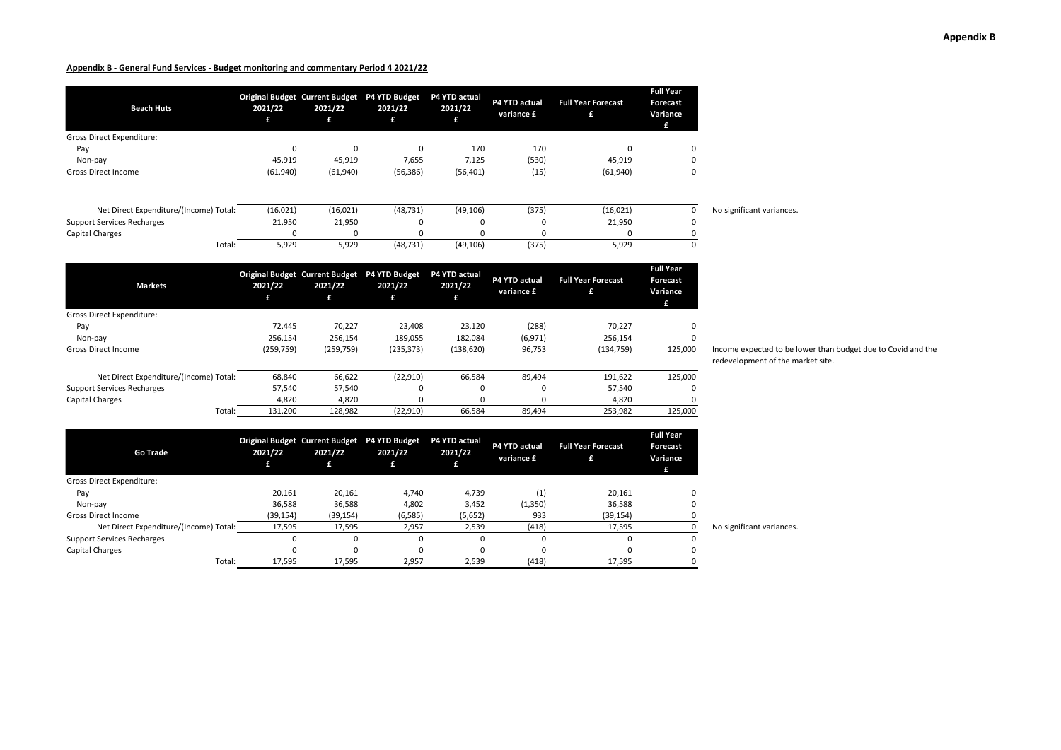**Appendix B**

**Appendix B - General Fund Services - Budget monitoring and commentary Period 4 2021/22**

| Beach Huts | Original Budget 2021/22 £ | Current Budget 2021/22 £ | P4 YTD Budget 2021/22 £ | P4 YTD actual 2021/22 £ | P4 YTD actual variance £ | Full Year Forecast £ | Full Year Forecast Variance £ | |
|---|---|---|---|---|---|---|---|---|
| Gross Direct Expenditure: | | | | | | | | |
| Pay | 0 | 0 | 0 | 170 | 170 | 0 | 0 | |
| Non-pay | 45,919 | 45,919 | 7,655 | 7,125 | (530) | 45,919 | 0 | |
| Gross Direct Income | (61,940) | (61,940) | (56,386) | (56,401) | (15) | (61,940) | 0 | |
| Net Direct Expenditure/(Income) Total: | (16,021) | (16,021) | (48,731) | (49,106) | (375) | (16,021) | 0 | No significant variances. |
| Support Services Recharges | 21,950 | 21,950 | 0 | 0 | 0 | 21,950 | 0 | |
| Capital Charges | 0 | 0 | 0 | 0 | 0 | 0 | 0 | |
| Total: | 5,929 | 5,929 | (48,731) | (49,106) | (375) | 5,929 | 0 | |

| Markets | Original Budget 2021/22 £ | Current Budget 2021/22 £ | P4 YTD Budget 2021/22 £ | P4 YTD actual 2021/22 £ | P4 YTD actual variance £ | Full Year Forecast £ | Full Year Forecast Variance £ | |
|---|---|---|---|---|---|---|---|---|
| Gross Direct Expenditure: | | | | | | | | |
| Pay | 72,445 | 70,227 | 23,408 | 23,120 | (288) | 70,227 | 0 | |
| Non-pay | 256,154 | 256,154 | 189,055 | 182,084 | (6,971) | 256,154 | 0 | |
| Gross Direct Income | (259,759) | (259,759) | (235,373) | (138,620) | 96,753 | (134,759) | 125,000 | Income expected to be lower than budget due to Covid and the redevelopment of the market site. |
| Net Direct Expenditure/(Income) Total: | 68,840 | 66,622 | (22,910) | 66,584 | 89,494 | 191,622 | 125,000 | |
| Support Services Recharges | 57,540 | 57,540 | 0 | 0 | 0 | 57,540 | 0 | |
| Capital Charges | 4,820 | 4,820 | 0 | 0 | 0 | 4,820 | 0 | |
| Total: | 131,200 | 128,982 | (22,910) | 66,584 | 89,494 | 253,982 | 125,000 | |

| Go Trade | Original Budget 2021/22 £ | Current Budget 2021/22 £ | P4 YTD Budget 2021/22 £ | P4 YTD actual 2021/22 £ | P4 YTD actual variance £ | Full Year Forecast £ | Full Year Forecast Variance £ | |
|---|---|---|---|---|---|---|---|---|
| Gross Direct Expenditure: | | | | | | | | |
| Pay | 20,161 | 20,161 | 4,740 | 4,739 | (1) | 20,161 | 0 | |
| Non-pay | 36,588 | 36,588 | 4,802 | 3,452 | (1,350) | 36,588 | 0 | |
| Gross Direct Income | (39,154) | (39,154) | (6,585) | (5,652) | 933 | (39,154) | 0 | |
| Net Direct Expenditure/(Income) Total: | 17,595 | 17,595 | 2,957 | 2,539 | (418) | 17,595 | 0 | No significant variances. |
| Support Services Recharges | 0 | 0 | 0 | 0 | 0 | 0 | 0 | |
| Capital Charges | 0 | 0 | 0 | 0 | 0 | 0 | 0 | |
| Total: | 17,595 | 17,595 | 2,957 | 2,539 | (418) | 17,595 | 0 | |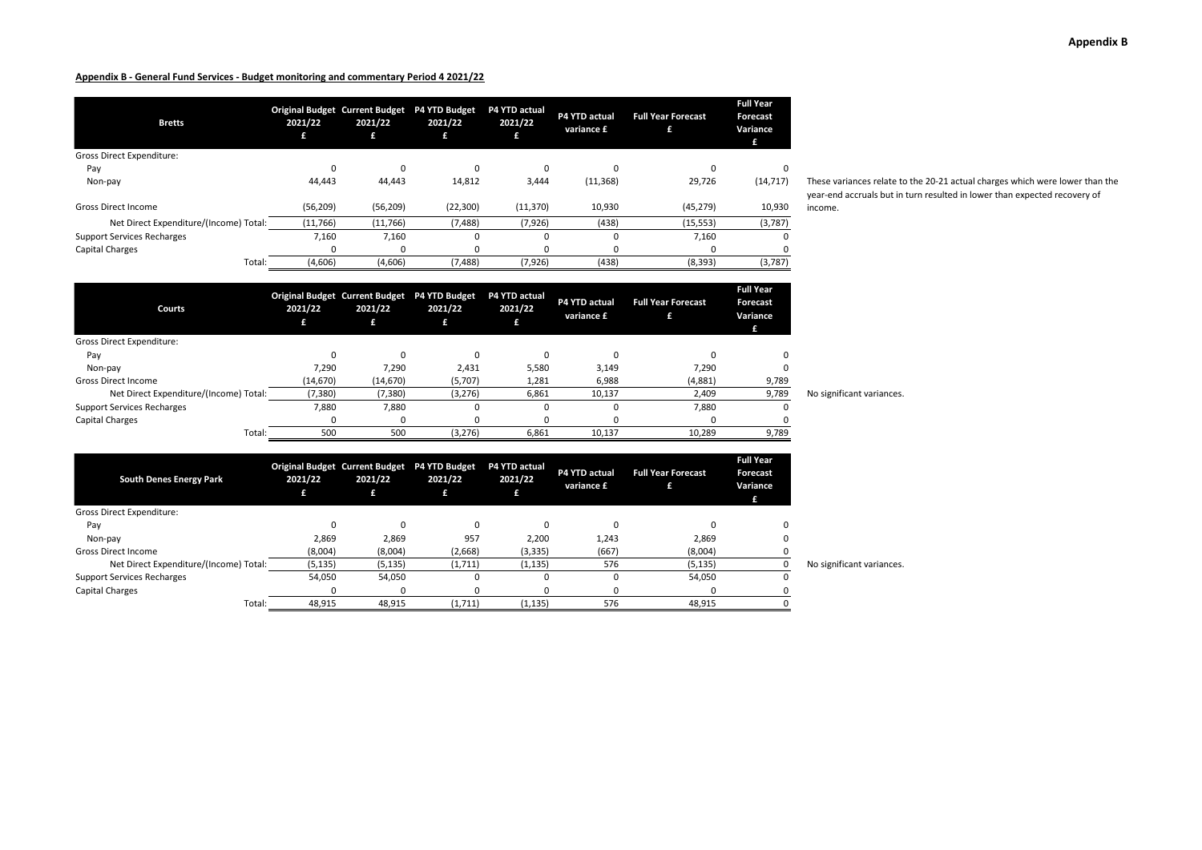**Appendix B**

**Appendix B - General Fund Services - Budget monitoring and commentary Period 4 2021/22**

| Bretts | Original Budget 2021/22 £ | Current Budget 2021/22 £ | P4 YTD Budget 2021/22 £ | P4 YTD actual 2021/22 £ | P4 YTD actual variance £ | Full Year Forecast £ | Full Year Forecast Variance £ | |
|---|---|---|---|---|---|---|---|---|
| Gross Direct Expenditure: | | | | | | | | |
| Pay | 0 | 0 | 0 | 0 | 0 | 0 | 0 | |
| Non-pay | 44,443 | 44,443 | 14,812 | 3,444 | (11,368) | 29,726 | (14,717) | These variances relate to the 20-21 actual charges which were lower than the year-end accruals but in turn resulted in lower than expected recovery of income. |
| Gross Direct Income | (56,209) | (56,209) | (22,300) | (11,370) | 10,930 | (45,279) | 10,930 | |
| Net Direct Expenditure/(Income) Total: | (11,766) | (11,766) | (7,488) | (7,926) | (438) | (15,553) | (3,787) | |
| Support Services Recharges | 7,160 | 7,160 | 0 | 0 | 0 | 7,160 | 0 | |
| Capital Charges | 0 | 0 | 0 | 0 | 0 | 0 | 0 | |
| Total: | (4,606) | (4,606) | (7,488) | (7,926) | (438) | (8,393) | (3,787) | |

| Courts | Original Budget 2021/22 £ | Current Budget 2021/22 £ | P4 YTD Budget 2021/22 £ | P4 YTD actual 2021/22 £ | P4 YTD actual variance £ | Full Year Forecast £ | Full Year Forecast Variance £ | |
|---|---|---|---|---|---|---|---|---|
| Gross Direct Expenditure: | | | | | | | | |
| Pay | 0 | 0 | 0 | 0 | 0 | 0 | 0 | |
| Non-pay | 7,290 | 7,290 | 2,431 | 5,580 | 3,149 | 7,290 | 0 | |
| Gross Direct Income | (14,670) | (14,670) | (5,707) | 1,281 | 6,988 | (4,881) | 9,789 | |
| Net Direct Expenditure/(Income) Total: | (7,380) | (7,380) | (3,276) | 6,861 | 10,137 | 2,409 | 9,789 | No significant variances. |
| Support Services Recharges | 7,880 | 7,880 | 0 | 0 | 0 | 7,880 | 0 | |
| Capital Charges | 0 | 0 | 0 | 0 | 0 | 0 | 0 | |
| Total: | 500 | 500 | (3,276) | 6,861 | 10,137 | 10,289 | 9,789 | |

| South Denes Energy Park | Original Budget 2021/22 £ | Current Budget 2021/22 £ | P4 YTD Budget 2021/22 £ | P4 YTD actual 2021/22 £ | P4 YTD actual variance £ | Full Year Forecast £ | Full Year Forecast Variance £ | |
|---|---|---|---|---|---|---|---|---|
| Gross Direct Expenditure: | | | | | | | | |
| Pay | 0 | 0 | 0 | 0 | 0 | 0 | 0 | |
| Non-pay | 2,869 | 2,869 | 957 | 2,200 | 1,243 | 2,869 | 0 | |
| Gross Direct Income | (8,004) | (8,004) | (2,668) | (3,335) | (667) | (8,004) | 0 | |
| Net Direct Expenditure/(Income) Total: | (5,135) | (5,135) | (1,711) | (1,135) | 576 | (5,135) | 0 | No significant variances. |
| Support Services Recharges | 54,050 | 54,050 | 0 | 0 | 0 | 54,050 | 0 | |
| Capital Charges | 0 | 0 | 0 | 0 | 0 | 0 | 0 | |
| Total: | 48,915 | 48,915 | (1,711) | (1,135) | 576 | 48,915 | 0 | |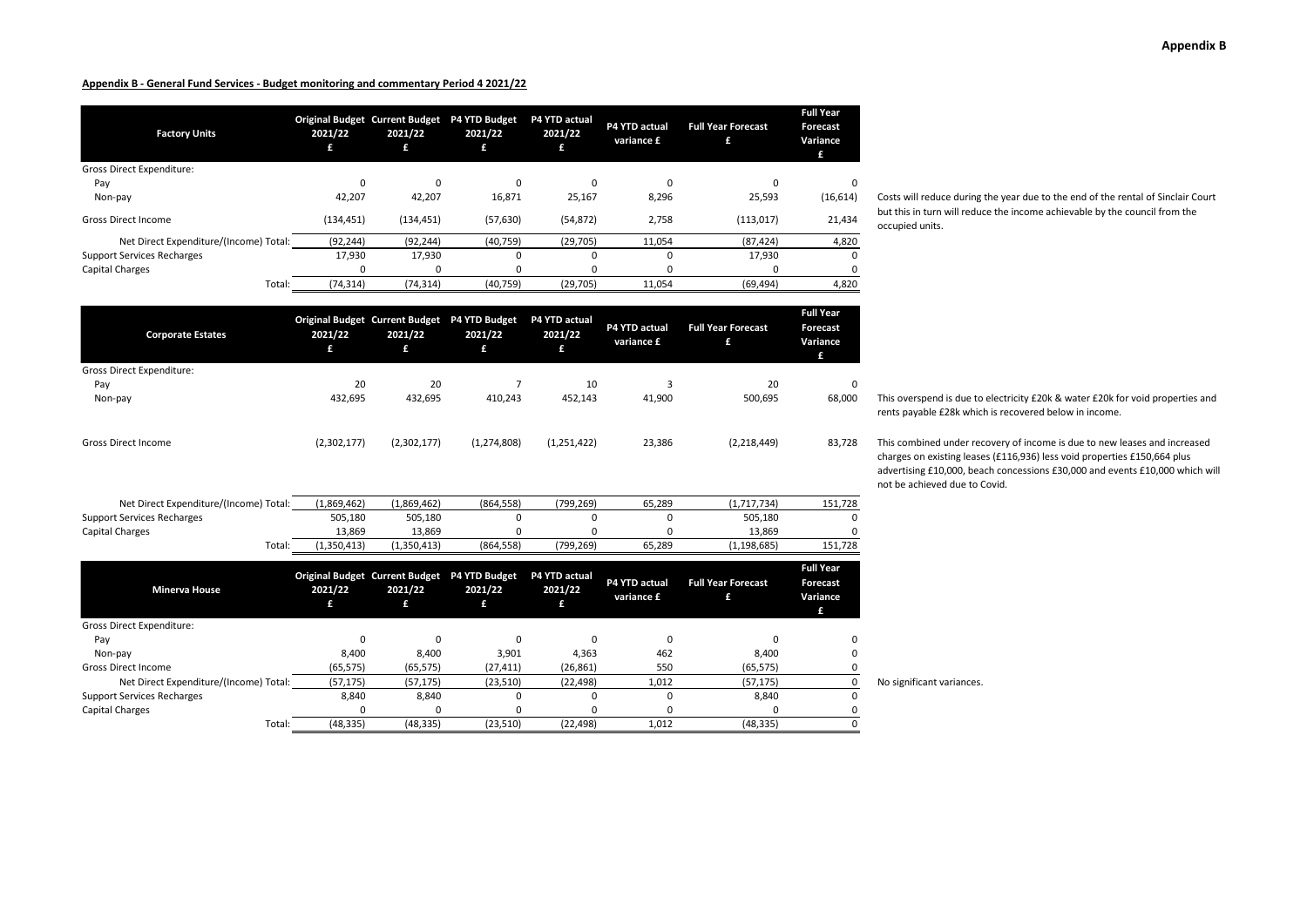**Appendix B**

**Appendix B - General Fund Services - Budget monitoring and commentary Period 4 2021/22**

| Factory Units | Original Budget 2021/22 £ | Current Budget 2021/22 £ | P4 YTD Budget 2021/22 £ | P4 YTD actual 2021/22 £ | P4 YTD actual variance £ | Full Year Forecast £ | Full Year Forecast Variance £ | |
|---|---|---|---|---|---|---|---|---|
| Gross Direct Expenditure: | | | | | | | | |
| Pay | 0 | 0 | 0 | 0 | 0 | 0 | 0 | |
| Non-pay | 42,207 | 42,207 | 16,871 | 25,167 | 8,296 | 25,593 | (16,614) | Costs will reduce during the year due to the end of the rental of Sinclair Court but this in turn will reduce the income achievable by the council from the occupied units. |
| Gross Direct Income | (134,451) | (134,451) | (57,630) | (54,872) | 2,758 | (113,017) | 21,434 | |
| Net Direct Expenditure/(Income) Total: | (92,244) | (92,244) | (40,759) | (29,705) | 11,054 | (87,424) | 4,820 | |
| Support Services Recharges | 17,930 | 17,930 | 0 | 0 | 0 | 17,930 | 0 | |
| Capital Charges | 0 | 0 | 0 | 0 | 0 | 0 | 0 | |
| Total: | (74,314) | (74,314) | (40,759) | (29,705) | 11,054 | (69,494) | 4,820 | |

| Corporate Estates | Original Budget 2021/22 £ | Current Budget 2021/22 £ | P4 YTD Budget 2021/22 £ | P4 YTD actual 2021/22 £ | P4 YTD actual variance £ | Full Year Forecast £ | Full Year Forecast Variance £ | |
|---|---|---|---|---|---|---|---|---|
| Gross Direct Expenditure: | | | | | | | | |
| Pay | 20 | 20 | 7 | 10 | 3 | 20 | 0 | |
| Non-pay | 432,695 | 432,695 | 410,243 | 452,143 | 41,900 | 500,695 | 68,000 | This overspend is due to electricity £20k & water £20k for void properties and rents payable £28k which is recovered below in income. |
| Gross Direct Income | (2,302,177) | (2,302,177) | (1,274,808) | (1,251,422) | 23,386 | (2,218,449) | 83,728 | This combined under recovery of income is due to new leases and increased charges on existing leases (£116,936) less void properties £150,664 plus advertising £10,000, beach concessions £30,000 and events £10,000 which will not be achieved due to Covid. |
| Net Direct Expenditure/(Income) Total: | (1,869,462) | (1,869,462) | (864,558) | (799,269) | 65,289 | (1,717,734) | 151,728 | |
| Support Services Recharges | 505,180 | 505,180 | 0 | 0 | 0 | 505,180 | 0 | |
| Capital Charges | 13,869 | 13,869 | 0 | 0 | 0 | 13,869 | 0 | |
| Total: | (1,350,413) | (1,350,413) | (864,558) | (799,269) | 65,289 | (1,198,685) | 151,728 | |

| Minerva House | Original Budget 2021/22 £ | Current Budget 2021/22 £ | P4 YTD Budget 2021/22 £ | P4 YTD actual 2021/22 £ | P4 YTD actual variance £ | Full Year Forecast £ | Full Year Forecast Variance £ | |
|---|---|---|---|---|---|---|---|---|
| Gross Direct Expenditure: | | | | | | | | |
| Pay | 0 | 0 | 0 | 0 | 0 | 0 | 0 | |
| Non-pay | 8,400 | 8,400 | 3,901 | 4,363 | 462 | 8,400 | 0 | |
| Gross Direct Income | (65,575) | (65,575) | (27,411) | (26,861) | 550 | (65,575) | 0 | |
| Net Direct Expenditure/(Income) Total: | (57,175) | (57,175) | (23,510) | (22,498) | 1,012 | (57,175) | 0 | No significant variances. |
| Support Services Recharges | 8,840 | 8,840 | 0 | 0 | 0 | 8,840 | 0 | |
| Capital Charges | 0 | 0 | 0 | 0 | 0 | 0 | 0 | |
| Total: | (48,335) | (48,335) | (23,510) | (22,498) | 1,012 | (48,335) | 0 | |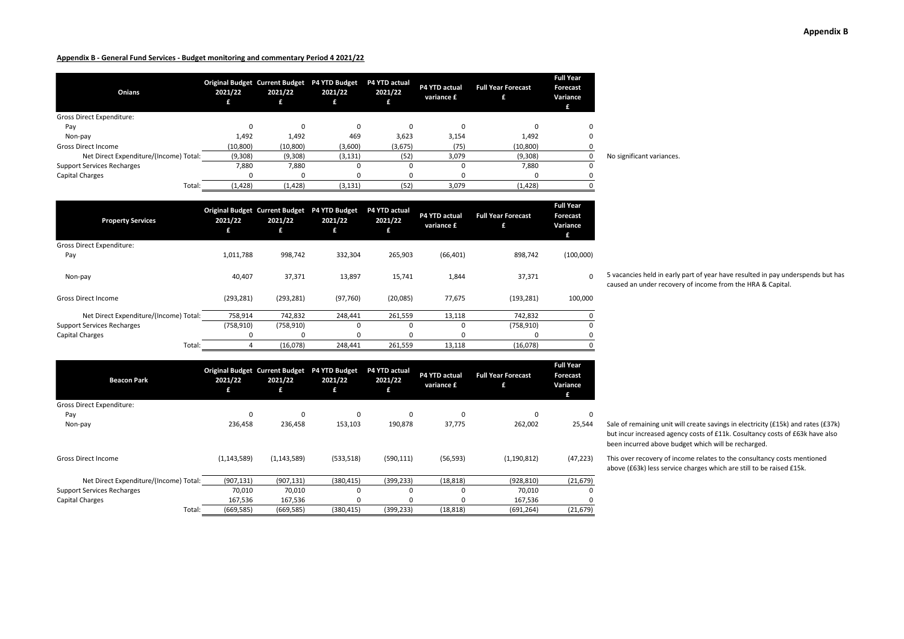**Appendix B**

**Appendix B - General Fund Services - Budget monitoring and commentary Period 4 2021/22**

| Onians | Original Budget 2021/22 £ | Current Budget 2021/22 £ | P4 YTD Budget 2021/22 £ | P4 YTD actual 2021/22 £ | P4 YTD actual variance £ | Full Year Forecast £ | Full Year Forecast Variance £ | |
|---|---|---|---|---|---|---|---|---|
| Gross Direct Expenditure: | | | | | | | | |
| Pay | 0 | 0 | 0 | 0 | 0 | 0 | 0 | |
| Non-pay | 1,492 | 1,492 | 469 | 3,623 | 3,154 | 1,492 | 0 | |
| Gross Direct Income | (10,800) | (10,800) | (3,600) | (3,675) | (75) | (10,800) | 0 | |
| Net Direct Expenditure/(Income) Total: | (9,308) | (9,308) | (3,131) | (52) | 3,079 | (9,308) | 0 | No significant variances. |
| Support Services Recharges | 7,880 | 7,880 | 0 | 0 | 0 | 7,880 | 0 | |
| Capital Charges | 0 | 0 | 0 | 0 | 0 | 0 | 0 | |
| Total: | (1,428) | (1,428) | (3,131) | (52) | 3,079 | (1,428) | 0 | |

| Property Services | Original Budget 2021/22 £ | Current Budget 2021/22 £ | P4 YTD Budget 2021/22 £ | P4 YTD actual 2021/22 £ | P4 YTD actual variance £ | Full Year Forecast £ | Full Year Forecast Variance £ | |
|---|---|---|---|---|---|---|---|---|
| Gross Direct Expenditure: | | | | | | | | |
| Pay | 1,011,788 | 998,742 | 332,304 | 265,903 | (66,401) | 898,742 | (100,000) | |
| Non-pay | 40,407 | 37,371 | 13,897 | 15,741 | 1,844 | 37,371 | 0 | 5 vacancies held in early part of year have resulted in pay underspends but has caused an under recovery of income from the HRA & Capital. |
| Gross Direct Income | (293,281) | (293,281) | (97,760) | (20,085) | 77,675 | (193,281) | 100,000 | |
| Net Direct Expenditure/(Income) Total: | 758,914 | 742,832 | 248,441 | 261,559 | 13,118 | 742,832 | 0 | |
| Support Services Recharges | (758,910) | (758,910) | 0 | 0 | 0 | (758,910) | 0 | |
| Capital Charges | 0 | 0 | 0 | 0 | 0 | 0 | 0 | |
| Total: | 4 | (16,078) | 248,441 | 261,559 | 13,118 | (16,078) | 0 | |

| Beacon Park | Original Budget 2021/22 £ | Current Budget 2021/22 £ | P4 YTD Budget 2021/22 £ | P4 YTD actual 2021/22 £ | P4 YTD actual variance £ | Full Year Forecast £ | Full Year Forecast Variance £ | |
|---|---|---|---|---|---|---|---|---|
| Gross Direct Expenditure: | | | | | | | | |
| Pay | 0 | 0 | 0 | 0 | 0 | 0 | 0 | |
| Non-pay | 236,458 | 236,458 | 153,103 | 190,878 | 37,775 | 262,002 | 25,544 | Sale of remaining unit will create savings in electricity (£15k) and rates (£37k) but incur increased agency costs of £11k. Cosultancy costs of £63k have also been incurred above budget which will be recharged. |
| Gross Direct Income | (1,143,589) | (1,143,589) | (533,518) | (590,111) | (56,593) | (1,190,812) | (47,223) | This over recovery of income relates to the consultancy costs mentioned above (£63k) less service charges which are still to be raised £15k. |
| Net Direct Expenditure/(Income) Total: | (907,131) | (907,131) | (380,415) | (399,233) | (18,818) | (928,810) | (21,679) | |
| Support Services Recharges | 70,010 | 70,010 | 0 | 0 | 0 | 70,010 | 0 | |
| Capital Charges | 167,536 | 167,536 | 0 | 0 | 0 | 167,536 | 0 | |
| Total: | (669,585) | (669,585) | (380,415) | (399,233) | (18,818) | (691,264) | (21,679) | |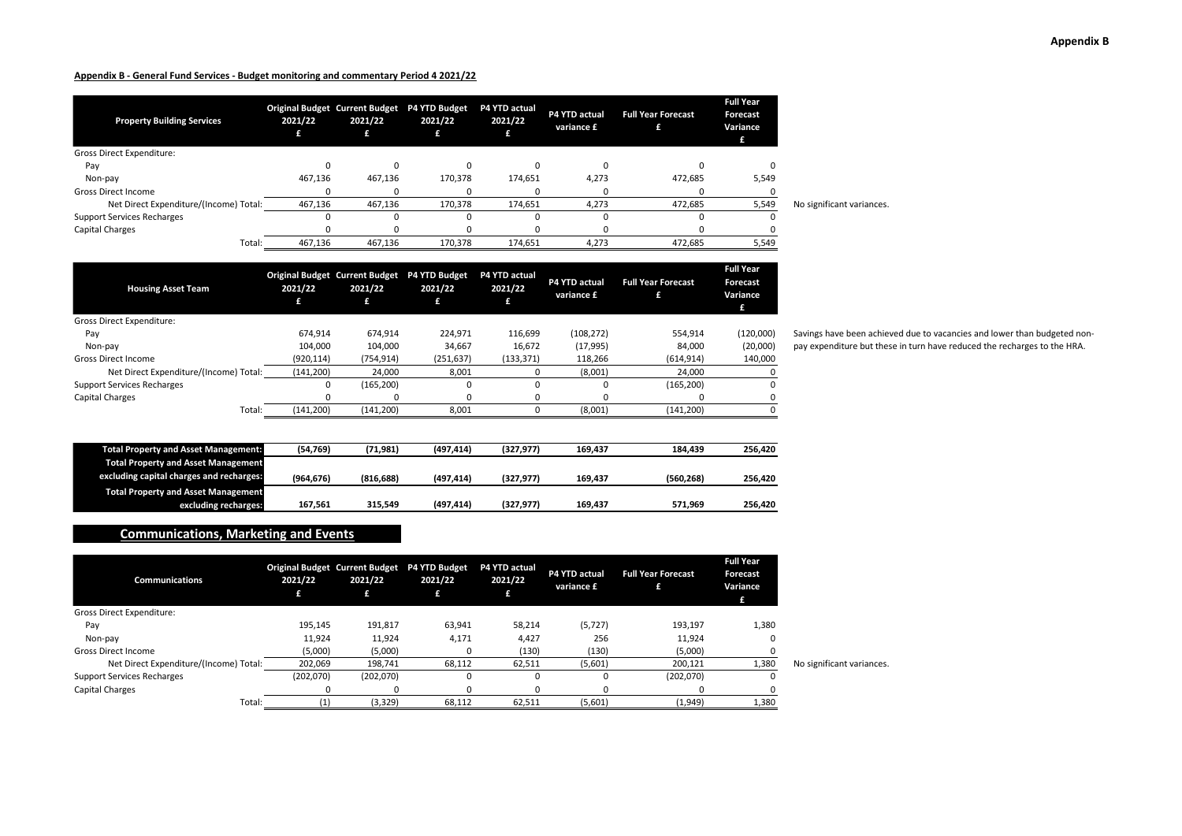## Appendix B - General Fund Services - Budget monitoring and commentary Period 4 2021/22

| Property Building Services | Original Budget 2021/22 £ | Current Budget 2021/22 £ | P4 YTD Budget 2021/22 £ | P4 YTD actual 2021/22 £ | P4 YTD actual variance £ | Full Year Forecast £ | Full Year Forecast Variance £ | |
|---|---|---|---|---|---|---|---|---|
| Gross Direct Expenditure: | | | | | | | | |
| Pay | 0 | 0 | 0 | 0 | 0 | 0 | 0 | |
| Non-pay | 467,136 | 467,136 | 170,378 | 174,651 | 4,273 | 472,685 | 5,549 | |
| Gross Direct Income | 0 | 0 | 0 | 0 | 0 | 0 | 0 | |
| Net Direct Expenditure/(Income) Total: | 467,136 | 467,136 | 170,378 | 174,651 | 4,273 | 472,685 | 5,549 | No significant variances. |
| Support Services Recharges | 0 | 0 | 0 | 0 | 0 | 0 | 0 | |
| Capital Charges | 0 | 0 | 0 | 0 | 0 | 0 | 0 | |
| Total: | 467,136 | 467,136 | 170,378 | 174,651 | 4,273 | 472,685 | 5,549 | |

| Housing Asset Team | Original Budget 2021/22 £ | Current Budget 2021/22 £ | P4 YTD Budget 2021/22 £ | P4 YTD actual 2021/22 £ | P4 YTD actual variance £ | Full Year Forecast £ | Full Year Forecast Variance £ | |
|---|---|---|---|---|---|---|---|---|
| Gross Direct Expenditure: | | | | | | | | |
| Pay | 674,914 | 674,914 | 224,971 | 116,699 | (108,272) | 554,914 | (120,000) | Savings have been achieved due to vacancies and lower than budgeted non-pay expenditure but these in turn have reduced the recharges to the HRA. |
| Non-pay | 104,000 | 104,000 | 34,667 | 16,672 | (17,995) | 84,000 | (20,000) | |
| Gross Direct Income | (920,114) | (754,914) | (251,637) | (133,371) | 118,266 | (614,914) | 140,000 | |
| Net Direct Expenditure/(Income) Total: | (141,200) | 24,000 | 8,001 | 0 | (8,001) | 24,000 | 0 | |
| Support Services Recharges | 0 | (165,200) | 0 | 0 | 0 | (165,200) | 0 | |
| Capital Charges | 0 | 0 | 0 | 0 | 0 | 0 | 0 | |
| Total: | (141,200) | (141,200) | 8,001 | 0 | (8,001) | (141,200) | 0 | |

| | Original Budget 2021/22 £ | Current Budget 2021/22 £ | P4 YTD Budget 2021/22 £ | P4 YTD actual 2021/22 £ | P4 YTD actual variance £ | Full Year Forecast £ | Full Year Forecast Variance £ |
|---|---|---|---|---|---|---|---|
| Total Property and Asset Management: | (54,769) | (71,981) | (497,414) | (327,977) | 169,437 | 184,439 | 256,420 |
| Total Property and Asset Management excluding capital charges and recharges: | (964,676) | (816,688) | (497,414) | (327,977) | 169,437 | (560,268) | 256,420 |
| Total Property and Asset Management excluding recharges: | 167,561 | 315,549 | (497,414) | (327,977) | 169,437 | 571,969 | 256,420 |

## Communications, Marketing and Events

| Communications | Original Budget 2021/22 £ | Current Budget 2021/22 £ | P4 YTD Budget 2021/22 £ | P4 YTD actual 2021/22 £ | P4 YTD actual variance £ | Full Year Forecast £ | Full Year Forecast Variance £ | |
|---|---|---|---|---|---|---|---|---|
| Gross Direct Expenditure: | | | | | | | | |
| Pay | 195,145 | 191,817 | 63,941 | 58,214 | (5,727) | 193,197 | 1,380 | |
| Non-pay | 11,924 | 11,924 | 4,171 | 4,427 | 256 | 11,924 | 0 | |
| Gross Direct Income | (5,000) | (5,000) | 0 | (130) | (130) | (5,000) | 0 | |
| Net Direct Expenditure/(Income) Total: | 202,069 | 198,741 | 68,112 | 62,511 | (5,601) | 200,121 | 1,380 | No significant variances. |
| Support Services Recharges | (202,070) | (202,070) | 0 | 0 | 0 | (202,070) | 0 | |
| Capital Charges | 0 | 0 | 0 | 0 | 0 | 0 | 0 | |
| Total: | (1) | (3,329) | 68,112 | 62,511 | (5,601) | (1,949) | 1,380 | |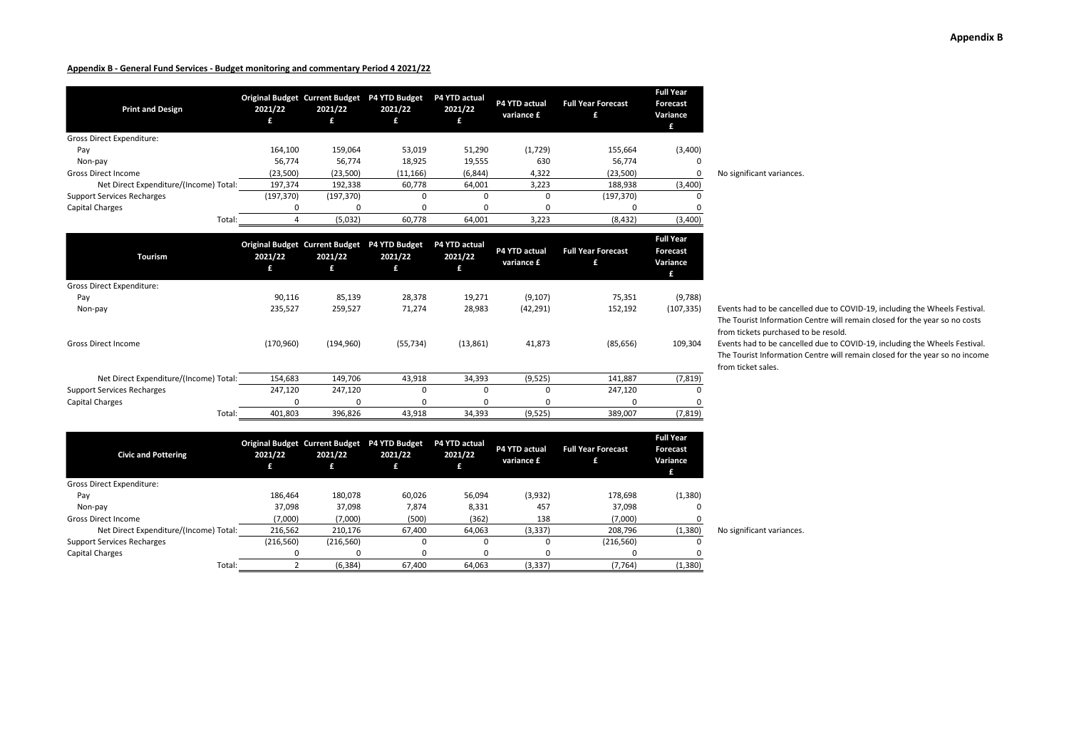**Appendix B**

**Appendix B - General Fund Services - Budget monitoring and commentary Period 4 2021/22**

| Print and Design | Original Budget 2021/22 £ | Current Budget 2021/22 £ | P4 YTD Budget 2021/22 £ | P4 YTD actual 2021/22 £ | P4 YTD actual variance £ | Full Year Forecast £ | Full Year Forecast Variance £ | |
|---|---|---|---|---|---|---|---|---|
| Gross Direct Expenditure: | | | | | | | | |
| Pay | 164,100 | 159,064 | 53,019 | 51,290 | (1,729) | 155,664 | (3,400) | |
| Non-pay | 56,774 | 56,774 | 18,925 | 19,555 | 630 | 56,774 | 0 | |
| Gross Direct Income | (23,500) | (23,500) | (11,166) | (6,844) | 4,322 | (23,500) | 0 | No significant variances. |
| Net Direct Expenditure/(Income) Total: | 197,374 | 192,338 | 60,778 | 64,001 | 3,223 | 188,938 | (3,400) | |
| Support Services Recharges | (197,370) | (197,370) | 0 | 0 | 0 | (197,370) | 0 | |
| Capital Charges | 0 | 0 | 0 | 0 | 0 | 0 | 0 | |
| Total: | 4 | (5,032) | 60,778 | 64,001 | 3,223 | (8,432) | (3,400) | |

| Tourism | Original Budget 2021/22 £ | Current Budget 2021/22 £ | P4 YTD Budget 2021/22 £ | P4 YTD actual 2021/22 £ | P4 YTD actual variance £ | Full Year Forecast £ | Full Year Forecast Variance £ | |
|---|---|---|---|---|---|---|---|---|
| Gross Direct Expenditure: | | | | | | | | |
| Pay | 90,116 | 85,139 | 28,378 | 19,271 | (9,107) | 75,351 | (9,788) | |
| Non-pay | 235,527 | 259,527 | 71,274 | 28,983 | (42,291) | 152,192 | (107,335) | Events had to be cancelled due to COVID-19, including the Wheels Festival. The Tourist Information Centre will remain closed for the year so no costs from tickets purchased to be resold. |
| Gross Direct Income | (170,960) | (194,960) | (55,734) | (13,861) | 41,873 | (85,656) | 109,304 | Events had to be cancelled due to COVID-19, including the Wheels Festival. The Tourist Information Centre will remain closed for the year so no income from ticket sales. |
| Net Direct Expenditure/(Income) Total: | 154,683 | 149,706 | 43,918 | 34,393 | (9,525) | 141,887 | (7,819) | |
| Support Services Recharges | 247,120 | 247,120 | 0 | 0 | 0 | 247,120 | 0 | |
| Capital Charges | 0 | 0 | 0 | 0 | 0 | 0 | 0 | |
| Total: | 401,803 | 396,826 | 43,918 | 34,393 | (9,525) | 389,007 | (7,819) | |

| Civic and Pottering | Original Budget 2021/22 £ | Current Budget 2021/22 £ | P4 YTD Budget 2021/22 £ | P4 YTD actual 2021/22 £ | P4 YTD actual variance £ | Full Year Forecast £ | Full Year Forecast Variance £ | |
|---|---|---|---|---|---|---|---|---|
| Gross Direct Expenditure: | | | | | | | | |
| Pay | 186,464 | 180,078 | 60,026 | 56,094 | (3,932) | 178,698 | (1,380) | |
| Non-pay | 37,098 | 37,098 | 7,874 | 8,331 | 457 | 37,098 | 0 | |
| Gross Direct Income | (7,000) | (7,000) | (500) | (362) | 138 | (7,000) | 0 | |
| Net Direct Expenditure/(Income) Total: | 216,562 | 210,176 | 67,400 | 64,063 | (3,337) | 208,796 | (1,380) | No significant variances. |
| Support Services Recharges | (216,560) | (216,560) | 0 | 0 | 0 | (216,560) | 0 | |
| Capital Charges | 0 | 0 | 0 | 0 | 0 | 0 | 0 | |
| Total: | 2 | (6,384) | 67,400 | 64,063 | (3,337) | (7,764) | (1,380) | |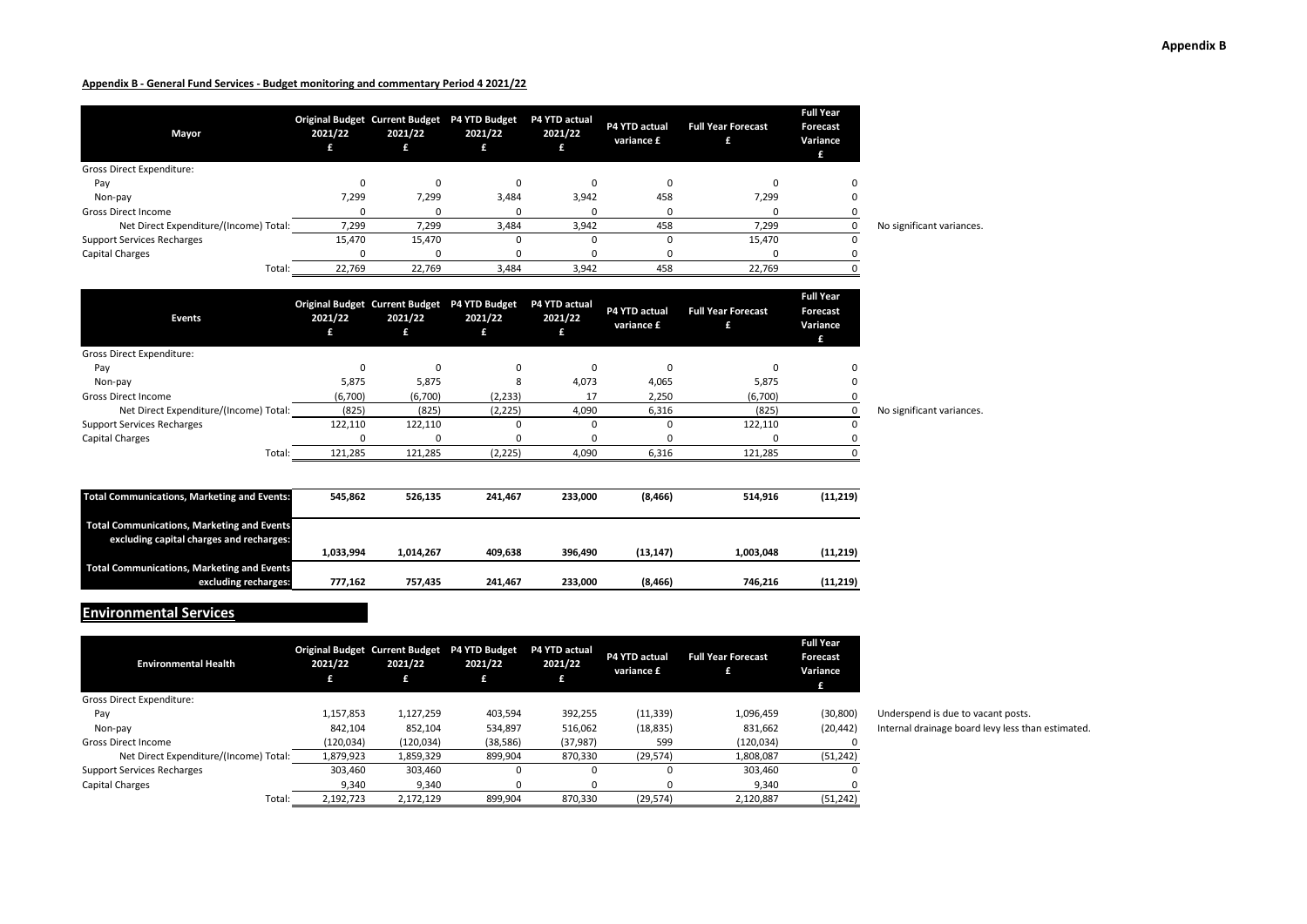**Appendix B**

**Appendix B - General Fund Services - Budget monitoring and commentary Period 4 2021/22**

| Mayor | Original Budget 2021/22 £ | Current Budget 2021/22 £ | P4 YTD Budget 2021/22 £ | P4 YTD actual 2021/22 £ | P4 YTD actual variance £ | Full Year Forecast £ | Full Year Forecast Variance £ | |
|---|---|---|---|---|---|---|---|---|
| Gross Direct Expenditure: | | | | | | | | |
| Pay | 0 | 0 | 0 | 0 | 0 | 0 | 0 | |
| Non-pay | 7,299 | 7,299 | 3,484 | 3,942 | 458 | 7,299 | 0 | |
| Gross Direct Income | 0 | 0 | 0 | 0 | 0 | 0 | 0 | |
| Net Direct Expenditure/(Income) Total: | 7,299 | 7,299 | 3,484 | 3,942 | 458 | 7,299 | 0 | No significant variances. |
| Support Services Recharges | 15,470 | 15,470 | 0 | 0 | 0 | 15,470 | 0 | |
| Capital Charges | 0 | 0 | 0 | 0 | 0 | 0 | 0 | |
| Total: | 22,769 | 22,769 | 3,484 | 3,942 | 458 | 22,769 | 0 | |

| Events | Original Budget 2021/22 £ | Current Budget 2021/22 £ | P4 YTD Budget 2021/22 £ | P4 YTD actual 2021/22 £ | P4 YTD actual variance £ | Full Year Forecast £ | Full Year Forecast Variance £ | |
|---|---|---|---|---|---|---|---|---|
| Gross Direct Expenditure: | | | | | | | | |
| Pay | 0 | 0 | 0 | 0 | 0 | 0 | 0 | |
| Non-pay | 5,875 | 5,875 | 8 | 4,073 | 4,065 | 5,875 | 0 | |
| Gross Direct Income | (6,700) | (6,700) | (2,233) | 17 | 2,250 | (6,700) | 0 | |
| Net Direct Expenditure/(Income) Total: | (825) | (825) | (2,225) | 4,090 | 6,316 | (825) | 0 | No significant variances. |
| Support Services Recharges | 122,110 | 122,110 | 0 | 0 | 0 | 122,110 | 0 | |
| Capital Charges | 0 | 0 | 0 | 0 | 0 | 0 | 0 | |
| Total: | 121,285 | 121,285 | (2,225) | 4,090 | 6,316 | 121,285 | 0 | |

| | Original Budget 2021/22 £ | Current Budget 2021/22 £ | P4 YTD Budget 2021/22 £ | P4 YTD actual 2021/22 £ | P4 YTD actual variance £ | Full Year Forecast £ | Full Year Forecast Variance £ |
|---|---|---|---|---|---|---|---|
| **Total Communications, Marketing and Events:** | 545,862 | 526,135 | 241,467 | 233,000 | (8,466) | 514,916 | (11,219) |
| **Total Communications, Marketing and Events excluding capital charges and recharges:** | 1,033,994 | 1,014,267 | 409,638 | 396,490 | (13,147) | 1,003,048 | (11,219) |
| **Total Communications, Marketing and Events excluding recharges:** | 777,162 | 757,435 | 241,467 | 233,000 | (8,466) | 746,216 | (11,219) |

## Environmental Services

| Environmental Health | Original Budget 2021/22 £ | Current Budget 2021/22 £ | P4 YTD Budget 2021/22 £ | P4 YTD actual 2021/22 £ | P4 YTD actual variance £ | Full Year Forecast £ | Full Year Forecast Variance £ | |
|---|---|---|---|---|---|---|---|---|
| Gross Direct Expenditure: | | | | | | | | |
| Pay | 1,157,853 | 1,127,259 | 403,594 | 392,255 | (11,339) | 1,096,459 | (30,800) | Underspend is due to vacant posts. |
| Non-pay | 842,104 | 852,104 | 534,897 | 516,062 | (18,835) | 831,662 | (20,442) | Internal drainage board levy less than estimated. |
| Gross Direct Income | (120,034) | (120,034) | (38,586) | (37,987) | 599 | (120,034) | 0 | |
| Net Direct Expenditure/(Income) Total: | 1,879,923 | 1,859,329 | 899,904 | 870,330 | (29,574) | 1,808,087 | (51,242) | |
| Support Services Recharges | 303,460 | 303,460 | 0 | 0 | 0 | 303,460 | 0 | |
| Capital Charges | 9,340 | 9,340 | 0 | 0 | 0 | 9,340 | 0 | |
| Total: | 2,192,723 | 2,172,129 | 899,904 | 870,330 | (29,574) | 2,120,887 | (51,242) | |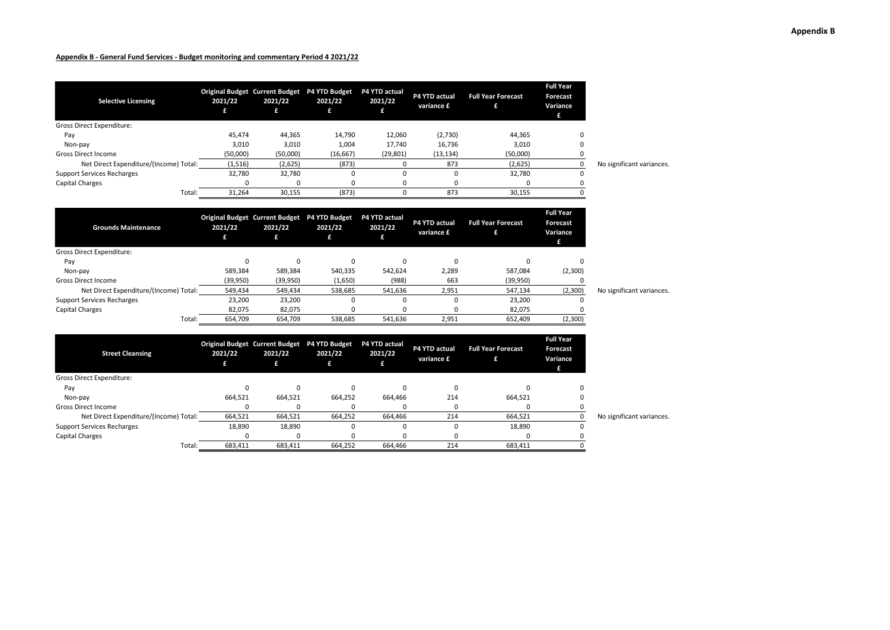**Appendix B**

**Appendix B - General Fund Services - Budget monitoring and commentary Period 4 2021/22**

| Selective Licensing | Original Budget 2021/22 £ | Current Budget 2021/22 £ | P4 YTD Budget 2021/22 £ | P4 YTD actual 2021/22 £ | P4 YTD actual variance £ | Full Year Forecast £ | Full Year Forecast Variance £ | |
|---|---|---|---|---|---|---|---|---|
| Gross Direct Expenditure: | | | | | | | | |
| Pay | 45,474 | 44,365 | 14,790 | 12,060 | (2,730) | 44,365 | 0 | |
| Non-pay | 3,010 | 3,010 | 1,004 | 17,740 | 16,736 | 3,010 | 0 | |
| Gross Direct Income | (50,000) | (50,000) | (16,667) | (29,801) | (13,134) | (50,000) | 0 | |
| Net Direct Expenditure/(Income) Total: | (1,516) | (2,625) | (873) | 0 | 873 | (2,625) | 0 | No significant variances. |
| Support Services Recharges | 32,780 | 32,780 | 0 | 0 | 0 | 32,780 | 0 | |
| Capital Charges | 0 | 0 | 0 | 0 | 0 | 0 | 0 | |
| Total: | 31,264 | 30,155 | (873) | 0 | 873 | 30,155 | 0 | |

| Grounds Maintenance | Original Budget 2021/22 £ | Current Budget 2021/22 £ | P4 YTD Budget 2021/22 £ | P4 YTD actual 2021/22 £ | P4 YTD actual variance £ | Full Year Forecast £ | Full Year Forecast Variance £ | |
|---|---|---|---|---|---|---|---|---|
| Gross Direct Expenditure: | | | | | | | | |
| Pay | 0 | 0 | 0 | 0 | 0 | 0 | 0 | |
| Non-pay | 589,384 | 589,384 | 540,335 | 542,624 | 2,289 | 587,084 | (2,300) | |
| Gross Direct Income | (39,950) | (39,950) | (1,650) | (988) | 663 | (39,950) | 0 | |
| Net Direct Expenditure/(Income) Total: | 549,434 | 549,434 | 538,685 | 541,636 | 2,951 | 547,134 | (2,300) | No significant variances. |
| Support Services Recharges | 23,200 | 23,200 | 0 | 0 | 0 | 23,200 | 0 | |
| Capital Charges | 82,075 | 82,075 | 0 | 0 | 0 | 82,075 | 0 | |
| Total: | 654,709 | 654,709 | 538,685 | 541,636 | 2,951 | 652,409 | (2,300) | |

| Street Cleansing | Original Budget 2021/22 £ | Current Budget 2021/22 £ | P4 YTD Budget 2021/22 £ | P4 YTD actual 2021/22 £ | P4 YTD actual variance £ | Full Year Forecast £ | Full Year Forecast Variance £ | |
|---|---|---|---|---|---|---|---|---|
| Gross Direct Expenditure: | | | | | | | | |
| Pay | 0 | 0 | 0 | 0 | 0 | 0 | 0 | |
| Non-pay | 664,521 | 664,521 | 664,252 | 664,466 | 214 | 664,521 | 0 | |
| Gross Direct Income | 0 | 0 | 0 | 0 | 0 | 0 | 0 | |
| Net Direct Expenditure/(Income) Total: | 664,521 | 664,521 | 664,252 | 664,466 | 214 | 664,521 | 0 | No significant variances. |
| Support Services Recharges | 18,890 | 18,890 | 0 | 0 | 0 | 18,890 | 0 | |
| Capital Charges | 0 | 0 | 0 | 0 | 0 | 0 | 0 | |
| Total: | 683,411 | 683,411 | 664,252 | 664,466 | 214 | 683,411 | 0 | |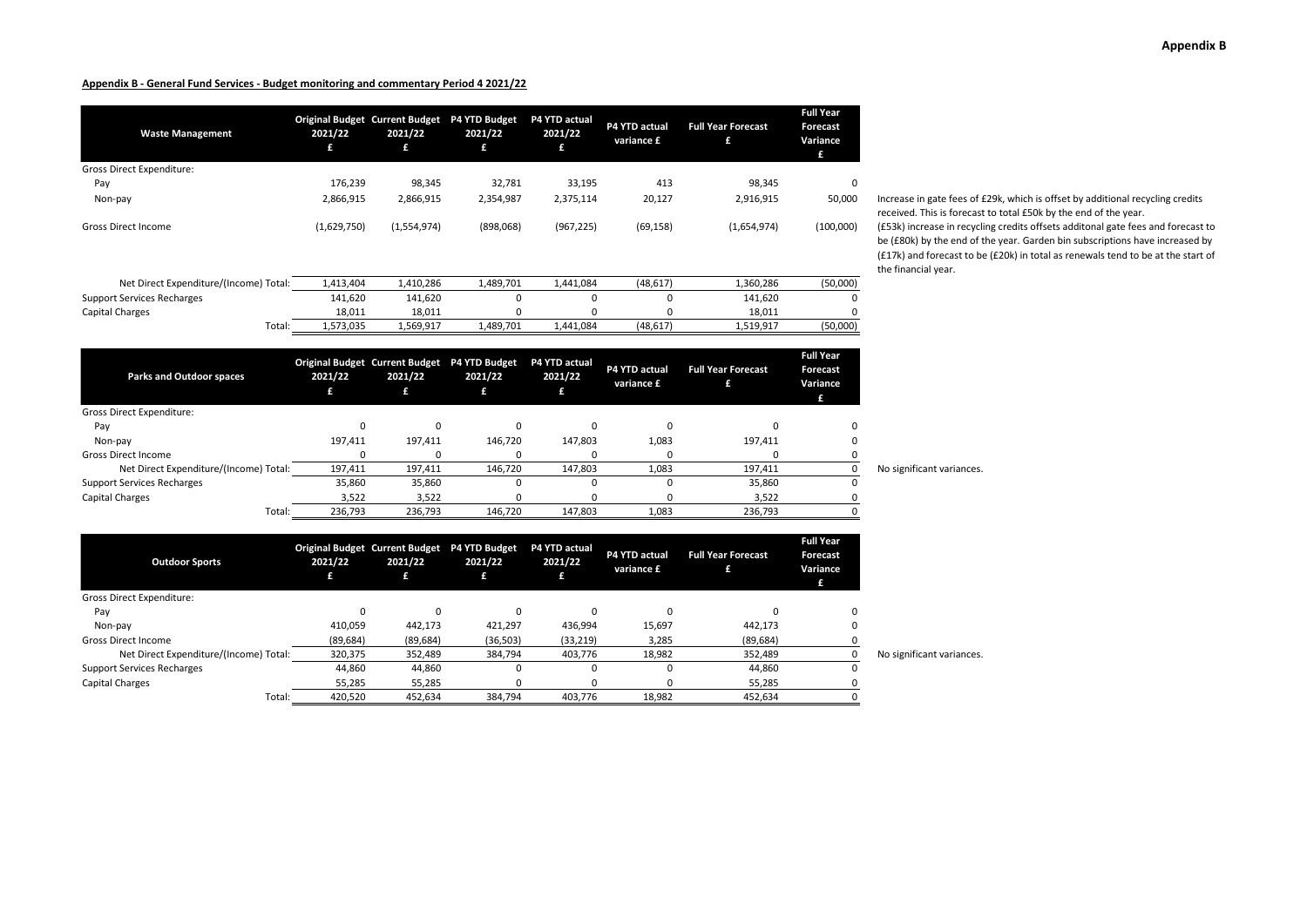**Appendix B - General Fund Services - Budget monitoring and commentary Period 4 2021/22**

| Waste Management | Original Budget 2021/22 £ | Current Budget 2021/22 £ | P4 YTD Budget 2021/22 £ | P4 YTD actual 2021/22 £ | P4 YTD actual variance £ | Full Year Forecast £ | Full Year Forecast Variance £ | |
|---|---|---|---|---|---|---|---|---|
| Gross Direct Expenditure: | | | | | | | | |
| Pay | 176,239 | 98,345 | 32,781 | 33,195 | 413 | 98,345 | 0 | |
| Non-pay | 2,866,915 | 2,866,915 | 2,354,987 | 2,375,114 | 20,127 | 2,916,915 | 50,000 | Increase in gate fees of £29k, which is offset by additional recycling credits received. This is forecast to total £50k by the end of the year. |
| Gross Direct Income | (1,629,750) | (1,554,974) | (898,068) | (967,225) | (69,158) | (1,654,974) | (100,000) | (£53k) increase in recycling credits offsets additonal gate fees and forecast to be (£80k) by the end of the year. Garden bin subscriptions have increased by (£17k) and forecast to be (£20k) in total as renewals tend to be at the start of the financial year. |
| Net Direct Expenditure/(Income) Total: | 1,413,404 | 1,410,286 | 1,489,701 | 1,441,084 | (48,617) | 1,360,286 | (50,000) | |
| Support Services Recharges | 141,620 | 141,620 | 0 | 0 | 0 | 141,620 | 0 | |
| Capital Charges | 18,011 | 18,011 | 0 | 0 | 0 | 18,011 | 0 | |
| Total: | 1,573,035 | 1,569,917 | 1,489,701 | 1,441,084 | (48,617) | 1,519,917 | (50,000) | |

| Parks and Outdoor spaces | Original Budget 2021/22 £ | Current Budget 2021/22 £ | P4 YTD Budget 2021/22 £ | P4 YTD actual 2021/22 £ | P4 YTD actual variance £ | Full Year Forecast £ | Full Year Forecast Variance £ | |
|---|---|---|---|---|---|---|---|---|
| Gross Direct Expenditure: | | | | | | | | |
| Pay | 0 | 0 | 0 | 0 | 0 | 0 | 0 | |
| Non-pay | 197,411 | 197,411 | 146,720 | 147,803 | 1,083 | 197,411 | 0 | |
| Gross Direct Income | 0 | 0 | 0 | 0 | 0 | 0 | 0 | |
| Net Direct Expenditure/(Income) Total: | 197,411 | 197,411 | 146,720 | 147,803 | 1,083 | 197,411 | 0 | No significant variances. |
| Support Services Recharges | 35,860 | 35,860 | 0 | 0 | 0 | 35,860 | 0 | |
| Capital Charges | 3,522 | 3,522 | 0 | 0 | 0 | 3,522 | 0 | |
| Total: | 236,793 | 236,793 | 146,720 | 147,803 | 1,083 | 236,793 | 0 | |

| Outdoor Sports | Original Budget 2021/22 £ | Current Budget 2021/22 £ | P4 YTD Budget 2021/22 £ | P4 YTD actual 2021/22 £ | P4 YTD actual variance £ | Full Year Forecast £ | Full Year Forecast Variance £ | |
|---|---|---|---|---|---|---|---|---|
| Gross Direct Expenditure: | | | | | | | | |
| Pay | 0 | 0 | 0 | 0 | 0 | 0 | 0 | |
| Non-pay | 410,059 | 442,173 | 421,297 | 436,994 | 15,697 | 442,173 | 0 | |
| Gross Direct Income | (89,684) | (89,684) | (36,503) | (33,219) | 3,285 | (89,684) | 0 | |
| Net Direct Expenditure/(Income) Total: | 320,375 | 352,489 | 384,794 | 403,776 | 18,982 | 352,489 | 0 | No significant variances. |
| Support Services Recharges | 44,860 | 44,860 | 0 | 0 | 0 | 44,860 | 0 | |
| Capital Charges | 55,285 | 55,285 | 0 | 0 | 0 | 55,285 | 0 | |
| Total: | 420,520 | 452,634 | 384,794 | 403,776 | 18,982 | 452,634 | 0 | |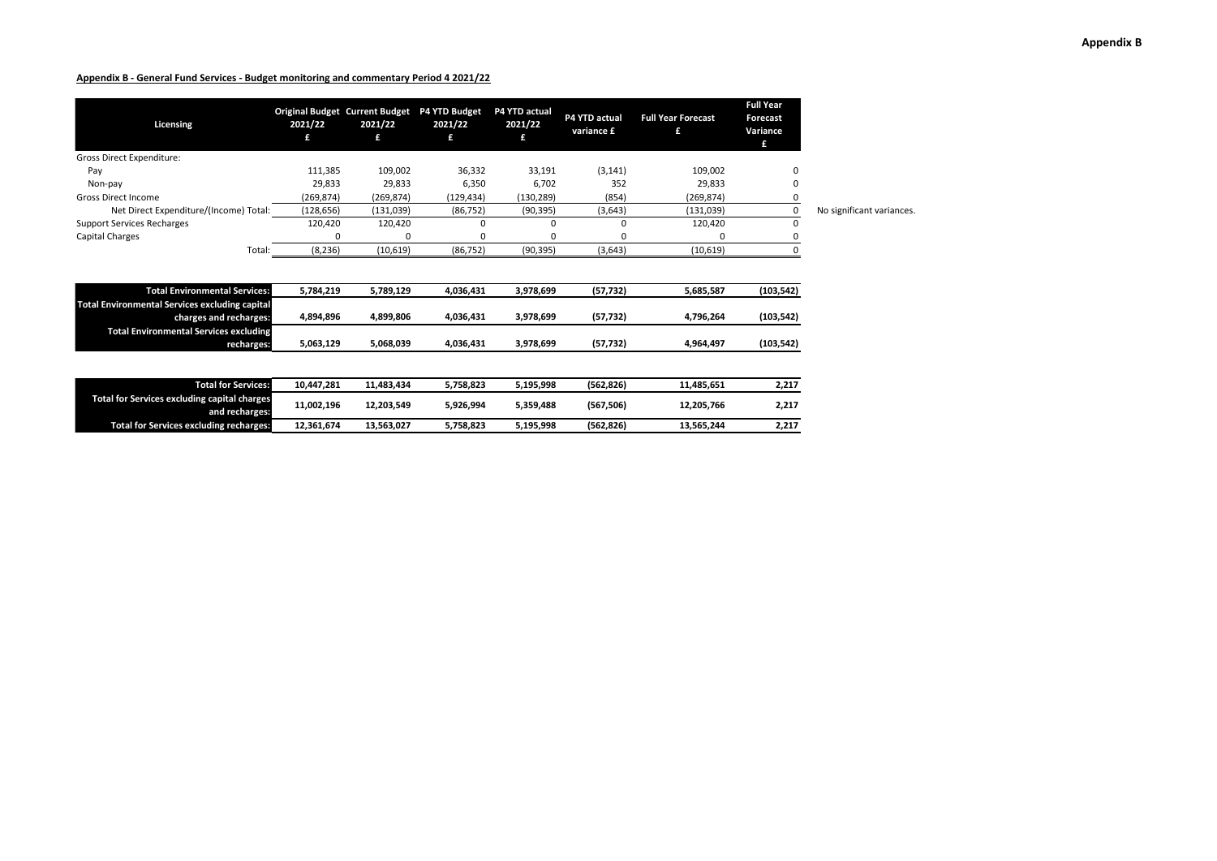**Appendix B - General Fund Services - Budget monitoring and commentary Period 4 2021/22**

| Licensing | Original Budget 2021/22 £ | Current Budget 2021/22 £ | P4 YTD Budget 2021/22 £ | P4 YTD actual 2021/22 £ | P4 YTD actual variance £ | Full Year Forecast £ | Full Year Forecast Variance £ | |
|---|---|---|---|---|---|---|---|---|
| Gross Direct Expenditure: | | | | | | | | |
| Pay | 111,385 | 109,002 | 36,332 | 33,191 | (3,141) | 109,002 | 0 | |
| Non-pay | 29,833 | 29,833 | 6,350 | 6,702 | 352 | 29,833 | 0 | |
| Gross Direct Income | (269,874) | (269,874) | (129,434) | (130,289) | (854) | (269,874) | 0 | |
| Net Direct Expenditure/(Income) Total: | (128,656) | (131,039) | (86,752) | (90,395) | (3,643) | (131,039) | 0 | No significant variances. |
| Support Services Recharges | 120,420 | 120,420 | 0 | 0 | 0 | 120,420 | 0 | |
| Capital Charges | 0 | 0 | 0 | 0 | 0 | 0 | 0 | |
| Total: | (8,236) | (10,619) | (86,752) | (90,395) | (3,643) | (10,619) | 0 | |

| | | | | | | | |
|---|---|---|---|---|---|---|---|
| **Total Environmental Services:** | **5,784,219** | **5,789,129** | **4,036,431** | **3,978,699** | **(57,732)** | **5,685,587** | **(103,542)** |
| **Total Environmental Services excluding capital charges and recharges:** | **4,894,896** | **4,899,806** | **4,036,431** | **3,978,699** | **(57,732)** | **4,796,264** | **(103,542)** |
| **Total Environmental Services excluding recharges:** | **5,063,129** | **5,068,039** | **4,036,431** | **3,978,699** | **(57,732)** | **4,964,497** | **(103,542)** |

| | | | | | | | |
|---|---|---|---|---|---|---|---|
| **Total for Services:** | **10,447,281** | **11,483,434** | **5,758,823** | **5,195,998** | **(562,826)** | **11,485,651** | **2,217** |
| **Total for Services excluding capital charges and recharges:** | **11,002,196** | **12,203,549** | **5,926,994** | **5,359,488** | **(567,506)** | **12,205,766** | **2,217** |
| **Total for Services excluding recharges:** | **12,361,674** | **13,563,027** | **5,758,823** | **5,195,998** | **(562,826)** | **13,565,244** | **2,217** |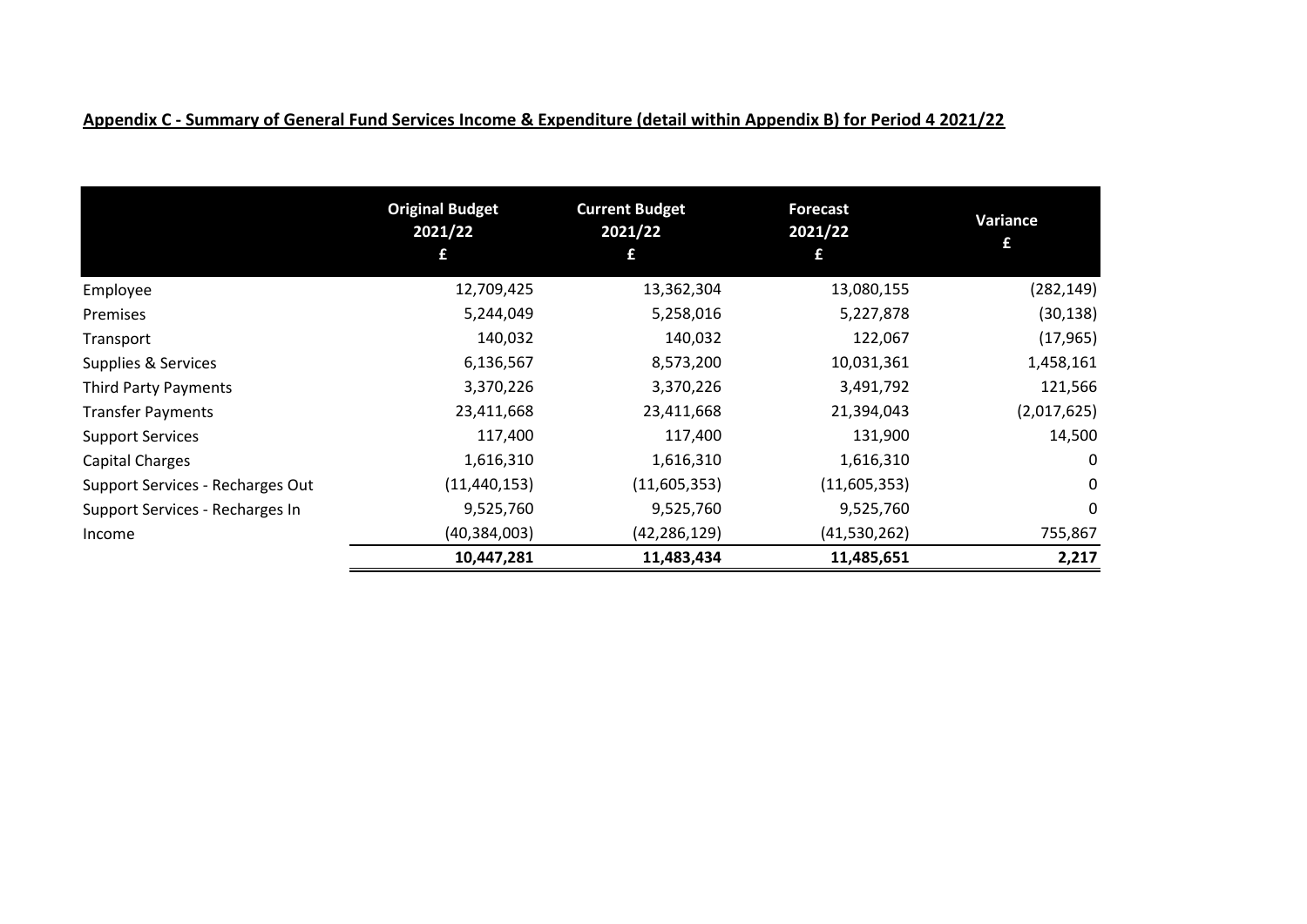**Appendix C - Summary of General Fund Services Income & Expenditure (detail within Appendix B) for Period 4 2021/22**

| | Original Budget 2021/22 £ | Current Budget 2021/22 £ | Forecast 2021/22 £ | Variance £ |
|---|---|---|---|---|
| Employee | 12,709,425 | 13,362,304 | 13,080,155 | (282,149) |
| Premises | 5,244,049 | 5,258,016 | 5,227,878 | (30,138) |
| Transport | 140,032 | 140,032 | 122,067 | (17,965) |
| Supplies & Services | 6,136,567 | 8,573,200 | 10,031,361 | 1,458,161 |
| Third Party Payments | 3,370,226 | 3,370,226 | 3,491,792 | 121,566 |
| Transfer Payments | 23,411,668 | 23,411,668 | 21,394,043 | (2,017,625) |
| Support Services | 117,400 | 117,400 | 131,900 | 14,500 |
| Capital Charges | 1,616,310 | 1,616,310 | 1,616,310 | 0 |
| Support Services - Recharges Out | (11,440,153) | (11,605,353) | (11,605,353) | 0 |
| Support Services - Recharges In | 9,525,760 | 9,525,760 | 9,525,760 | 0 |
| Income | (40,384,003) | (42,286,129) | (41,530,262) | 755,867 |
| | **10,447,281** | **11,483,434** | **11,485,651** | **2,217** |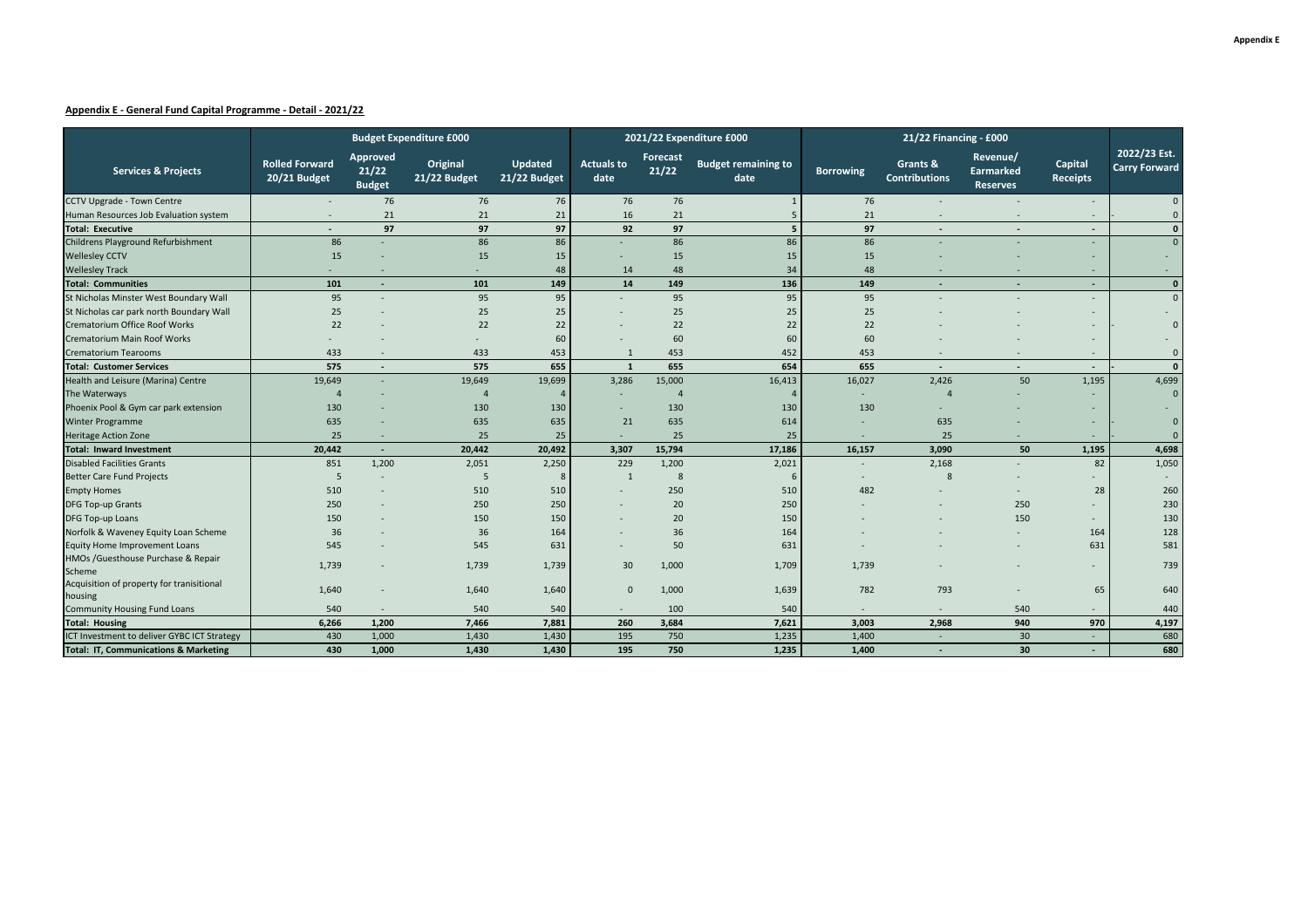**Appendix E - General Fund Capital Programme - Detail - 2021/22**

| Services & Projects | Budget Expenditure £000 | | | | 2021/22 Expenditure £000 | | | 21/22 Financing - £000 | | | | 2022/23 Est. Carry Forward |
|---|---|---|---|---|---|---|---|---|---|---|---|---|
| | Rolled Forward 20/21 Budget | Approved 21/22 Budget | Original 21/22 Budget | Updated 21/22 Budget | Actuals to date | Forecast 21/22 | Budget remaining to date | Borrowing | Grants & Contributions | Revenue/ Earmarked Reserves | Capital Receipts | |
| CCTV Upgrade - Town Centre | - | 76 | 76 | 76 | 76 | 76 | 1 | 76 | - | - | - | 0 |
| Human Resources Job Evaluation system | - | 21 | 21 | 21 | 16 | 21 | 5 | 21 | - | - | - | 0 |
| **Total: Executive** | **-** | **97** | **97** | **97** | **92** | **97** | **5** | **97** | **-** | **-** | **-** | **0** |
| Childrens Playground Refurbishment | 86 | - | 86 | 86 | - | 86 | 86 | 86 | - | - | - | 0 |
| Wellesley CCTV | 15 | - | 15 | 15 | - | 15 | 15 | 15 | - | - | - | - |
| Wellesley Track | - | - | - | 48 | 14 | 48 | 34 | 48 | - | - | - | - |
| **Total: Communities** | **101** | **-** | **101** | **149** | **14** | **149** | **136** | **149** | **-** | **-** | **-** | **0** |
| St Nicholas Minster West Boundary Wall | 95 | - | 95 | 95 | - | 95 | 95 | 95 | - | - | - | 0 |
| St Nicholas car park north Boundary Wall | 25 | - | 25 | 25 | - | 25 | 25 | 25 | - | - | - | - |
| Crematorium Office Roof Works | 22 | - | 22 | 22 | - | 22 | 22 | 22 | - | - | - | 0 |
| Crematorium Main Roof Works | - | - | - | 60 | - | 60 | 60 | 60 | - | - | - | - |
| Crematorium Tearooms | 433 | - | 433 | 453 | 1 | 453 | 452 | 453 | - | - | - | 0 |
| **Total: Customer Services** | **575** | **-** | **575** | **655** | **1** | **655** | **654** | **655** | **-** | **-** | **-** | **0** |
| Health and Leisure (Marina) Centre | 19,649 | - | 19,649 | 19,699 | 3,286 | 15,000 | 16,413 | 16,027 | 2,426 | 50 | 1,195 | 4,699 |
| The Waterways | 4 | - | 4 | 4 | - | 4 | 4 | - | 4 | - | - | 0 |
| Phoenix Pool & Gym car park extension | 130 | - | 130 | 130 | - | 130 | 130 | 130 | - | - | - | - |
| Winter Programme | 635 | - | 635 | 635 | 21 | 635 | 614 | - | 635 | - | - | 0 |
| Heritage Action Zone | 25 | - | 25 | 25 | - | 25 | 25 | - | 25 | - | - | 0 |
| **Total: Inward Investment** | **20,442** | **-** | **20,442** | **20,492** | **3,307** | **15,794** | **17,186** | **16,157** | **3,090** | **50** | **1,195** | **4,698** |
| Disabled Facilities Grants | 851 | 1,200 | 2,051 | 2,250 | 229 | 1,200 | 2,021 | - | 2,168 | - | 82 | 1,050 |
| Better Care Fund Projects | 5 | - | 5 | 8 | 1 | 8 | 6 | - | 8 | - | - | - |
| Empty Homes | 510 | - | 510 | 510 | - | 250 | 510 | 482 | - | - | 28 | 260 |
| DFG Top-up Grants | 250 | - | 250 | 250 | - | 20 | 250 | - | - | 250 | - | 230 |
| DFG Top-up Loans | 150 | - | 150 | 150 | - | 20 | 150 | - | - | 150 | - | 130 |
| Norfolk & Waveney Equity Loan Scheme | 36 | - | 36 | 164 | - | 36 | 164 | - | - | - | 164 | 128 |
| Equity Home Improvement Loans | 545 | - | 545 | 631 | - | 50 | 631 | - | - | - | 631 | 581 |
| HMOs /Guesthouse Purchase & Repair Scheme | 1,739 | - | 1,739 | 1,739 | 30 | 1,000 | 1,709 | 1,739 | - | - | - | 739 |
| Acquisition of property for transitional housing | 1,640 | - | 1,640 | 1,640 | 0 | 1,000 | 1,639 | 782 | 793 | - | 65 | 640 |
| Community Housing Fund Loans | 540 | - | 540 | 540 | - | 100 | 540 | - | - | 540 | - | 440 |
| **Total: Housing** | **6,266** | **1,200** | **7,466** | **7,881** | **260** | **3,684** | **7,621** | **3,003** | **2,968** | **940** | **970** | **4,197** |
| ICT Investment to deliver GYBC ICT Strategy | 430 | 1,000 | 1,430 | 1,430 | 195 | 750 | 1,235 | 1,400 | - | 30 | - | 680 |
| **Total: IT, Communications & Marketing** | **430** | **1,000** | **1,430** | **1,430** | **195** | **750** | **1,235** | **1,400** | **-** | **30** | **-** | **680** |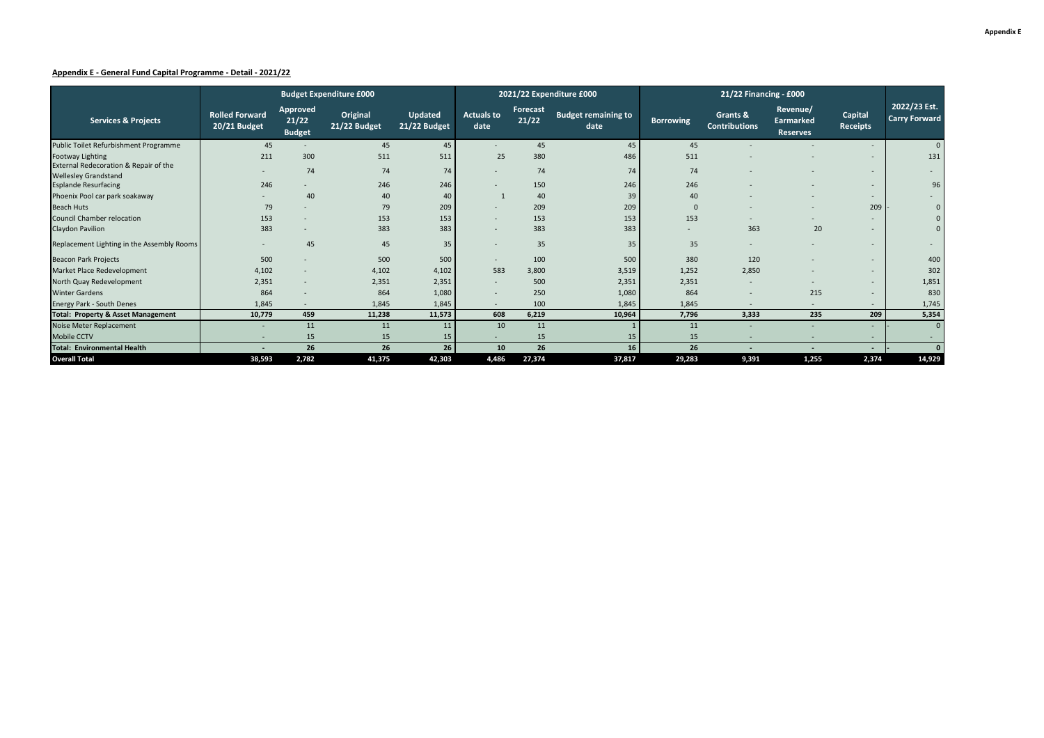**Appendix E - General Fund Capital Programme - Detail - 2021/22**

| | Budget Expenditure £000 | | | | 2021/22 Expenditure £000 | | | 21/22 Financing - £000 | | | | |
|---|---|---|---|---|---|---|---|---|---|---|---|---|
| **Services & Projects** | **Rolled Forward 20/21 Budget** | **Approved 21/22 Budget** | **Original 21/22 Budget** | **Updated 21/22 Budget** | **Actuals to date** | **Forecast 21/22** | **Budget remaining to date** | **Borrowing** | **Grants & Contributions** | **Revenue/ Earmarked Reserves** | **Capital Receipts** | **2022/23 Est. Carry Forward** |
| Public Toilet Refurbishment Programme | 45 | - | 45 | 45 | - | 45 | 45 | 45 | - | - | - | 0 |
| Footway Lighting | 211 | 300 | 511 | 511 | 25 | 380 | 486 | 511 | - | - | - | 131 |
| External Redecoration & Repair of the Wellesley Grandstand | - | 74 | 74 | 74 | - | 74 | 74 | 74 | - | - | - | - |
| Esplande Resurfacing | 246 | - | 246 | 246 | - | 150 | 246 | 246 | - | - | - | 96 |
| Phoenix Pool car park soakaway | - | 40 | 40 | 40 | 1 | 40 | 39 | 40 | - | - | - | - |
| Beach Huts | 79 | - | 79 | 209 | - | 209 | 209 | 0 | - | - | 209 | - 0 |
| Council Chamber relocation | 153 | - | 153 | 153 | - | 153 | 153 | 153 | - | - | - | 0 |
| Claydon Pavilion | 383 | - | 383 | 383 | - | 383 | 383 | - | 363 | 20 | - | 0 |
| Replacement Lighting in the Assembly Rooms | - | 45 | 45 | 35 | - | 35 | 35 | 35 | - | - | - | - |
| Beacon Park Projects | 500 | - | 500 | 500 | - | 100 | 500 | 380 | 120 | - | - | 400 |
| Market Place Redevelopment | 4,102 | - | 4,102 | 4,102 | 583 | 3,800 | 3,519 | 1,252 | 2,850 | - | - | 302 |
| North Quay Redevelopment | 2,351 | - | 2,351 | 2,351 | - | 500 | 2,351 | 2,351 | - | - | - | 1,851 |
| Winter Gardens | 864 | - | 864 | 1,080 | - | 250 | 1,080 | 864 | - | 215 | - | 830 |
| Energy Park - South Denes | 1,845 | - | 1,845 | 1,845 | - | 100 | 1,845 | 1,845 | - | - | - | 1,745 |
| **Total: Property & Asset Management** | **10,779** | **459** | **11,238** | **11,573** | **608** | **6,219** | **10,964** | **7,796** | **3,333** | **235** | **209** | **5,354** |
| Noise Meter Replacement | - | 11 | 11 | 11 | 10 | 11 | 1 | 11 | - | - | - | - 0 |
| Mobile CCTV | - | 15 | 15 | 15 | - | 15 | 15 | 15 | - | - | - | - |
| **Total: Environmental Health** | **-** | **26** | **26** | **26** | **10** | **26** | **16** | **26** | **-** | **-** | **-** | **- 0** |
| **Overall Total** | **38,593** | **2,782** | **41,375** | **42,303** | **4,486** | **27,374** | **37,817** | **29,283** | **9,391** | **1,255** | **2,374** | **14,929** |